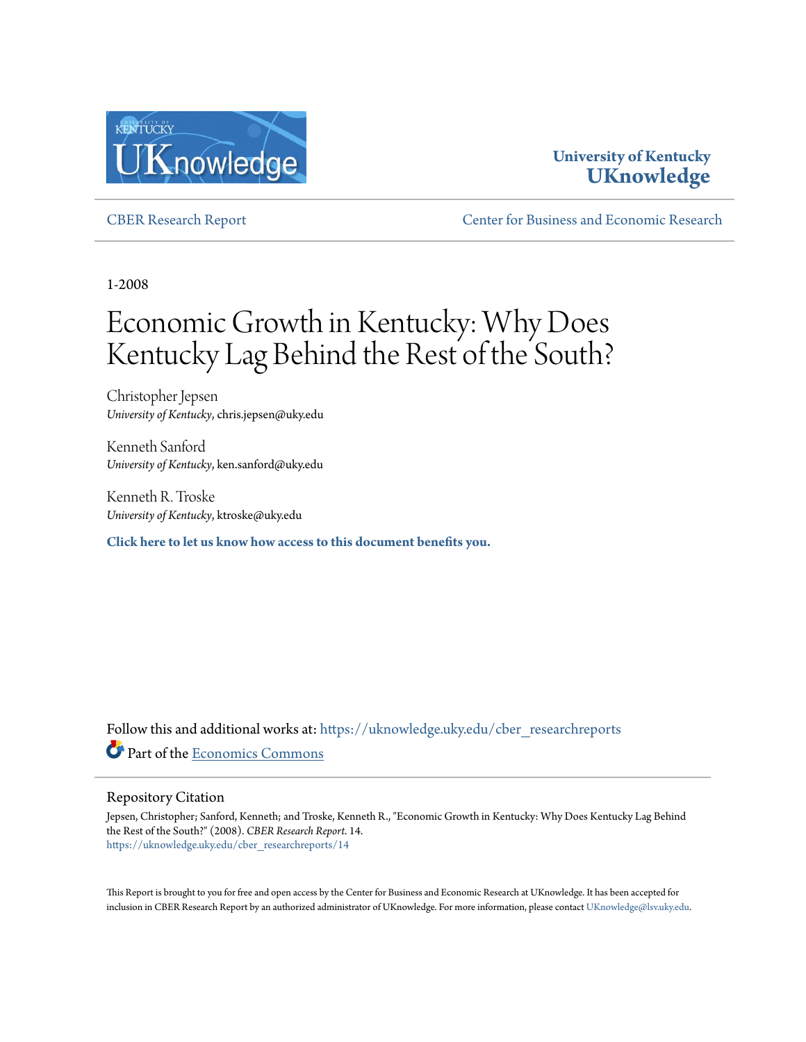University of Kentucky
**UKnowledge**

CBER Research Report | Center for Business and Economic Research

1-2008

# Economic Growth in Kentucky: Why Does Kentucky Lag Behind the Rest of the South?

Christopher Jepsen
*University of Kentucky*, chris.jepsen@uky.edu

Kenneth Sanford
*University of Kentucky*, ken.sanford@uky.edu

Kenneth R. Troske
*University of Kentucky*, ktroske@uky.edu

**Click here to let us know how access to this document benefits you.**

Follow this and additional works at: https://uknowledge.uky.edu/cber_researchreports

Part of the Economics Commons

## Repository Citation

Jepsen, Christopher; Sanford, Kenneth; and Troske, Kenneth R., "Economic Growth in Kentucky: Why Does Kentucky Lag Behind the Rest of the South?" (2008). *CBER Research Report*. 14.
https://uknowledge.uky.edu/cber_researchreports/14

This Report is brought to you for free and open access by the Center for Business and Economic Research at UKnowledge. It has been accepted for inclusion in CBER Research Report by an authorized administrator of UKnowledge. For more information, please contact UKnowledge@lsv.uky.edu.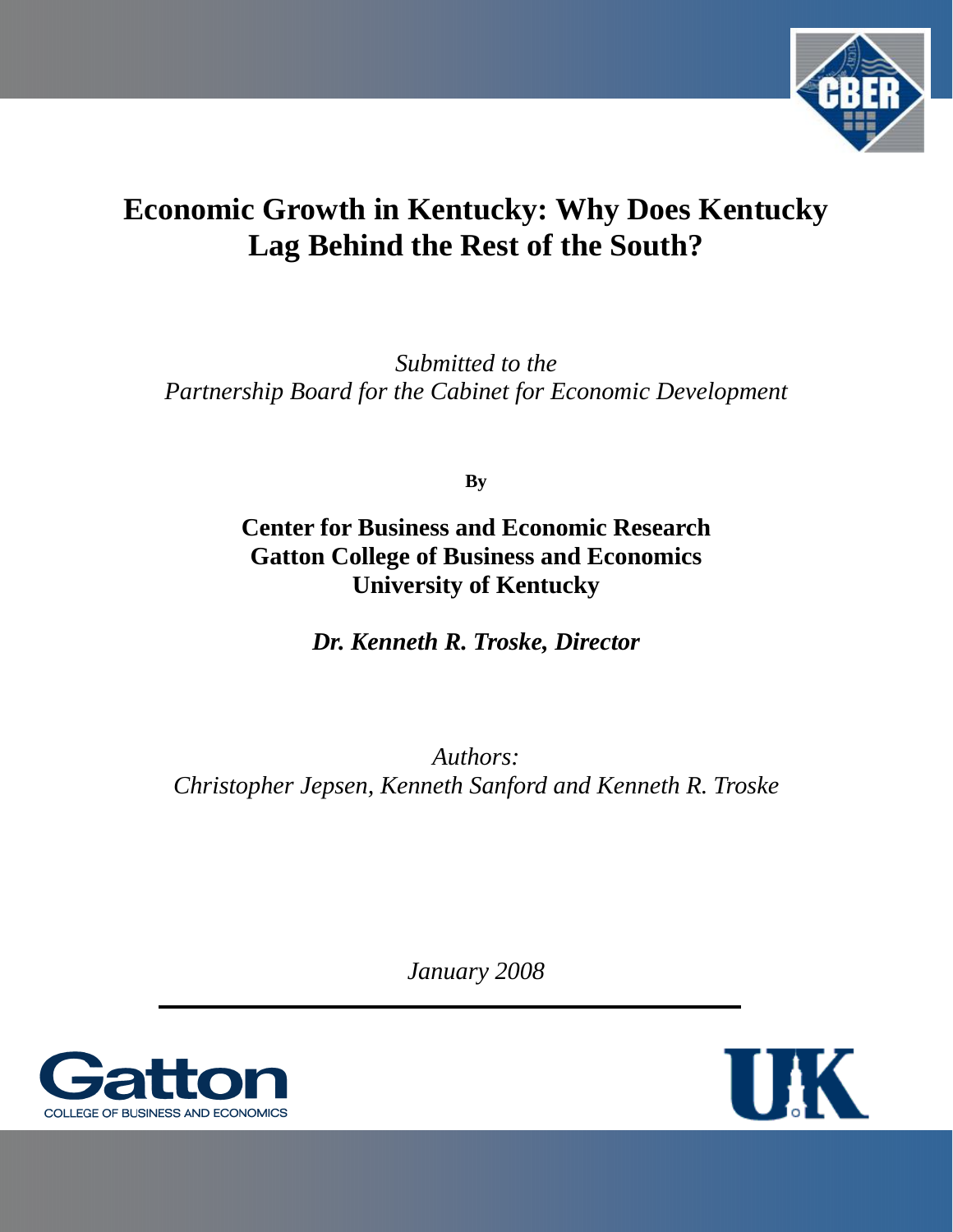# Economic Growth in Kentucky: Why Does Kentucky Lag Behind the Rest of the South?

*Submitted to the*
*Partnership Board for the Cabinet for Economic Development*

**By**

**Center for Business and Economic Research**
**Gatton College of Business and Economics**
**University of Kentucky**

***Dr. Kenneth R. Troske, Director***

*Authors:*
*Christopher Jepsen, Kenneth Sanford and Kenneth R. Troske*

*January 2008*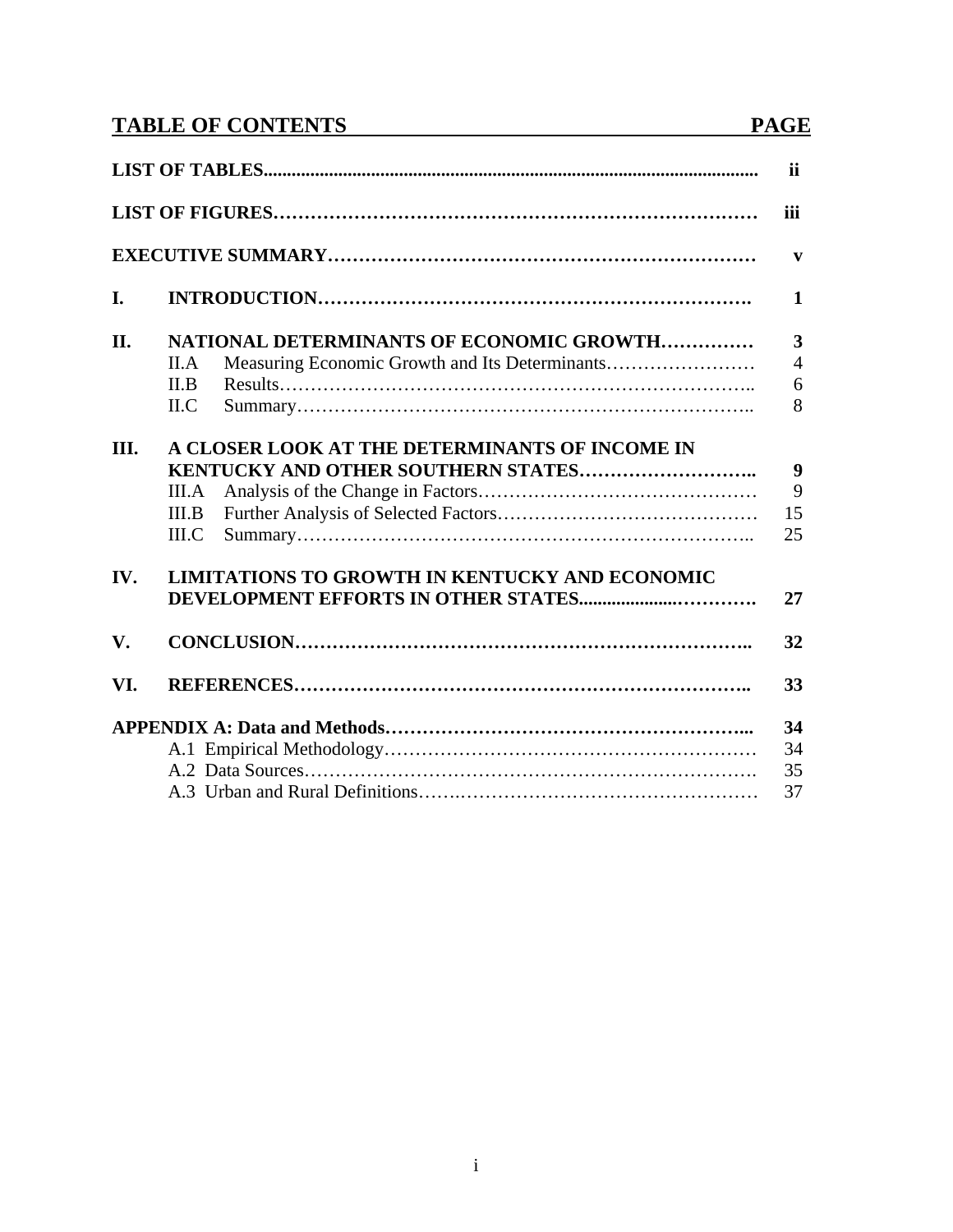## TABLE OF CONTENTS

| | | PAGE |
|---|---|---|
| **LIST OF TABLES** | | **ii** |
| **LIST OF FIGURES** | | **iii** |
| **EXECUTIVE SUMMARY** | | **v** |
| **I.** | **INTRODUCTION** | **1** |
| **II.** | **NATIONAL DETERMINANTS OF ECONOMIC GROWTH** | **3** |
| | II.A Measuring Economic Growth and Its Determinants | 4 |
| | II.B Results | 6 |
| | II.C Summary | 8 |
| **III.** | **A CLOSER LOOK AT THE DETERMINANTS OF INCOME IN KENTUCKY AND OTHER SOUTHERN STATES** | **9** |
| | III.A Analysis of the Change in Factors | 9 |
| | III.B Further Analysis of Selected Factors | 15 |
| | III.C Summary | 25 |
| **IV.** | **LIMITATIONS TO GROWTH IN KENTUCKY AND ECONOMIC DEVELOPMENT EFFORTS IN OTHER STATES** | **27** |
| **V.** | **CONCLUSION** | **32** |
| **VI.** | **REFERENCES** | **33** |
| **APPENDIX A: Data and Methods** | | **34** |
| | A.1 Empirical Methodology | 34 |
| | A.2 Data Sources | 35 |
| | A.3 Urban and Rural Definitions | 37 |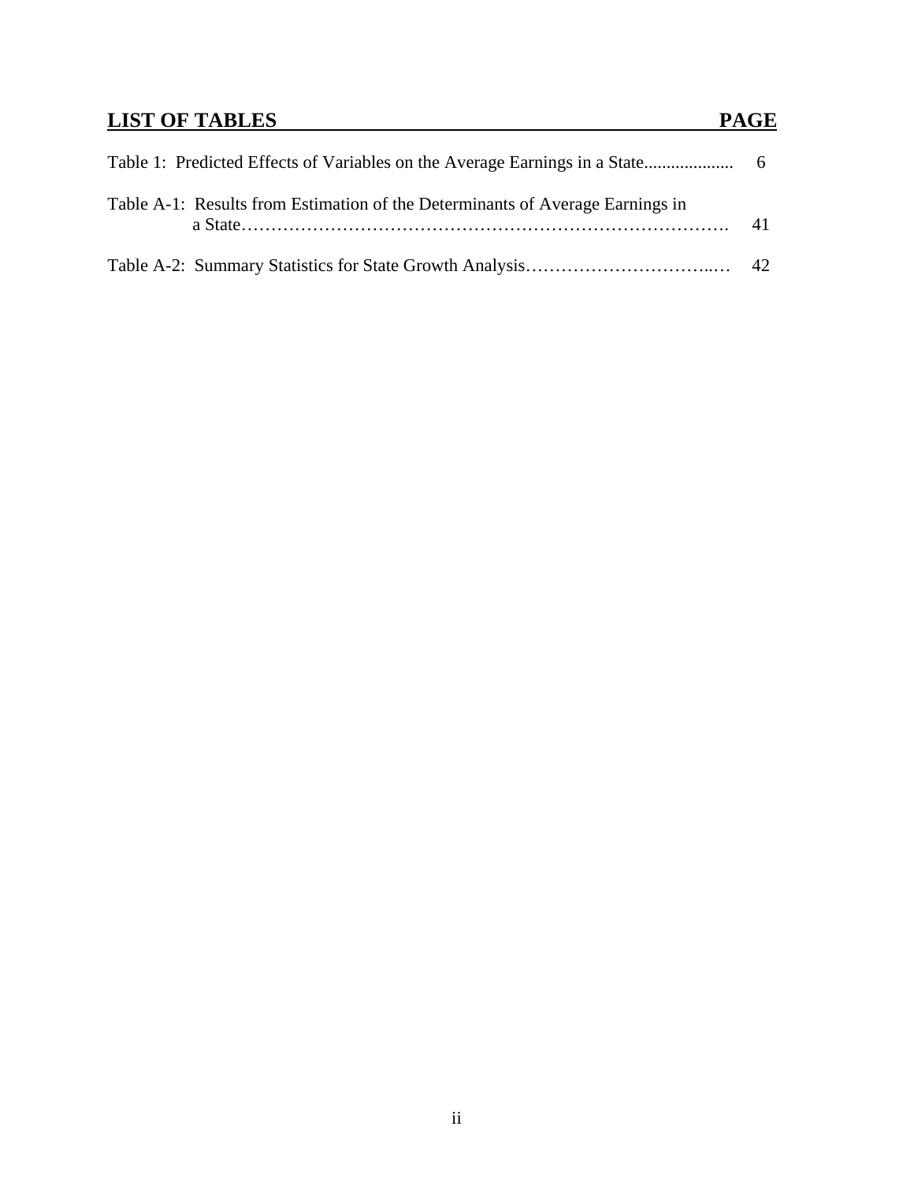## LIST OF TABLES

| | PAGE |
|---|---|
| Table 1: Predicted Effects of Variables on the Average Earnings in a State | 6 |
| Table A-1: Results from Estimation of the Determinants of Average Earnings in a State | 41 |
| Table A-2: Summary Statistics for State Growth Analysis | 42 |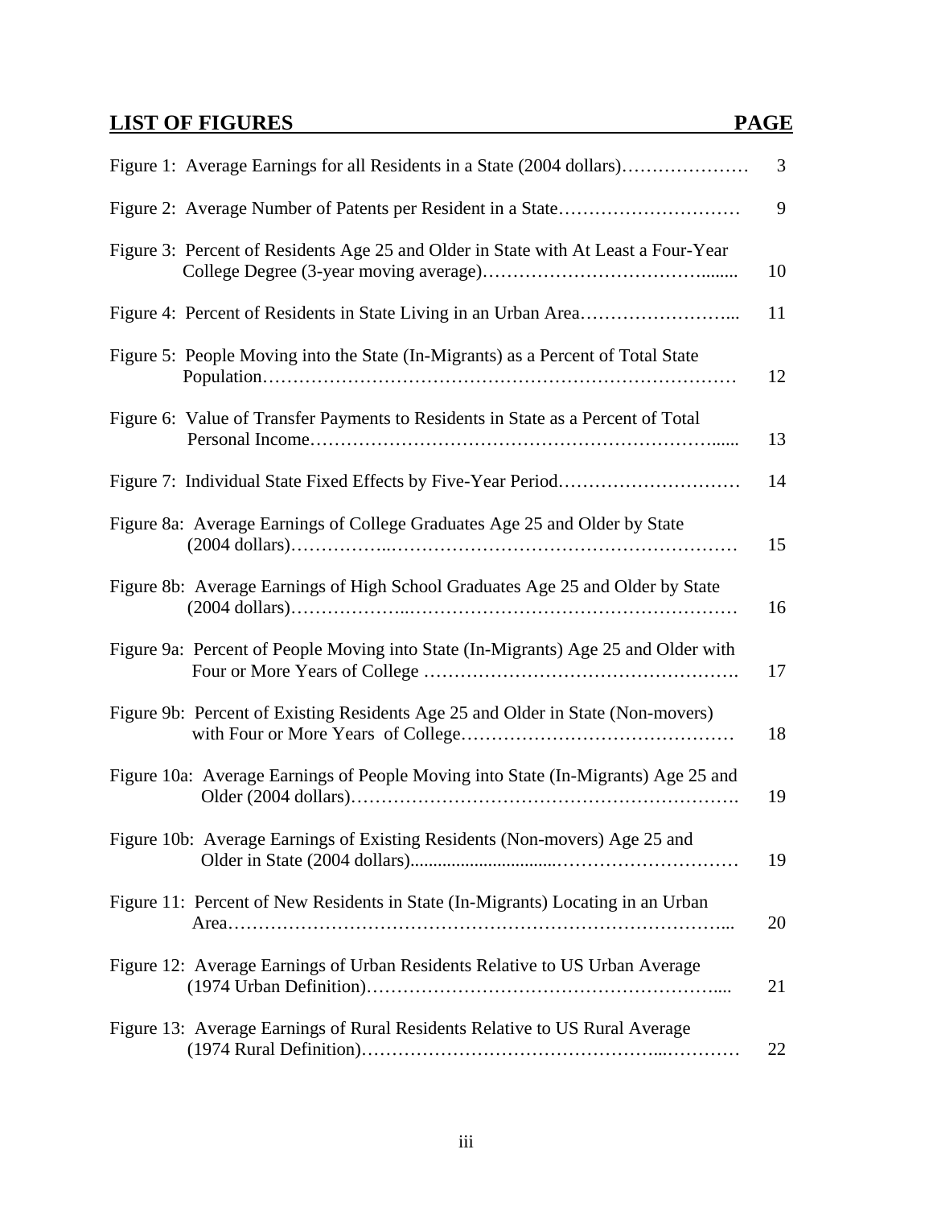## LIST OF FIGURES

| Figure | PAGE |
|---|---|
| Figure 1: Average Earnings for all Residents in a State (2004 dollars) | 3 |
| Figure 2: Average Number of Patents per Resident in a State | 9 |
| Figure 3: Percent of Residents Age 25 and Older in State with At Least a Four-Year College Degree (3-year moving average) | 10 |
| Figure 4: Percent of Residents in State Living in an Urban Area | 11 |
| Figure 5: People Moving into the State (In-Migrants) as a Percent of Total State Population | 12 |
| Figure 6: Value of Transfer Payments to Residents in State as a Percent of Total Personal Income | 13 |
| Figure 7: Individual State Fixed Effects by Five-Year Period | 14 |
| Figure 8a: Average Earnings of College Graduates Age 25 and Older by State (2004 dollars) | 15 |
| Figure 8b: Average Earnings of High School Graduates Age 25 and Older by State (2004 dollars) | 16 |
| Figure 9a: Percent of People Moving into State (In-Migrants) Age 25 and Older with Four or More Years of College | 17 |
| Figure 9b: Percent of Existing Residents Age 25 and Older in State (Non-movers) with Four or More Years of College | 18 |
| Figure 10a: Average Earnings of People Moving into State (In-Migrants) Age 25 and Older (2004 dollars) | 19 |
| Figure 10b: Average Earnings of Existing Residents (Non-movers) Age 25 and Older in State (2004 dollars) | 19 |
| Figure 11: Percent of New Residents in State (In-Migrants) Locating in an Urban Area | 20 |
| Figure 12: Average Earnings of Urban Residents Relative to US Urban Average (1974 Urban Definition) | 21 |
| Figure 13: Average Earnings of Rural Residents Relative to US Rural Average (1974 Rural Definition) | 22 |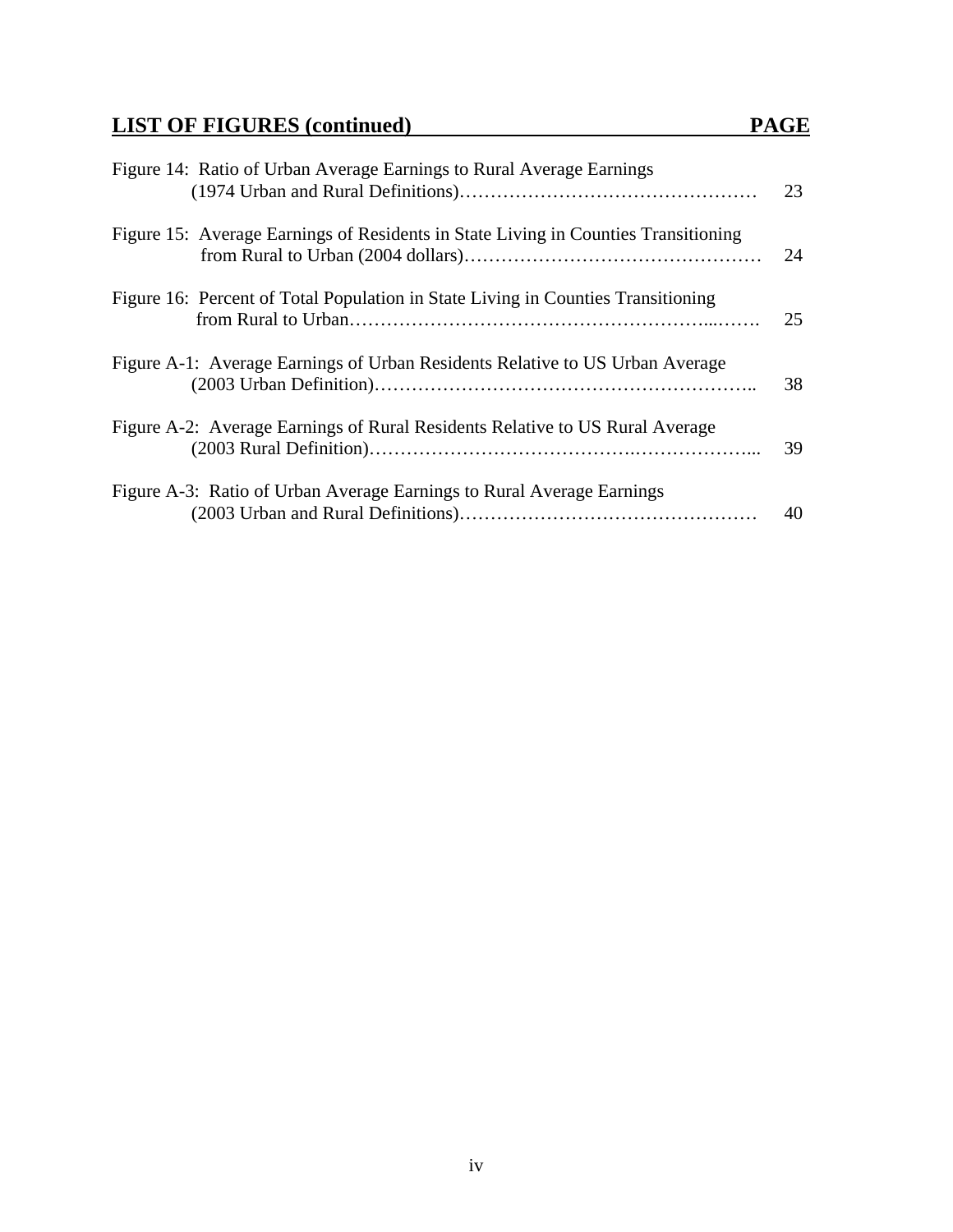## LIST OF FIGURES (continued)

| | PAGE |
|---|---|
| Figure 14: Ratio of Urban Average Earnings to Rural Average Earnings (1974 Urban and Rural Definitions) | 23 |
| Figure 15: Average Earnings of Residents in State Living in Counties Transitioning from Rural to Urban (2004 dollars) | 24 |
| Figure 16: Percent of Total Population in State Living in Counties Transitioning from Rural to Urban | 25 |
| Figure A-1: Average Earnings of Urban Residents Relative to US Urban Average (2003 Urban Definition) | 38 |
| Figure A-2: Average Earnings of Rural Residents Relative to US Rural Average (2003 Rural Definition) | 39 |
| Figure A-3: Ratio of Urban Average Earnings to Rural Average Earnings (2003 Urban and Rural Definitions) | 40 |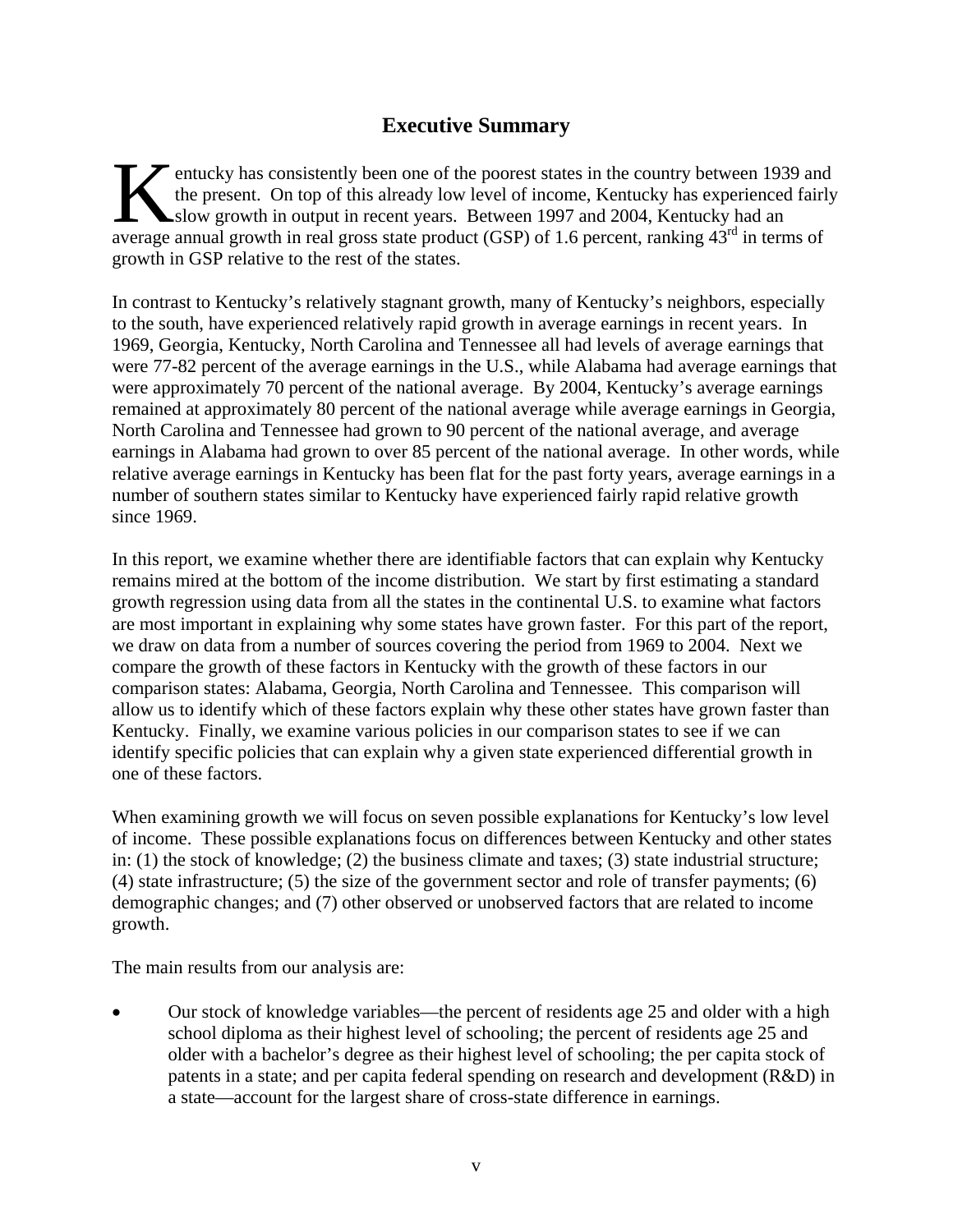## Executive Summary

Kentucky has consistently been one of the poorest states in the country between 1939 and the present. On top of this already low level of income, Kentucky has experienced fairly slow growth in output in recent years. Between 1997 and 2004, Kentucky had an average annual growth in real gross state product (GSP) of 1.6 percent, ranking 43rd in terms of growth in GSP relative to the rest of the states.

In contrast to Kentucky's relatively stagnant growth, many of Kentucky's neighbors, especially to the south, have experienced relatively rapid growth in average earnings in recent years. In 1969, Georgia, Kentucky, North Carolina and Tennessee all had levels of average earnings that were 77-82 percent of the average earnings in the U.S., while Alabama had average earnings that were approximately 70 percent of the national average. By 2004, Kentucky's average earnings remained at approximately 80 percent of the national average while average earnings in Georgia, North Carolina and Tennessee had grown to 90 percent of the national average, and average earnings in Alabama had grown to over 85 percent of the national average. In other words, while relative average earnings in Kentucky has been flat for the past forty years, average earnings in a number of southern states similar to Kentucky have experienced fairly rapid relative growth since 1969.

In this report, we examine whether there are identifiable factors that can explain why Kentucky remains mired at the bottom of the income distribution. We start by first estimating a standard growth regression using data from all the states in the continental U.S. to examine what factors are most important in explaining why some states have grown faster. For this part of the report, we draw on data from a number of sources covering the period from 1969 to 2004. Next we compare the growth of these factors in Kentucky with the growth of these factors in our comparison states: Alabama, Georgia, North Carolina and Tennessee. This comparison will allow us to identify which of these factors explain why these other states have grown faster than Kentucky. Finally, we examine various policies in our comparison states to see if we can identify specific policies that can explain why a given state experienced differential growth in one of these factors.

When examining growth we will focus on seven possible explanations for Kentucky's low level of income. These possible explanations focus on differences between Kentucky and other states in: (1) the stock of knowledge; (2) the business climate and taxes; (3) state industrial structure; (4) state infrastructure; (5) the size of the government sector and role of transfer payments; (6) demographic changes; and (7) other observed or unobserved factors that are related to income growth.

The main results from our analysis are:

- Our stock of knowledge variables—the percent of residents age 25 and older with a high school diploma as their highest level of schooling; the percent of residents age 25 and older with a bachelor's degree as their highest level of schooling; the per capita stock of patents in a state; and per capita federal spending on research and development (R&D) in a state—account for the largest share of cross-state difference in earnings.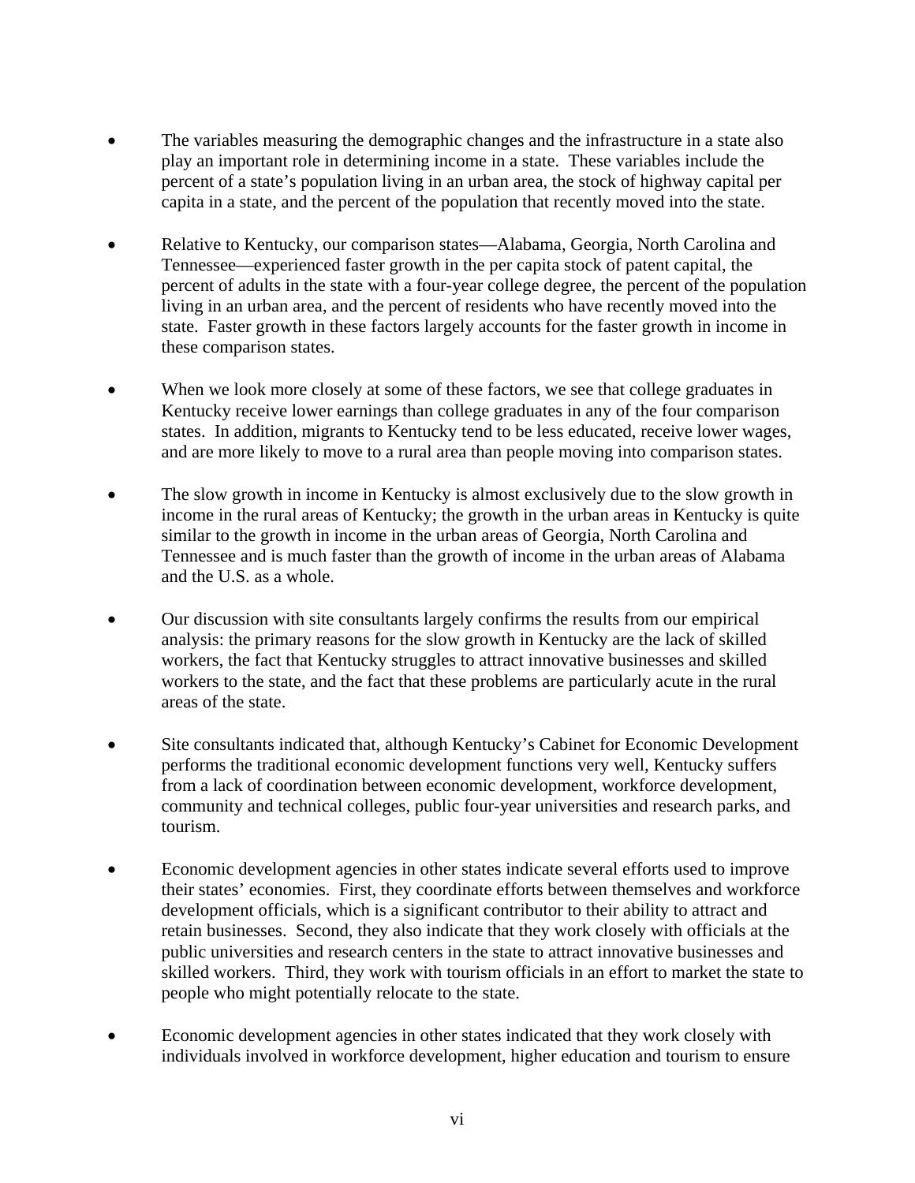- The variables measuring the demographic changes and the infrastructure in a state also play an important role in determining income in a state. These variables include the percent of a state's population living in an urban area, the stock of highway capital per capita in a state, and the percent of the population that recently moved into the state.

- Relative to Kentucky, our comparison states—Alabama, Georgia, North Carolina and Tennessee—experienced faster growth in the per capita stock of patent capital, the percent of adults in the state with a four-year college degree, the percent of the population living in an urban area, and the percent of residents who have recently moved into the state. Faster growth in these factors largely accounts for the faster growth in income in these comparison states.

- When we look more closely at some of these factors, we see that college graduates in Kentucky receive lower earnings than college graduates in any of the four comparison states. In addition, migrants to Kentucky tend to be less educated, receive lower wages, and are more likely to move to a rural area than people moving into comparison states.

- The slow growth in income in Kentucky is almost exclusively due to the slow growth in income in the rural areas of Kentucky; the growth in the urban areas in Kentucky is quite similar to the growth in income in the urban areas of Georgia, North Carolina and Tennessee and is much faster than the growth of income in the urban areas of Alabama and the U.S. as a whole.

- Our discussion with site consultants largely confirms the results from our empirical analysis: the primary reasons for the slow growth in Kentucky are the lack of skilled workers, the fact that Kentucky struggles to attract innovative businesses and skilled workers to the state, and the fact that these problems are particularly acute in the rural areas of the state.

- Site consultants indicated that, although Kentucky's Cabinet for Economic Development performs the traditional economic development functions very well, Kentucky suffers from a lack of coordination between economic development, workforce development, community and technical colleges, public four-year universities and research parks, and tourism.

- Economic development agencies in other states indicate several efforts used to improve their states' economies. First, they coordinate efforts between themselves and workforce development officials, which is a significant contributor to their ability to attract and retain businesses. Second, they also indicate that they work closely with officials at the public universities and research centers in the state to attract innovative businesses and skilled workers. Third, they work with tourism officials in an effort to market the state to people who might potentially relocate to the state.

- Economic development agencies in other states indicated that they work closely with individuals involved in workforce development, higher education and tourism to ensure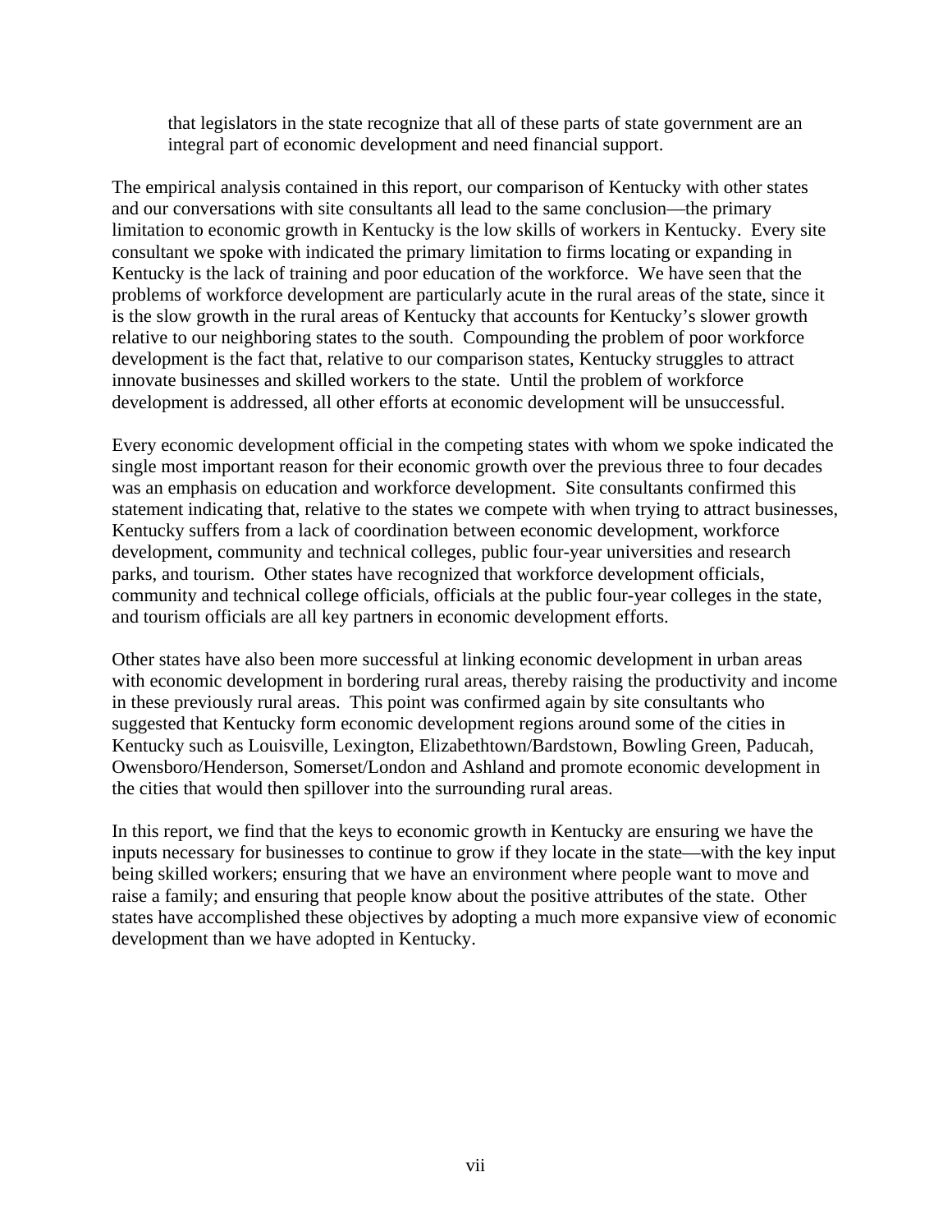that legislators in the state recognize that all of these parts of state government are an integral part of economic development and need financial support.

The empirical analysis contained in this report, our comparison of Kentucky with other states and our conversations with site consultants all lead to the same conclusion—the primary limitation to economic growth in Kentucky is the low skills of workers in Kentucky. Every site consultant we spoke with indicated the primary limitation to firms locating or expanding in Kentucky is the lack of training and poor education of the workforce. We have seen that the problems of workforce development are particularly acute in the rural areas of the state, since it is the slow growth in the rural areas of Kentucky that accounts for Kentucky's slower growth relative to our neighboring states to the south. Compounding the problem of poor workforce development is the fact that, relative to our comparison states, Kentucky struggles to attract innovate businesses and skilled workers to the state. Until the problem of workforce development is addressed, all other efforts at economic development will be unsuccessful.

Every economic development official in the competing states with whom we spoke indicated the single most important reason for their economic growth over the previous three to four decades was an emphasis on education and workforce development. Site consultants confirmed this statement indicating that, relative to the states we compete with when trying to attract businesses, Kentucky suffers from a lack of coordination between economic development, workforce development, community and technical colleges, public four-year universities and research parks, and tourism. Other states have recognized that workforce development officials, community and technical college officials, officials at the public four-year colleges in the state, and tourism officials are all key partners in economic development efforts.

Other states have also been more successful at linking economic development in urban areas with economic development in bordering rural areas, thereby raising the productivity and income in these previously rural areas. This point was confirmed again by site consultants who suggested that Kentucky form economic development regions around some of the cities in Kentucky such as Louisville, Lexington, Elizabethtown/Bardstown, Bowling Green, Paducah, Owensboro/Henderson, Somerset/London and Ashland and promote economic development in the cities that would then spillover into the surrounding rural areas.

In this report, we find that the keys to economic growth in Kentucky are ensuring we have the inputs necessary for businesses to continue to grow if they locate in the state—with the key input being skilled workers; ensuring that we have an environment where people want to move and raise a family; and ensuring that people know about the positive attributes of the state. Other states have accomplished these objectives by adopting a much more expansive view of economic development than we have adopted in Kentucky.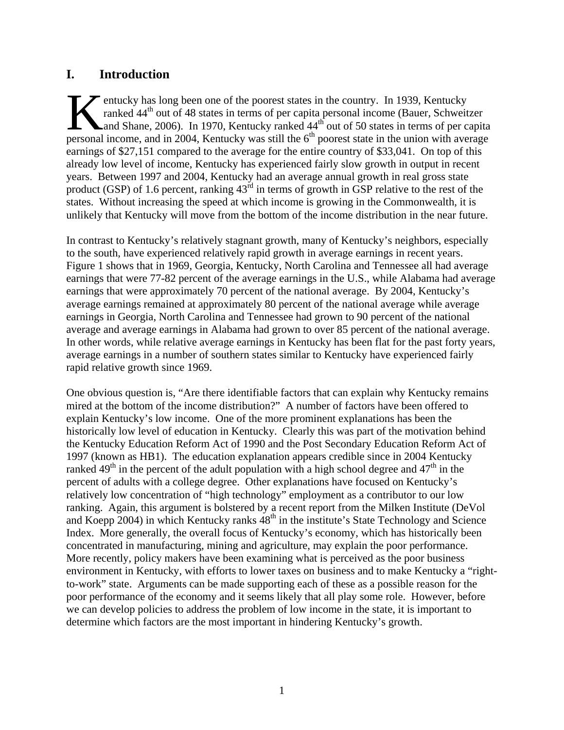## I. Introduction

Kentucky has long been one of the poorest states in the country. In 1939, Kentucky ranked 44th out of 48 states in terms of per capita personal income (Bauer, Schweitzer and Shane, 2006). In 1970, Kentucky ranked 44th out of 50 states in terms of per capita personal income, and in 2004, Kentucky was still the 6th poorest state in the union with average earnings of $27,151 compared to the average for the entire country of $33,041. On top of this already low level of income, Kentucky has experienced fairly slow growth in output in recent years. Between 1997 and 2004, Kentucky had an average annual growth in real gross state product (GSP) of 1.6 percent, ranking 43rd in terms of growth in GSP relative to the rest of the states. Without increasing the speed at which income is growing in the Commonwealth, it is unlikely that Kentucky will move from the bottom of the income distribution in the near future.

In contrast to Kentucky's relatively stagnant growth, many of Kentucky's neighbors, especially to the south, have experienced relatively rapid growth in average earnings in recent years. Figure 1 shows that in 1969, Georgia, Kentucky, North Carolina and Tennessee all had average earnings that were 77-82 percent of the average earnings in the U.S., while Alabama had average earnings that were approximately 70 percent of the national average. By 2004, Kentucky's average earnings remained at approximately 80 percent of the national average while average earnings in Georgia, North Carolina and Tennessee had grown to 90 percent of the national average and average earnings in Alabama had grown to over 85 percent of the national average. In other words, while relative average earnings in Kentucky has been flat for the past forty years, average earnings in a number of southern states similar to Kentucky have experienced fairly rapid relative growth since 1969.

One obvious question is, "Are there identifiable factors that can explain why Kentucky remains mired at the bottom of the income distribution?" A number of factors have been offered to explain Kentucky's low income. One of the more prominent explanations has been the historically low level of education in Kentucky. Clearly this was part of the motivation behind the Kentucky Education Reform Act of 1990 and the Post Secondary Education Reform Act of 1997 (known as HB1). The education explanation appears credible since in 2004 Kentucky ranked 49th in the percent of the adult population with a high school degree and 47th in the percent of adults with a college degree. Other explanations have focused on Kentucky's relatively low concentration of "high technology" employment as a contributor to our low ranking. Again, this argument is bolstered by a recent report from the Milken Institute (DeVol and Koepp 2004) in which Kentucky ranks 48th in the institute's State Technology and Science Index. More generally, the overall focus of Kentucky's economy, which has historically been concentrated in manufacturing, mining and agriculture, may explain the poor performance. More recently, policy makers have been examining what is perceived as the poor business environment in Kentucky, with efforts to lower taxes on business and to make Kentucky a "right-to-work" state. Arguments can be made supporting each of these as a possible reason for the poor performance of the economy and it seems likely that all play some role. However, before we can develop policies to address the problem of low income in the state, it is important to determine which factors are the most important in hindering Kentucky's growth.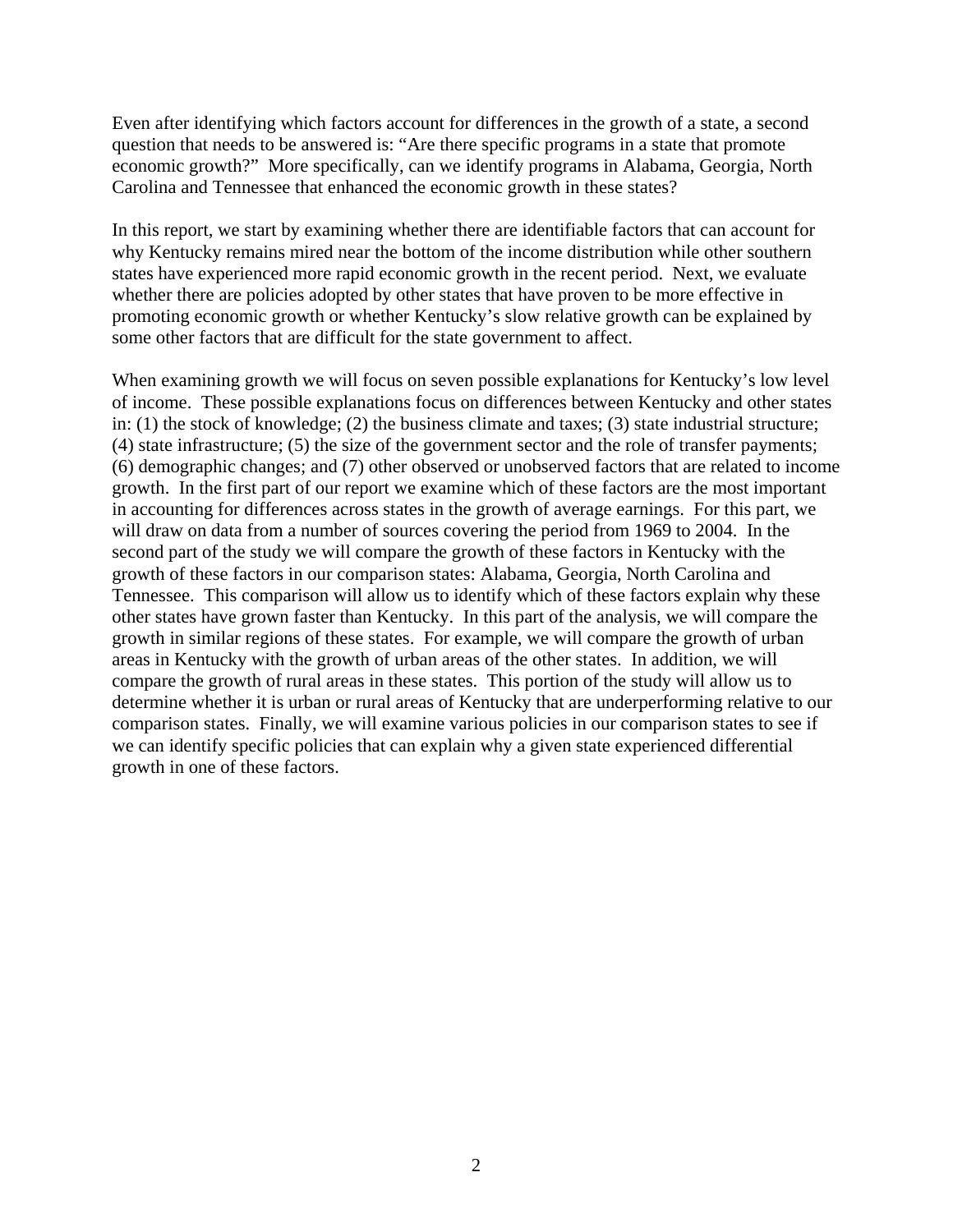Even after identifying which factors account for differences in the growth of a state, a second question that needs to be answered is: "Are there specific programs in a state that promote economic growth?" More specifically, can we identify programs in Alabama, Georgia, North Carolina and Tennessee that enhanced the economic growth in these states?

In this report, we start by examining whether there are identifiable factors that can account for why Kentucky remains mired near the bottom of the income distribution while other southern states have experienced more rapid economic growth in the recent period. Next, we evaluate whether there are policies adopted by other states that have proven to be more effective in promoting economic growth or whether Kentucky's slow relative growth can be explained by some other factors that are difficult for the state government to affect.

When examining growth we will focus on seven possible explanations for Kentucky's low level of income. These possible explanations focus on differences between Kentucky and other states in: (1) the stock of knowledge; (2) the business climate and taxes; (3) state industrial structure; (4) state infrastructure; (5) the size of the government sector and the role of transfer payments; (6) demographic changes; and (7) other observed or unobserved factors that are related to income growth. In the first part of our report we examine which of these factors are the most important in accounting for differences across states in the growth of average earnings. For this part, we will draw on data from a number of sources covering the period from 1969 to 2004. In the second part of the study we will compare the growth of these factors in Kentucky with the growth of these factors in our comparison states: Alabama, Georgia, North Carolina and Tennessee. This comparison will allow us to identify which of these factors explain why these other states have grown faster than Kentucky. In this part of the analysis, we will compare the growth in similar regions of these states. For example, we will compare the growth of urban areas in Kentucky with the growth of urban areas of the other states. In addition, we will compare the growth of rural areas in these states. This portion of the study will allow us to determine whether it is urban or rural areas of Kentucky that are underperforming relative to our comparison states. Finally, we will examine various policies in our comparison states to see if we can identify specific policies that can explain why a given state experienced differential growth in one of these factors.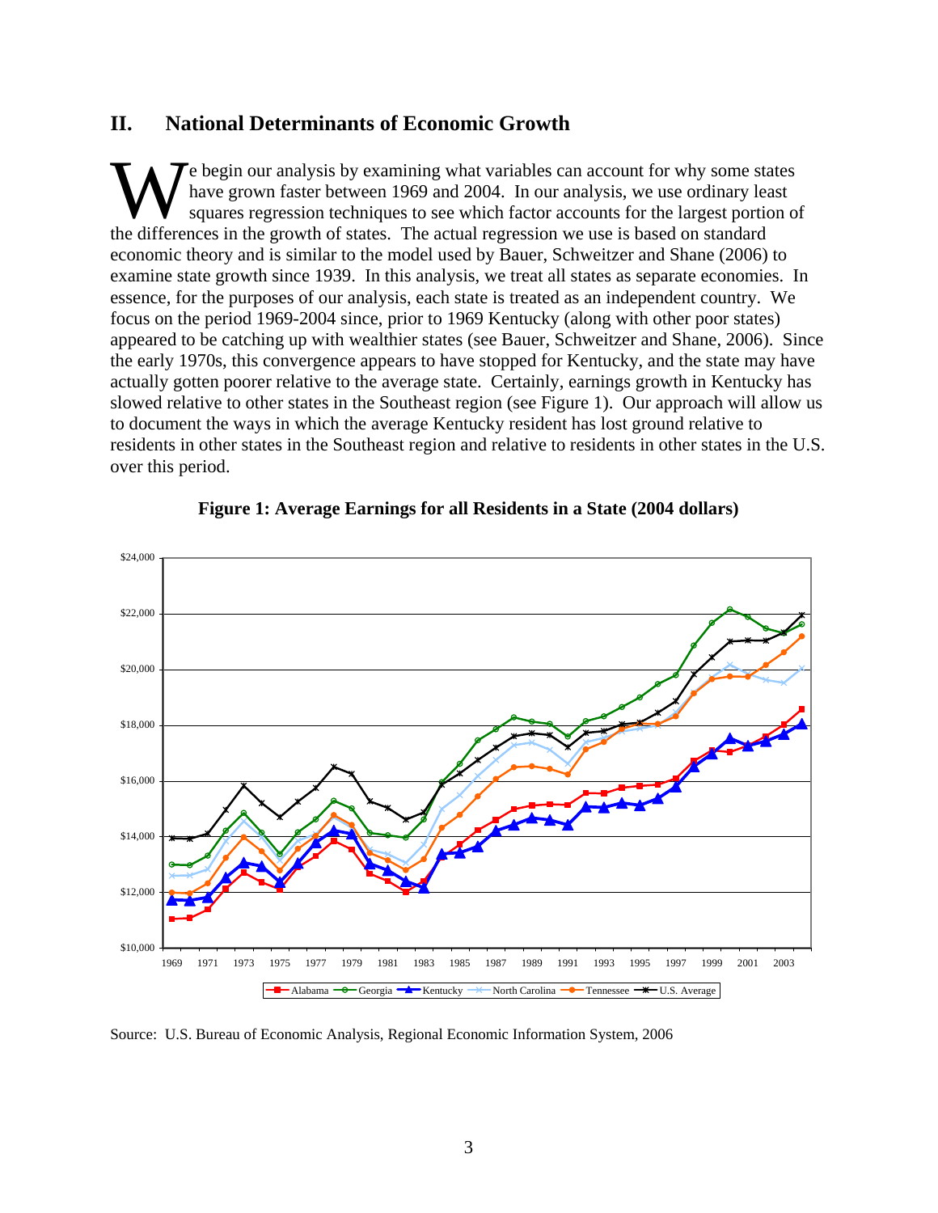## II. National Determinants of Economic Growth

We begin our analysis by examining what variables can account for why some states have grown faster between 1969 and 2004. In our analysis, we use ordinary least squares regression techniques to see which factor accounts for the largest portion of the differences in the growth of states. The actual regression we use is based on standard economic theory and is similar to the model used by Bauer, Schweitzer and Shane (2006) to examine state growth since 1939. In this analysis, we treat all states as separate economies. In essence, for the purposes of our analysis, each state is treated as an independent country. We focus on the period 1969-2004 since, prior to 1969 Kentucky (along with other poor states) appeared to be catching up with wealthier states (see Bauer, Schweitzer and Shane, 2006). Since the early 1970s, this convergence appears to have stopped for Kentucky, and the state may have actually gotten poorer relative to the average state. Certainly, earnings growth in Kentucky has slowed relative to other states in the Southeast region (see Figure 1). Our approach will allow us to document the ways in which the average Kentucky resident has lost ground relative to residents in other states in the Southeast region and relative to residents in other states in the U.S. over this period.

**Figure 1: Average Earnings for all Residents in a State (2004 dollars)**

Source: U.S. Bureau of Economic Analysis, Regional Economic Information System, 2006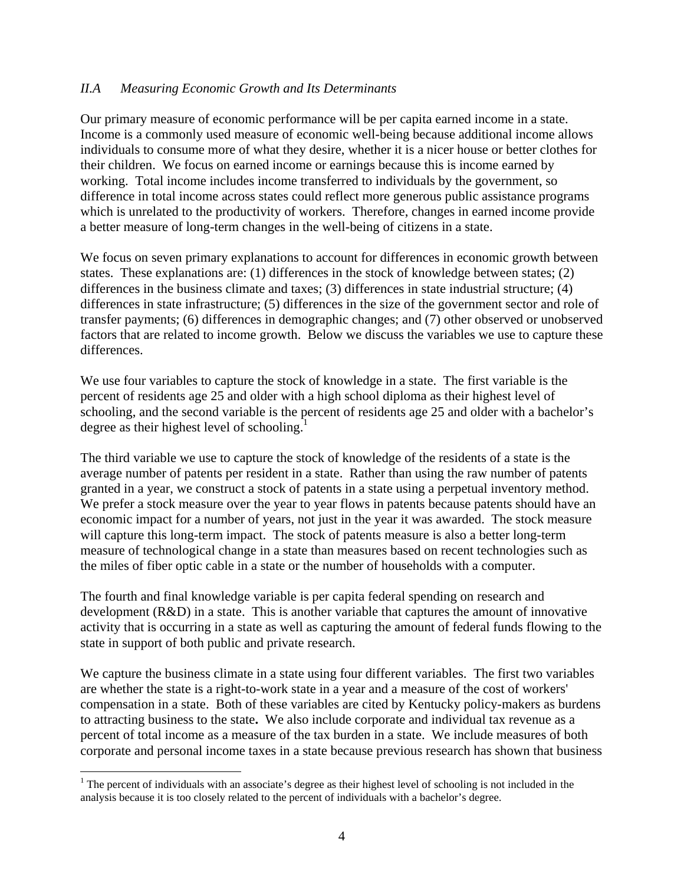### *II.A Measuring Economic Growth and Its Determinants*

Our primary measure of economic performance will be per capita earned income in a state. Income is a commonly used measure of economic well-being because additional income allows individuals to consume more of what they desire, whether it is a nicer house or better clothes for their children. We focus on earned income or earnings because this is income earned by working. Total income includes income transferred to individuals by the government, so difference in total income across states could reflect more generous public assistance programs which is unrelated to the productivity of workers. Therefore, changes in earned income provide a better measure of long-term changes in the well-being of citizens in a state.

We focus on seven primary explanations to account for differences in economic growth between states. These explanations are: (1) differences in the stock of knowledge between states; (2) differences in the business climate and taxes; (3) differences in state industrial structure; (4) differences in state infrastructure; (5) differences in the size of the government sector and role of transfer payments; (6) differences in demographic changes; and (7) other observed or unobserved factors that are related to income growth. Below we discuss the variables we use to capture these differences.

We use four variables to capture the stock of knowledge in a state. The first variable is the percent of residents age 25 and older with a high school diploma as their highest level of schooling, and the second variable is the percent of residents age 25 and older with a bachelor's degree as their highest level of schooling.[1]

The third variable we use to capture the stock of knowledge of the residents of a state is the average number of patents per resident in a state. Rather than using the raw number of patents granted in a year, we construct a stock of patents in a state using a perpetual inventory method. We prefer a stock measure over the year to year flows in patents because patents should have an economic impact for a number of years, not just in the year it was awarded. The stock measure will capture this long-term impact. The stock of patents measure is also a better long-term measure of technological change in a state than measures based on recent technologies such as the miles of fiber optic cable in a state or the number of households with a computer.

The fourth and final knowledge variable is per capita federal spending on research and development (R&D) in a state. This is another variable that captures the amount of innovative activity that is occurring in a state as well as capturing the amount of federal funds flowing to the state in support of both public and private research.

We capture the business climate in a state using four different variables. The first two variables are whether the state is a right-to-work state in a year and a measure of the cost of workers' compensation in a state. Both of these variables are cited by Kentucky policy-makers as burdens to attracting business to the state**.** We also include corporate and individual tax revenue as a percent of total income as a measure of the tax burden in a state. We include measures of both corporate and personal income taxes in a state because previous research has shown that business

[1] The percent of individuals with an associate's degree as their highest level of schooling is not included in the analysis because it is too closely related to the percent of individuals with a bachelor's degree.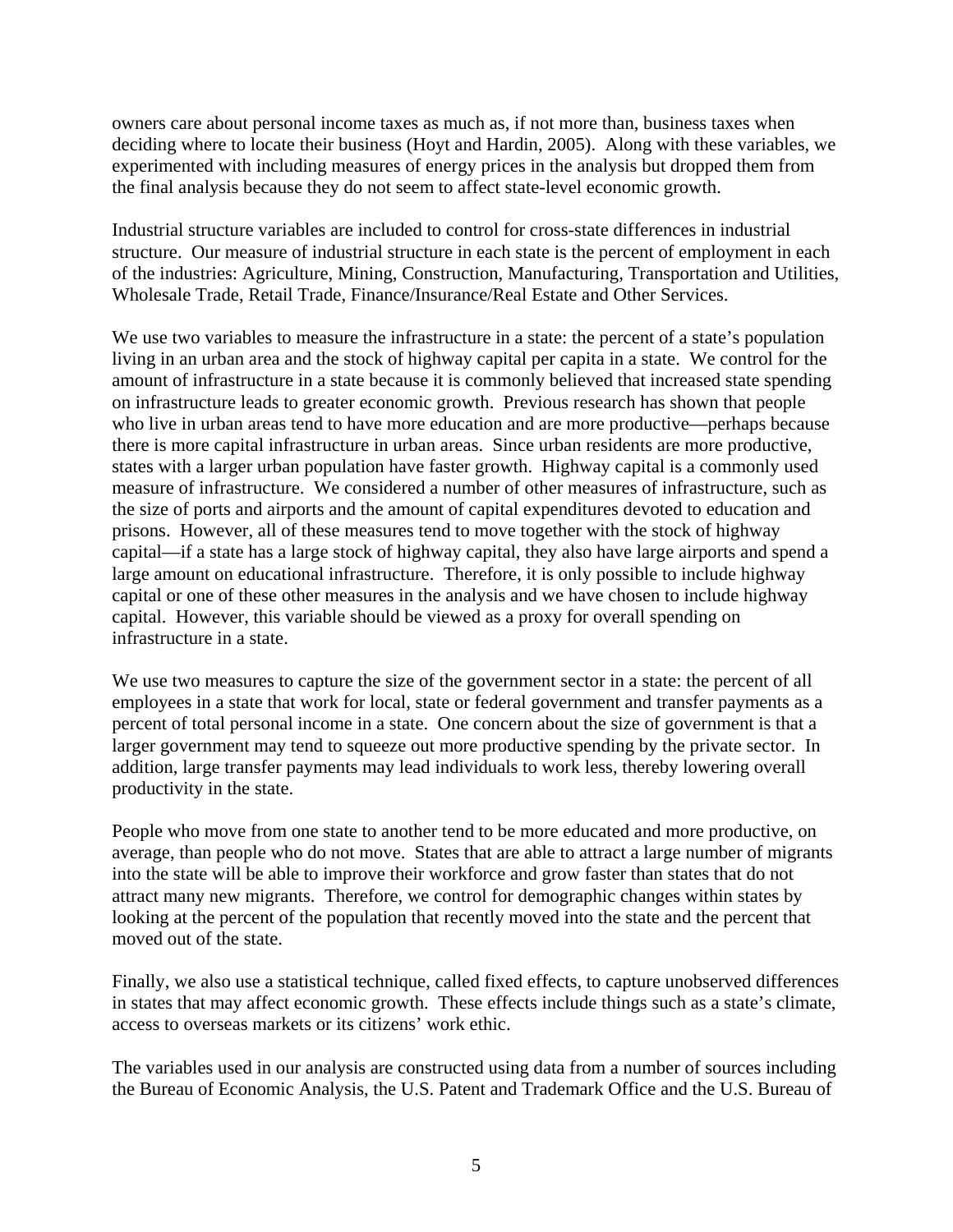owners care about personal income taxes as much as, if not more than, business taxes when deciding where to locate their business (Hoyt and Hardin, 2005). Along with these variables, we experimented with including measures of energy prices in the analysis but dropped them from the final analysis because they do not seem to affect state-level economic growth.

Industrial structure variables are included to control for cross-state differences in industrial structure. Our measure of industrial structure in each state is the percent of employment in each of the industries: Agriculture, Mining, Construction, Manufacturing, Transportation and Utilities, Wholesale Trade, Retail Trade, Finance/Insurance/Real Estate and Other Services.

We use two variables to measure the infrastructure in a state: the percent of a state's population living in an urban area and the stock of highway capital per capita in a state. We control for the amount of infrastructure in a state because it is commonly believed that increased state spending on infrastructure leads to greater economic growth. Previous research has shown that people who live in urban areas tend to have more education and are more productive—perhaps because there is more capital infrastructure in urban areas. Since urban residents are more productive, states with a larger urban population have faster growth. Highway capital is a commonly used measure of infrastructure. We considered a number of other measures of infrastructure, such as the size of ports and airports and the amount of capital expenditures devoted to education and prisons. However, all of these measures tend to move together with the stock of highway capital—if a state has a large stock of highway capital, they also have large airports and spend a large amount on educational infrastructure. Therefore, it is only possible to include highway capital or one of these other measures in the analysis and we have chosen to include highway capital. However, this variable should be viewed as a proxy for overall spending on infrastructure in a state.

We use two measures to capture the size of the government sector in a state: the percent of all employees in a state that work for local, state or federal government and transfer payments as a percent of total personal income in a state. One concern about the size of government is that a larger government may tend to squeeze out more productive spending by the private sector. In addition, large transfer payments may lead individuals to work less, thereby lowering overall productivity in the state.

People who move from one state to another tend to be more educated and more productive, on average, than people who do not move. States that are able to attract a large number of migrants into the state will be able to improve their workforce and grow faster than states that do not attract many new migrants. Therefore, we control for demographic changes within states by looking at the percent of the population that recently moved into the state and the percent that moved out of the state.

Finally, we also use a statistical technique, called fixed effects, to capture unobserved differences in states that may affect economic growth. These effects include things such as a state's climate, access to overseas markets or its citizens' work ethic.

The variables used in our analysis are constructed using data from a number of sources including the Bureau of Economic Analysis, the U.S. Patent and Trademark Office and the U.S. Bureau of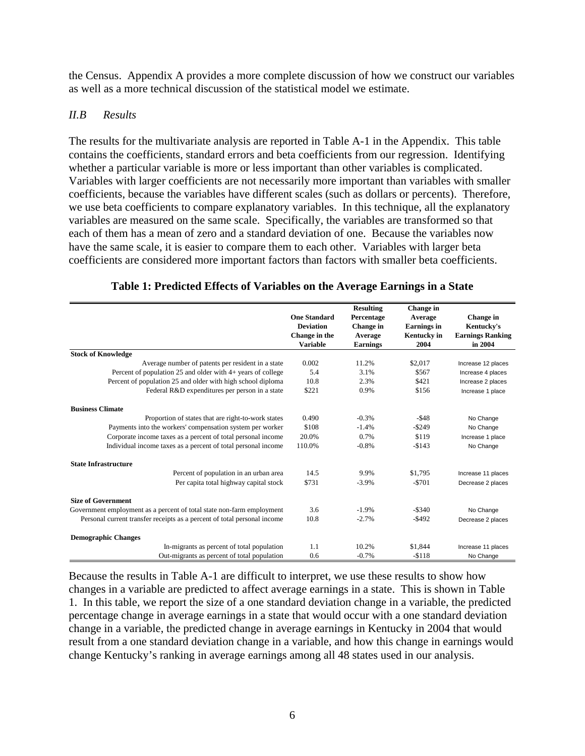the Census. Appendix A provides a more complete discussion of how we construct our variables as well as a more technical discussion of the statistical model we estimate.

### *II.B Results*

The results for the multivariate analysis are reported in Table A-1 in the Appendix. This table contains the coefficients, standard errors and beta coefficients from our regression. Identifying whether a particular variable is more or less important than other variables is complicated. Variables with larger coefficients are not necessarily more important than variables with smaller coefficients, because the variables have different scales (such as dollars or percents). Therefore, we use beta coefficients to compare explanatory variables. In this technique, all the explanatory variables are measured on the same scale. Specifically, the variables are transformed so that each of them has a mean of zero and a standard deviation of one. Because the variables now have the same scale, it is easier to compare them to each other. Variables with larger beta coefficients are considered more important factors than factors with smaller beta coefficients.

**Table 1: Predicted Effects of Variables on the Average Earnings in a State**

| | One Standard Deviation Change in the Variable | Resulting Percentage Change in Average Earnings | Change in Average Earnings in Kentucky in 2004 | Change in Kentucky's Earnings Ranking in 2004 |
|---|---|---|---|---|
| **Stock of Knowledge** | | | | |
| Average number of patents per resident in a state | 0.002 | 11.2% | $2,017 | Increase 12 places |
| Percent of population 25 and older with 4+ years of college | 5.4 | 3.1% | $567 | Increase 4 places |
| Percent of population 25 and older with high school diploma | 10.8 | 2.3% | $421 | Increase 2 places |
| Federal R&D expenditures per person in a state | $221 | 0.9% | $156 | Increase 1 place |
| **Business Climate** | | | | |
| Proportion of states that are right-to-work states | 0.490 | -0.3% | -$48 | No Change |
| Payments into the workers' compensation system per worker | $108 | -1.4% | -$249 | No Change |
| Corporate income taxes as a percent of total personal income | 20.0% | 0.7% | $119 | Increase 1 place |
| Individual income taxes as a percent of total personal income | 110.0% | -0.8% | -$143 | No Change |
| **State Infrastructure** | | | | |
| Percent of population in an urban area | 14.5 | 9.9% | $1,795 | Increase 11 places |
| Per capita total highway capital stock | $731 | -3.9% | -$701 | Decrease 2 places |
| **Size of Government** | | | | |
| Government employment as a percent of total state non-farm employment | 3.6 | -1.9% | -$340 | No Change |
| Personal current transfer receipts as a percent of total personal income | 10.8 | -2.7% | -$492 | Decrease 2 places |
| **Demographic Changes** | | | | |
| In-migrants as percent of total population | 1.1 | 10.2% | $1,844 | Increase 11 places |
| Out-migrants as percent of total population | 0.6 | -0.7% | -$118 | No Change |

Because the results in Table A-1 are difficult to interpret, we use these results to show how changes in a variable are predicted to affect average earnings in a state. This is shown in Table 1. In this table, we report the size of a one standard deviation change in a variable, the predicted percentage change in average earnings in a state that would occur with a one standard deviation change in a variable, the predicted change in average earnings in Kentucky in 2004 that would result from a one standard deviation change in a variable, and how this change in earnings would change Kentucky's ranking in average earnings among all 48 states used in our analysis.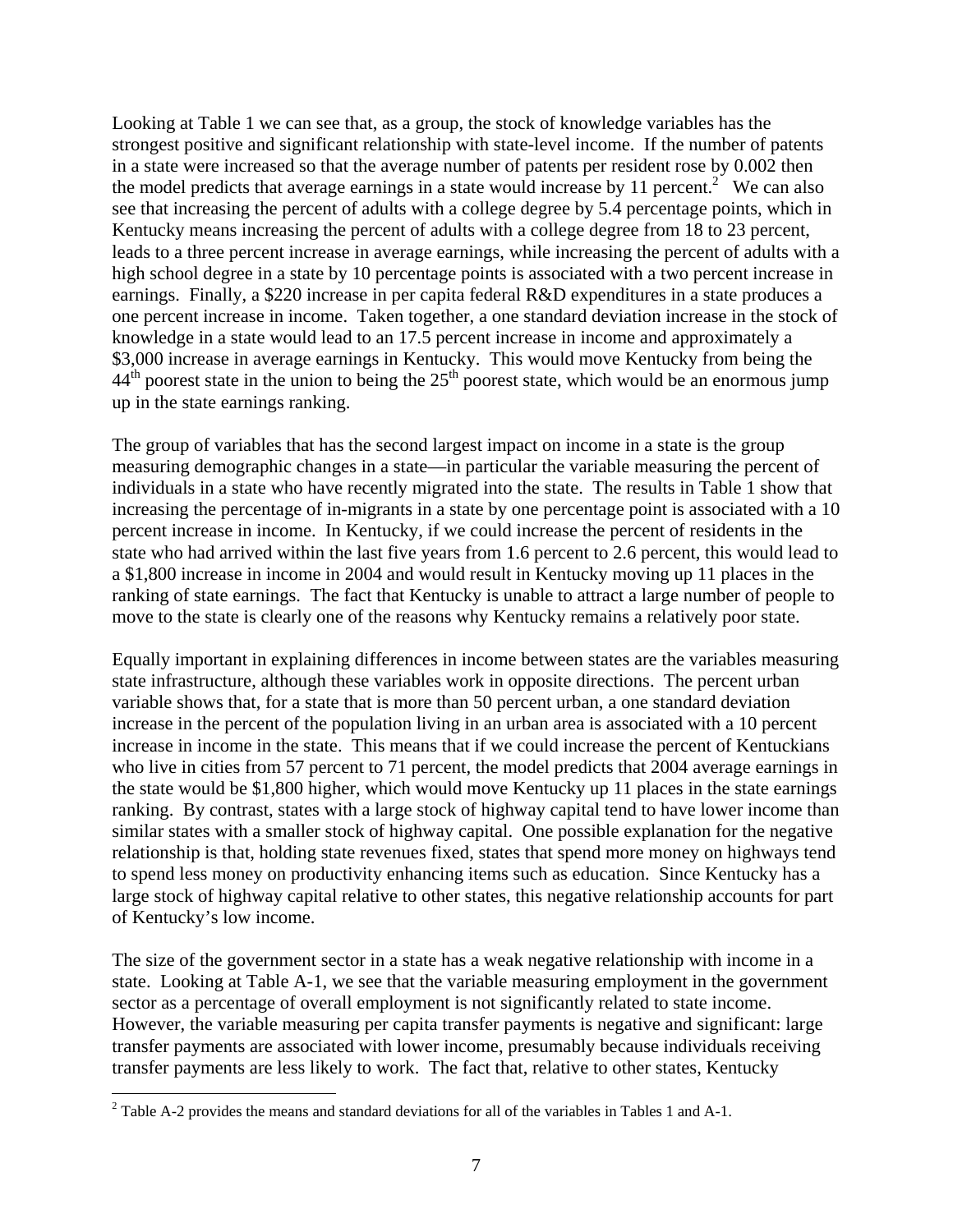Looking at Table 1 we can see that, as a group, the stock of knowledge variables has the strongest positive and significant relationship with state-level income. If the number of patents in a state were increased so that the average number of patents per resident rose by 0.002 then the model predicts that average earnings in a state would increase by 11 percent.[2] We can also see that increasing the percent of adults with a college degree by 5.4 percentage points, which in Kentucky means increasing the percent of adults with a college degree from 18 to 23 percent, leads to a three percent increase in average earnings, while increasing the percent of adults with a high school degree in a state by 10 percentage points is associated with a two percent increase in earnings. Finally, a $220 increase in per capita federal R&D expenditures in a state produces a one percent increase in income. Taken together, a one standard deviation increase in the stock of knowledge in a state would lead to an 17.5 percent increase in income and approximately a $3,000 increase in average earnings in Kentucky. This would move Kentucky from being the 44th poorest state in the union to being the 25th poorest state, which would be an enormous jump up in the state earnings ranking.

The group of variables that has the second largest impact on income in a state is the group measuring demographic changes in a state—in particular the variable measuring the percent of individuals in a state who have recently migrated into the state. The results in Table 1 show that increasing the percentage of in-migrants in a state by one percentage point is associated with a 10 percent increase in income. In Kentucky, if we could increase the percent of residents in the state who had arrived within the last five years from 1.6 percent to 2.6 percent, this would lead to a $1,800 increase in income in 2004 and would result in Kentucky moving up 11 places in the ranking of state earnings. The fact that Kentucky is unable to attract a large number of people to move to the state is clearly one of the reasons why Kentucky remains a relatively poor state.

Equally important in explaining differences in income between states are the variables measuring state infrastructure, although these variables work in opposite directions. The percent urban variable shows that, for a state that is more than 50 percent urban, a one standard deviation increase in the percent of the population living in an urban area is associated with a 10 percent increase in income in the state. This means that if we could increase the percent of Kentuckians who live in cities from 57 percent to 71 percent, the model predicts that 2004 average earnings in the state would be $1,800 higher, which would move Kentucky up 11 places in the state earnings ranking. By contrast, states with a large stock of highway capital tend to have lower income than similar states with a smaller stock of highway capital. One possible explanation for the negative relationship is that, holding state revenues fixed, states that spend more money on highways tend to spend less money on productivity enhancing items such as education. Since Kentucky has a large stock of highway capital relative to other states, this negative relationship accounts for part of Kentucky's low income.

The size of the government sector in a state has a weak negative relationship with income in a state. Looking at Table A-1, we see that the variable measuring employment in the government sector as a percentage of overall employment is not significantly related to state income. However, the variable measuring per capita transfer payments is negative and significant: large transfer payments are associated with lower income, presumably because individuals receiving transfer payments are less likely to work. The fact that, relative to other states, Kentucky

[2] Table A-2 provides the means and standard deviations for all of the variables in Tables 1 and A-1.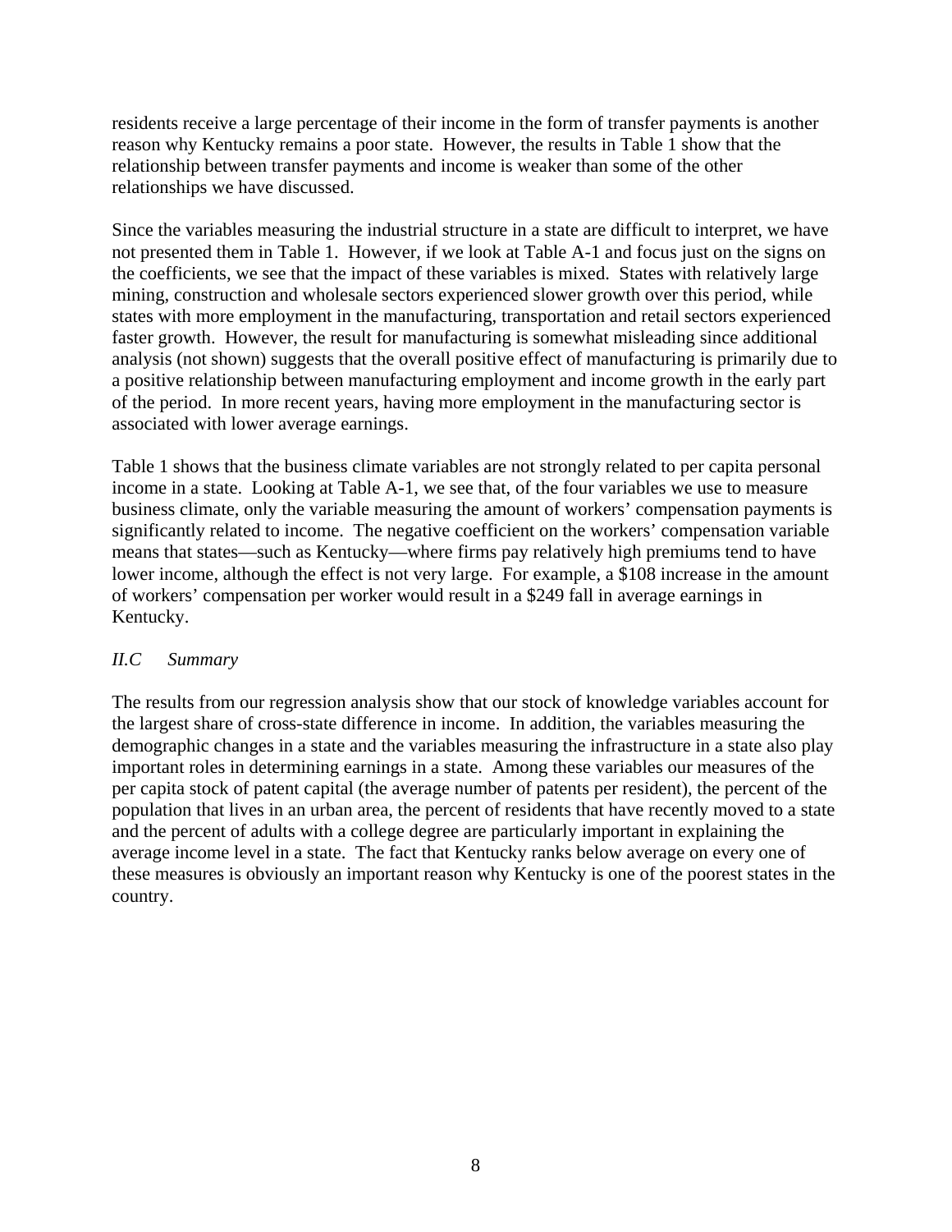residents receive a large percentage of their income in the form of transfer payments is another reason why Kentucky remains a poor state. However, the results in Table 1 show that the relationship between transfer payments and income is weaker than some of the other relationships we have discussed.

Since the variables measuring the industrial structure in a state are difficult to interpret, we have not presented them in Table 1. However, if we look at Table A-1 and focus just on the signs on the coefficients, we see that the impact of these variables is mixed. States with relatively large mining, construction and wholesale sectors experienced slower growth over this period, while states with more employment in the manufacturing, transportation and retail sectors experienced faster growth. However, the result for manufacturing is somewhat misleading since additional analysis (not shown) suggests that the overall positive effect of manufacturing is primarily due to a positive relationship between manufacturing employment and income growth in the early part of the period. In more recent years, having more employment in the manufacturing sector is associated with lower average earnings.

Table 1 shows that the business climate variables are not strongly related to per capita personal income in a state. Looking at Table A-1, we see that, of the four variables we use to measure business climate, only the variable measuring the amount of workers' compensation payments is significantly related to income. The negative coefficient on the workers' compensation variable means that states—such as Kentucky—where firms pay relatively high premiums tend to have lower income, although the effect is not very large. For example, a $108 increase in the amount of workers' compensation per worker would result in a $249 fall in average earnings in Kentucky.

### *II.C Summary*

The results from our regression analysis show that our stock of knowledge variables account for the largest share of cross-state difference in income. In addition, the variables measuring the demographic changes in a state and the variables measuring the infrastructure in a state also play important roles in determining earnings in a state. Among these variables our measures of the per capita stock of patent capital (the average number of patents per resident), the percent of the population that lives in an urban area, the percent of residents that have recently moved to a state and the percent of adults with a college degree are particularly important in explaining the average income level in a state. The fact that Kentucky ranks below average on every one of these measures is obviously an important reason why Kentucky is one of the poorest states in the country.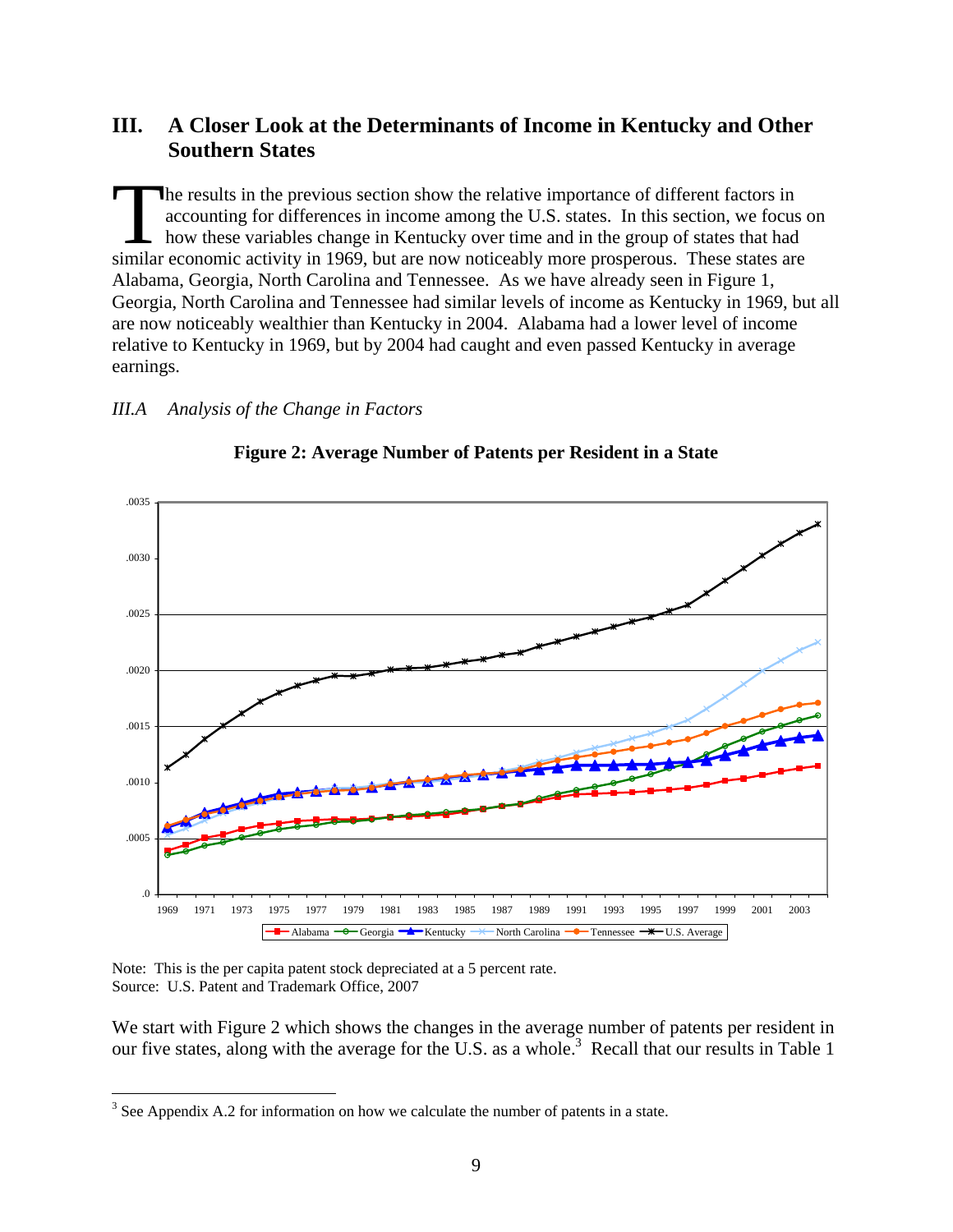## III. A Closer Look at the Determinants of Income in Kentucky and Other Southern States

The results in the previous section show the relative importance of different factors in accounting for differences in income among the U.S. states. In this section, we focus on how these variables change in Kentucky over time and in the group of states that had similar economic activity in 1969, but are now noticeably more prosperous. These states are Alabama, Georgia, North Carolina and Tennessee. As we have already seen in Figure 1, Georgia, North Carolina and Tennessee had similar levels of income as Kentucky in 1969, but all are now noticeably wealthier than Kentucky in 2004. Alabama had a lower level of income relative to Kentucky in 1969, but by 2004 had caught and even passed Kentucky in average earnings.

### *III.A Analysis of the Change in Factors*

**Figure 2: Average Number of Patents per Resident in a State**

Note: This is the per capita patent stock depreciated at a 5 percent rate.
Source: U.S. Patent and Trademark Office, 2007

We start with Figure 2 which shows the changes in the average number of patents per resident in our five states, along with the average for the U.S. as a whole.[3] Recall that our results in Table 1

[3] See Appendix A.2 for information on how we calculate the number of patents in a state.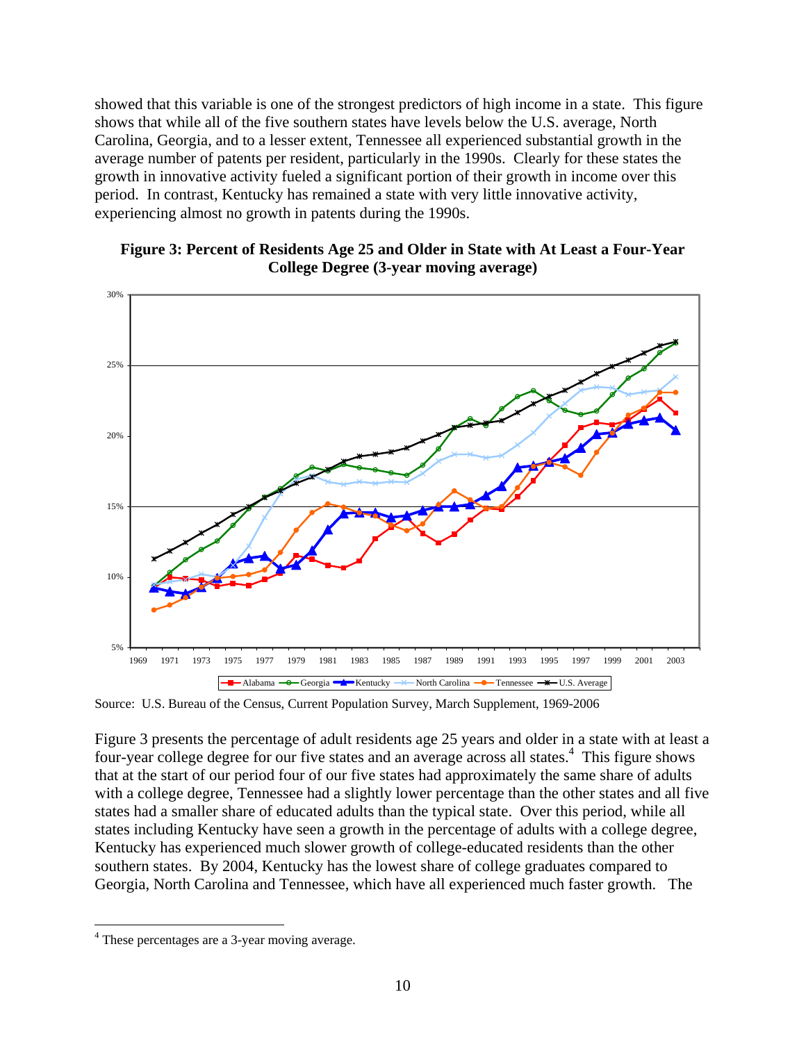showed that this variable is one of the strongest predictors of high income in a state. This figure shows that while all of the five southern states have levels below the U.S. average, North Carolina, Georgia, and to a lesser extent, Tennessee all experienced substantial growth in the average number of patents per resident, particularly in the 1990s. Clearly for these states the growth in innovative activity fueled a significant portion of their growth in income over this period. In contrast, Kentucky has remained a state with very little innovative activity, experiencing almost no growth in patents during the 1990s.

**Figure 3: Percent of Residents Age 25 and Older in State with At Least a Four-Year College Degree (3-year moving average)**

Source: U.S. Bureau of the Census, Current Population Survey, March Supplement, 1969-2006

Figure 3 presents the percentage of adult residents age 25 years and older in a state with at least a four-year college degree for our five states and an average across all states.[4] This figure shows that at the start of our period four of our five states had approximately the same share of adults with a college degree, Tennessee had a slightly lower percentage than the other states and all five states had a smaller share of educated adults than the typical state. Over this period, while all states including Kentucky have seen a growth in the percentage of adults with a college degree, Kentucky has experienced much slower growth of college-educated residents than the other southern states. By 2004, Kentucky has the lowest share of college graduates compared to Georgia, North Carolina and Tennessee, which have all experienced much faster growth. The

[4] These percentages are a 3-year moving average.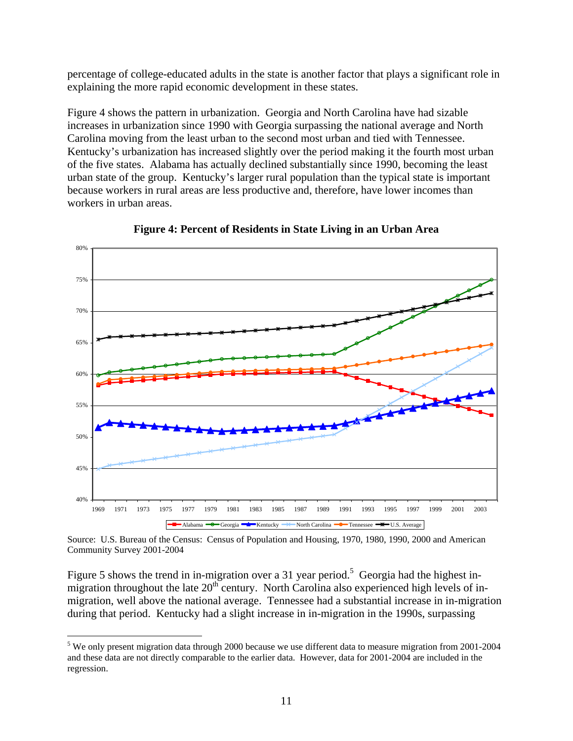percentage of college-educated adults in the state is another factor that plays a significant role in explaining the more rapid economic development in these states.

Figure 4 shows the pattern in urbanization. Georgia and North Carolina have had sizable increases in urbanization since 1990 with Georgia surpassing the national average and North Carolina moving from the least urban to the second most urban and tied with Tennessee. Kentucky's urbanization has increased slightly over the period making it the fourth most urban of the five states. Alabama has actually declined substantially since 1990, becoming the least urban state of the group. Kentucky's larger rural population than the typical state is important because workers in rural areas are less productive and, therefore, have lower incomes than workers in urban areas.

**Figure 4: Percent of Residents in State Living in an Urban Area**

Source: U.S. Bureau of the Census: Census of Population and Housing, 1970, 1980, 1990, 2000 and American Community Survey 2001-2004

Figure 5 shows the trend in in-migration over a 31 year period.[5] Georgia had the highest in-migration throughout the late 20th century. North Carolina also experienced high levels of in-migration, well above the national average. Tennessee had a substantial increase in in-migration during that period. Kentucky had a slight increase in in-migration in the 1990s, surpassing

[5] We only present migration data through 2000 because we use different data to measure migration from 2001-2004 and these data are not directly comparable to the earlier data. However, data for 2001-2004 are included in the regression.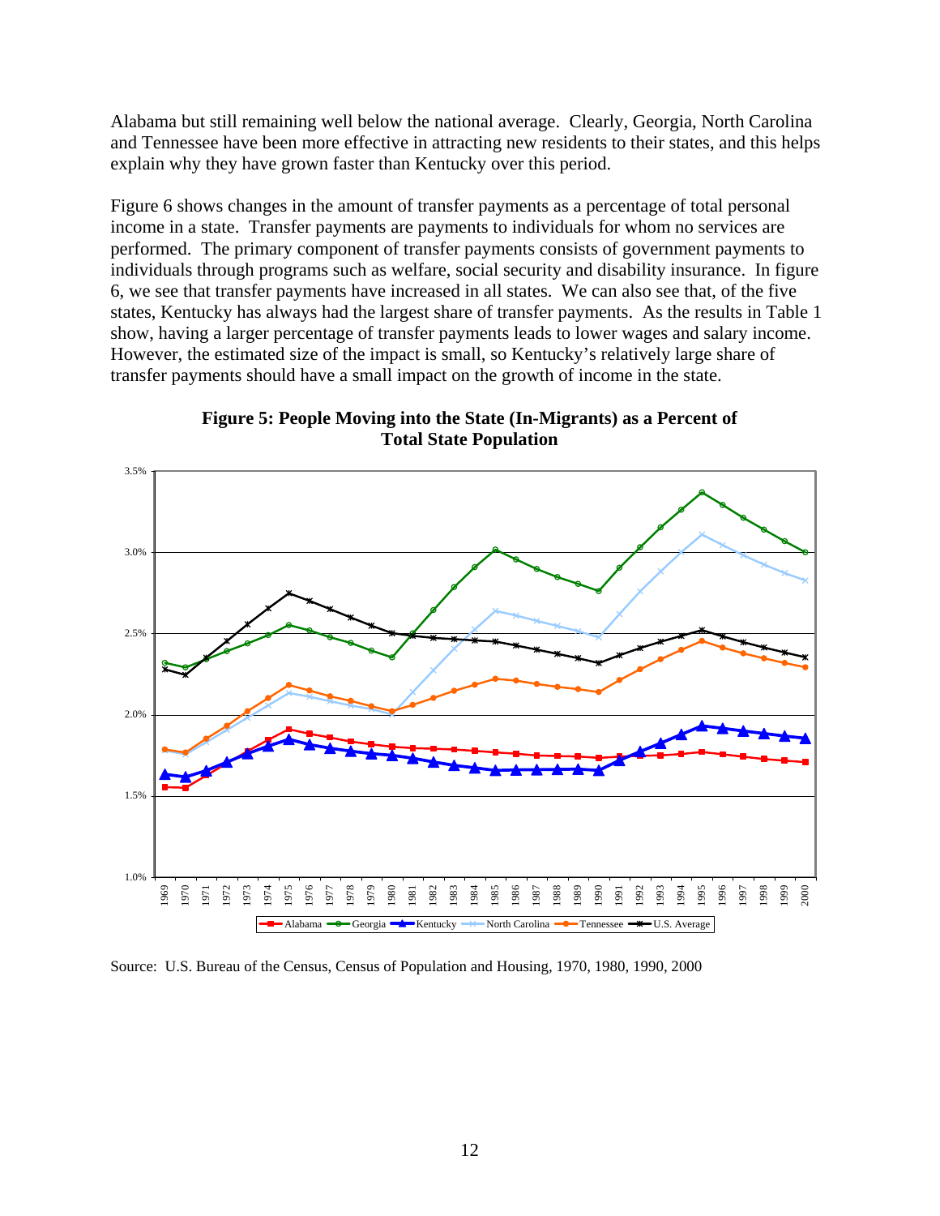Alabama but still remaining well below the national average. Clearly, Georgia, North Carolina and Tennessee have been more effective in attracting new residents to their states, and this helps explain why they have grown faster than Kentucky over this period.

Figure 6 shows changes in the amount of transfer payments as a percentage of total personal income in a state. Transfer payments are payments to individuals for whom no services are performed. The primary component of transfer payments consists of government payments to individuals through programs such as welfare, social security and disability insurance. In figure 6, we see that transfer payments have increased in all states. We can also see that, of the five states, Kentucky has always had the largest share of transfer payments. As the results in Table 1 show, having a larger percentage of transfer payments leads to lower wages and salary income. However, the estimated size of the impact is small, so Kentucky's relatively large share of transfer payments should have a small impact on the growth of income in the state.

**Figure 5: People Moving into the State (In-Migrants) as a Percent of Total State Population**

Source: U.S. Bureau of the Census, Census of Population and Housing, 1970, 1980, 1990, 2000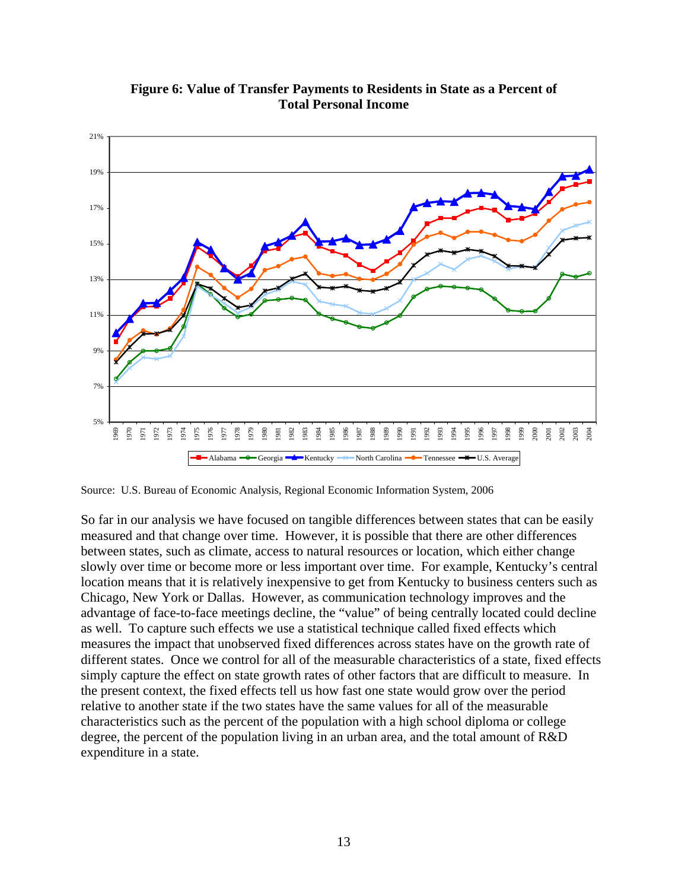**Figure 6: Value of Transfer Payments to Residents in State as a Percent of Total Personal Income**

Source: U.S. Bureau of Economic Analysis, Regional Economic Information System, 2006

So far in our analysis we have focused on tangible differences between states that can be easily measured and that change over time. However, it is possible that there are other differences between states, such as climate, access to natural resources or location, which either change slowly over time or become more or less important over time. For example, Kentucky's central location means that it is relatively inexpensive to get from Kentucky to business centers such as Chicago, New York or Dallas. However, as communication technology improves and the advantage of face-to-face meetings decline, the "value" of being centrally located could decline as well. To capture such effects we use a statistical technique called fixed effects which measures the impact that unobserved fixed differences across states have on the growth rate of different states. Once we control for all of the measurable characteristics of a state, fixed effects simply capture the effect on state growth rates of other factors that are difficult to measure. In the present context, the fixed effects tell us how fast one state would grow over the period relative to another state if the two states have the same values for all of the measurable characteristics such as the percent of the population with a high school diploma or college degree, the percent of the population living in an urban area, and the total amount of R&D expenditure in a state.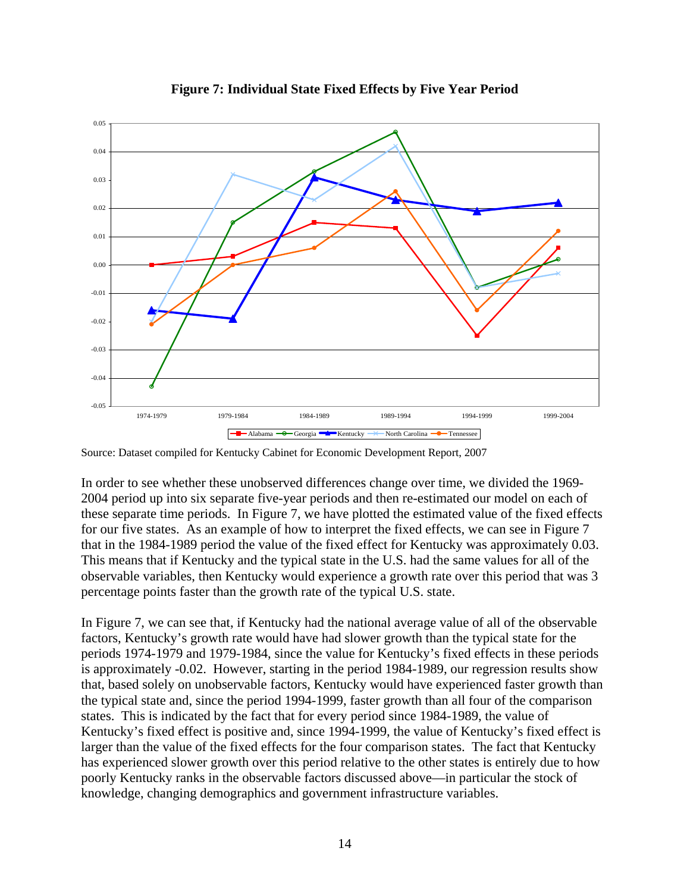**Figure 7: Individual State Fixed Effects by Five Year Period**

Source: Dataset compiled for Kentucky Cabinet for Economic Development Report, 2007

In order to see whether these unobserved differences change over time, we divided the 1969-2004 period up into six separate five-year periods and then re-estimated our model on each of these separate time periods. In Figure 7, we have plotted the estimated value of the fixed effects for our five states. As an example of how to interpret the fixed effects, we can see in Figure 7 that in the 1984-1989 period the value of the fixed effect for Kentucky was approximately 0.03. This means that if Kentucky and the typical state in the U.S. had the same values for all of the observable variables, then Kentucky would experience a growth rate over this period that was 3 percentage points faster than the growth rate of the typical U.S. state.

In Figure 7, we can see that, if Kentucky had the national average value of all of the observable factors, Kentucky's growth rate would have had slower growth than the typical state for the periods 1974-1979 and 1979-1984, since the value for Kentucky's fixed effects in these periods is approximately -0.02. However, starting in the period 1984-1989, our regression results show that, based solely on unobservable factors, Kentucky would have experienced faster growth than the typical state and, since the period 1994-1999, faster growth than all four of the comparison states. This is indicated by the fact that for every period since 1984-1989, the value of Kentucky's fixed effect is positive and, since 1994-1999, the value of Kentucky's fixed effect is larger than the value of the fixed effects for the four comparison states. The fact that Kentucky has experienced slower growth over this period relative to the other states is entirely due to how poorly Kentucky ranks in the observable factors discussed above—in particular the stock of knowledge, changing demographics and government infrastructure variables.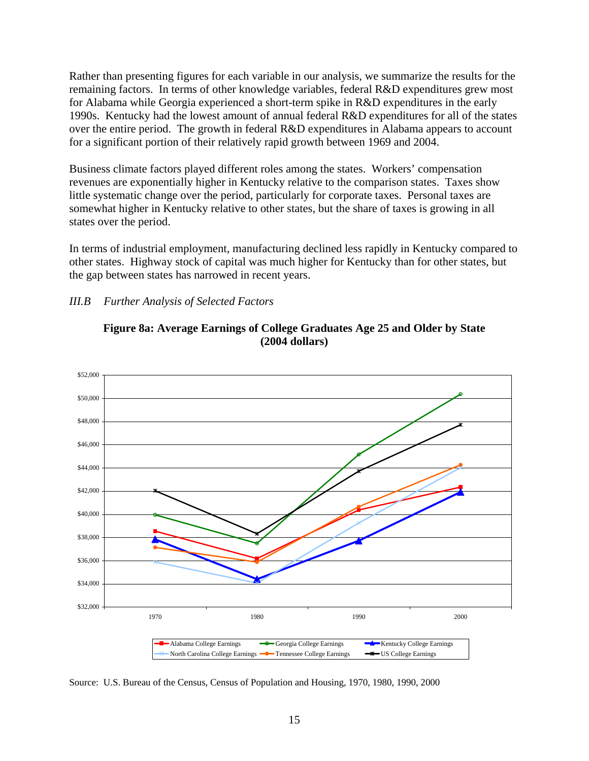Rather than presenting figures for each variable in our analysis, we summarize the results for the remaining factors. In terms of other knowledge variables, federal R&D expenditures grew most for Alabama while Georgia experienced a short-term spike in R&D expenditures in the early 1990s. Kentucky had the lowest amount of annual federal R&D expenditures for all of the states over the entire period. The growth in federal R&D expenditures in Alabama appears to account for a significant portion of their relatively rapid growth between 1969 and 2004.

Business climate factors played different roles among the states. Workers' compensation revenues are exponentially higher in Kentucky relative to the comparison states. Taxes show little systematic change over the period, particularly for corporate taxes. Personal taxes are somewhat higher in Kentucky relative to other states, but the share of taxes is growing in all states over the period.

In terms of industrial employment, manufacturing declined less rapidly in Kentucky compared to other states. Highway stock of capital was much higher for Kentucky than for other states, but the gap between states has narrowed in recent years.

### *III.B Further Analysis of Selected Factors*

**Figure 8a: Average Earnings of College Graduates Age 25 and Older by State (2004 dollars)**

Source: U.S. Bureau of the Census, Census of Population and Housing, 1970, 1980, 1990, 2000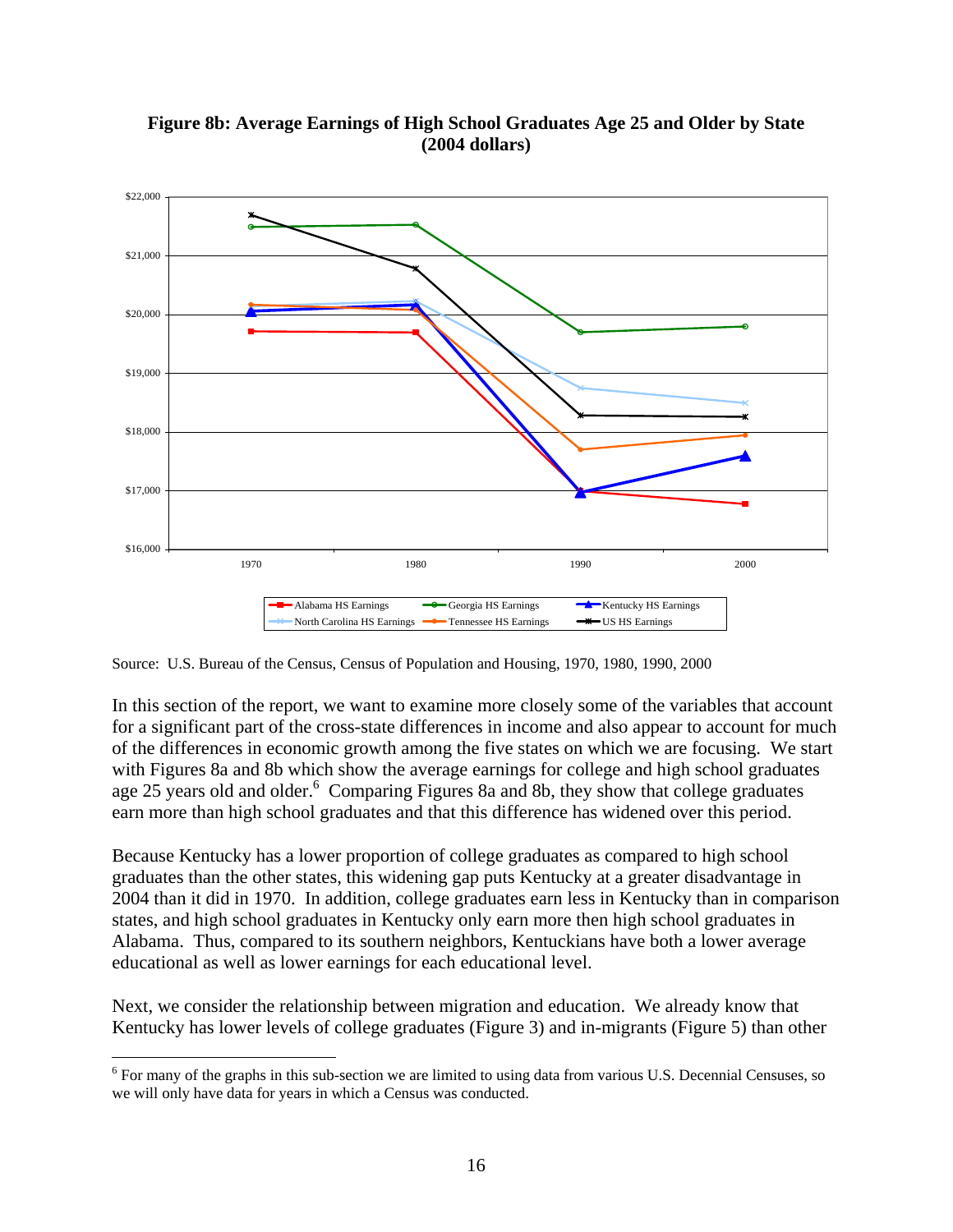**Figure 8b: Average Earnings of High School Graduates Age 25 and Older by State (2004 dollars)**

Source: U.S. Bureau of the Census, Census of Population and Housing, 1970, 1980, 1990, 2000

In this section of the report, we want to examine more closely some of the variables that account for a significant part of the cross-state differences in income and also appear to account for much of the differences in economic growth among the five states on which we are focusing. We start with Figures 8a and 8b which show the average earnings for college and high school graduates age 25 years old and older.[6] Comparing Figures 8a and 8b, they show that college graduates earn more than high school graduates and that this difference has widened over this period.

Because Kentucky has a lower proportion of college graduates as compared to high school graduates than the other states, this widening gap puts Kentucky at a greater disadvantage in 2004 than it did in 1970. In addition, college graduates earn less in Kentucky than in comparison states, and high school graduates in Kentucky only earn more then high school graduates in Alabama. Thus, compared to its southern neighbors, Kentuckians have both a lower average educational as well as lower earnings for each educational level.

Next, we consider the relationship between migration and education. We already know that Kentucky has lower levels of college graduates (Figure 3) and in-migrants (Figure 5) than other

[6] For many of the graphs in this sub-section we are limited to using data from various U.S. Decennial Censuses, so we will only have data for years in which a Census was conducted.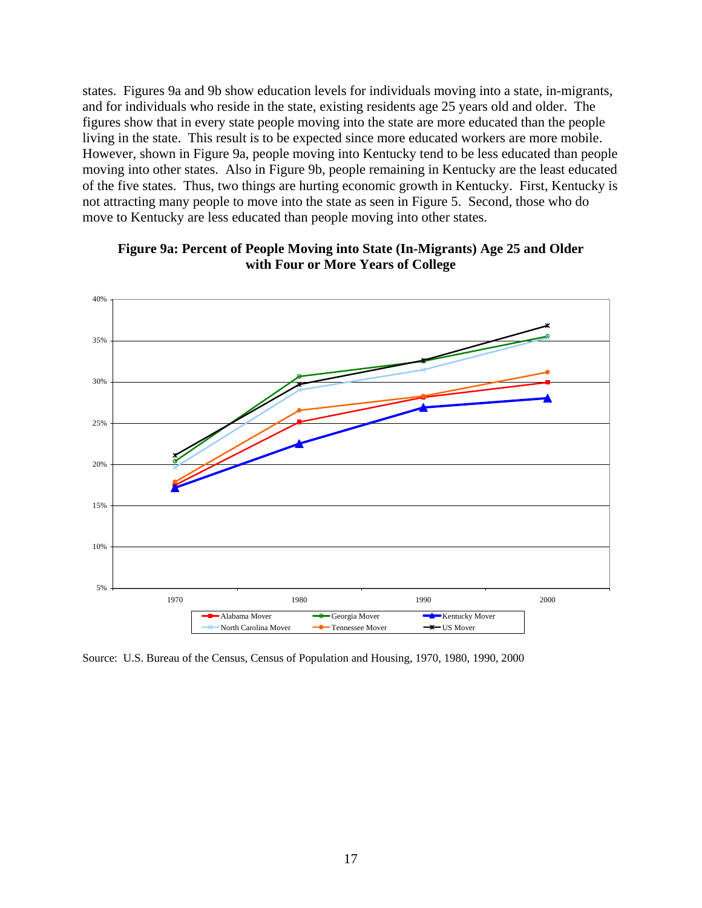states. Figures 9a and 9b show education levels for individuals moving into a state, in-migrants, and for individuals who reside in the state, existing residents age 25 years old and older. The figures show that in every state people moving into the state are more educated than the people living in the state. This result is to be expected since more educated workers are more mobile. However, shown in Figure 9a, people moving into Kentucky tend to be less educated than people moving into other states. Also in Figure 9b, people remaining in Kentucky are the least educated of the five states. Thus, two things are hurting economic growth in Kentucky. First, Kentucky is not attracting many people to move into the state as seen in Figure 5. Second, those who do move to Kentucky are less educated than people moving into other states.

**Figure 9a: Percent of People Moving into State (In-Migrants) Age 25 and Older with Four or More Years of College**

Source: U.S. Bureau of the Census, Census of Population and Housing, 1970, 1980, 1990, 2000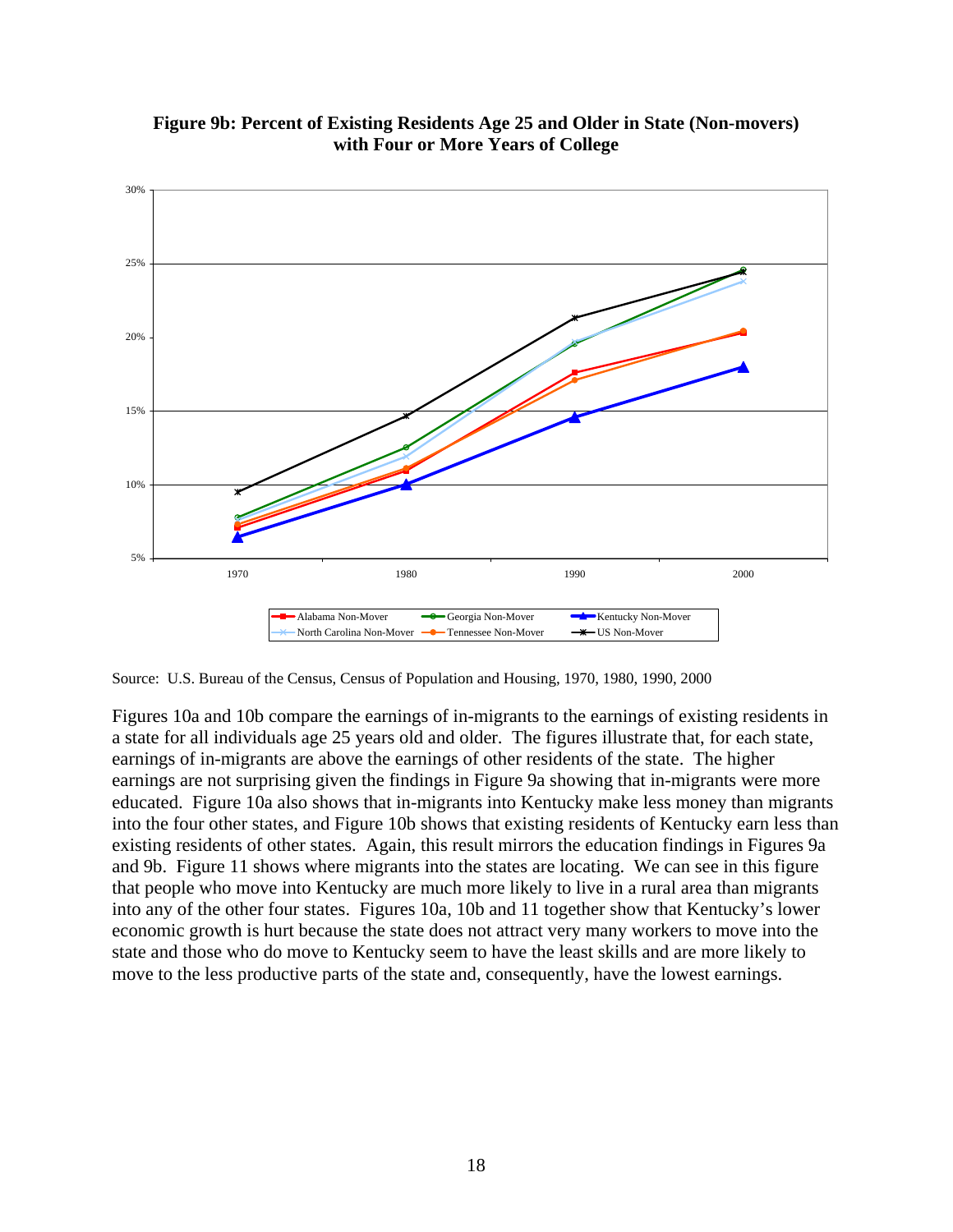**Figure 9b: Percent of Existing Residents Age 25 and Older in State (Non-movers) with Four or More Years of College**

Source: U.S. Bureau of the Census, Census of Population and Housing, 1970, 1980, 1990, 2000

Figures 10a and 10b compare the earnings of in-migrants to the earnings of existing residents in a state for all individuals age 25 years old and older. The figures illustrate that, for each state, earnings of in-migrants are above the earnings of other residents of the state. The higher earnings are not surprising given the findings in Figure 9a showing that in-migrants were more educated. Figure 10a also shows that in-migrants into Kentucky make less money than migrants into the four other states, and Figure 10b shows that existing residents of Kentucky earn less than existing residents of other states. Again, this result mirrors the education findings in Figures 9a and 9b. Figure 11 shows where migrants into the states are locating. We can see in this figure that people who move into Kentucky are much more likely to live in a rural area than migrants into any of the other four states. Figures 10a, 10b and 11 together show that Kentucky's lower economic growth is hurt because the state does not attract very many workers to move into the state and those who do move to Kentucky seem to have the least skills and are more likely to move to the less productive parts of the state and, consequently, have the lowest earnings.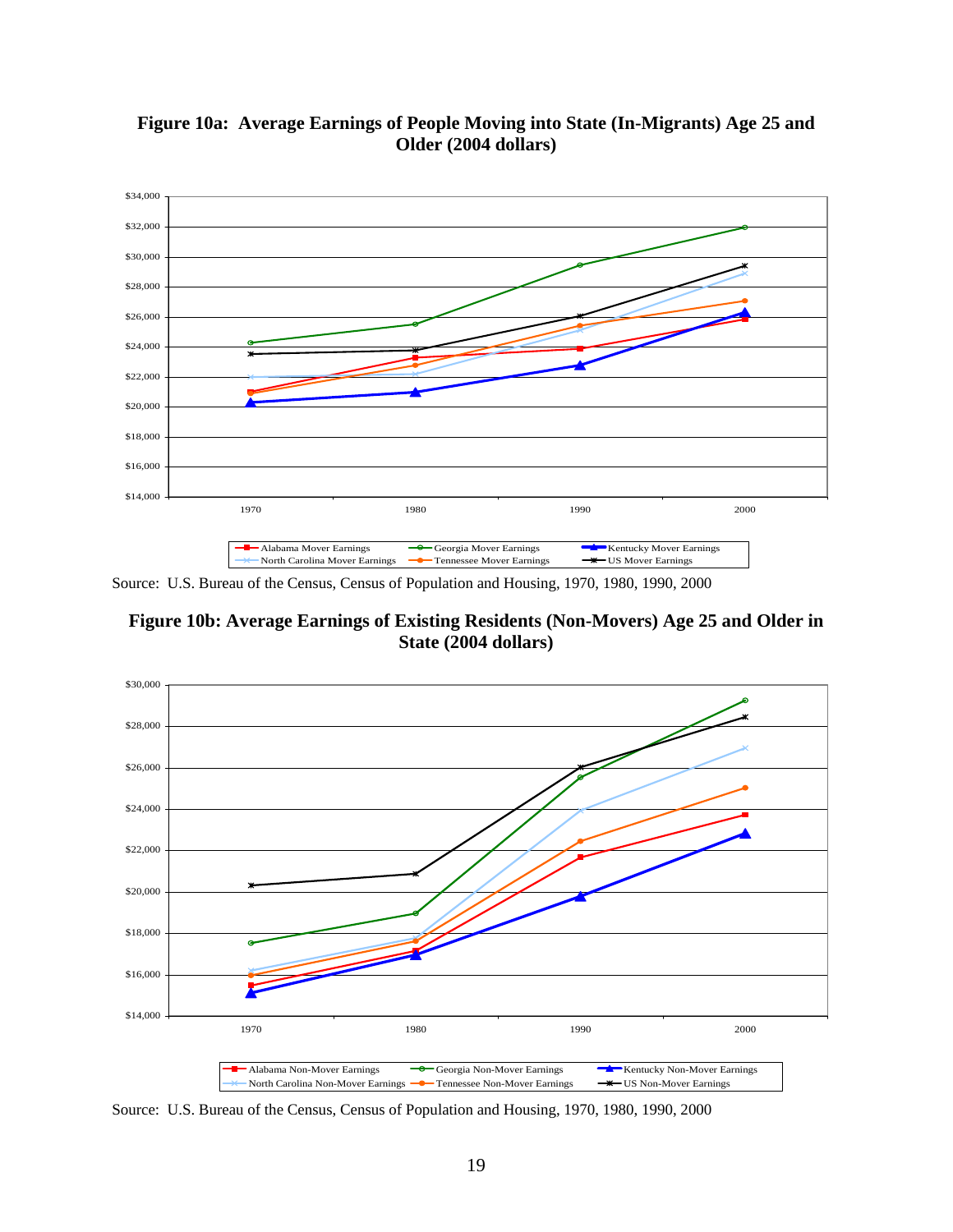**Figure 10a: Average Earnings of People Moving into State (In-Migrants) Age 25 and Older (2004 dollars)**

Source: U.S. Bureau of the Census, Census of Population and Housing, 1970, 1980, 1990, 2000

**Figure 10b: Average Earnings of Existing Residents (Non-Movers) Age 25 and Older in State (2004 dollars)**

Source: U.S. Bureau of the Census, Census of Population and Housing, 1970, 1980, 1990, 2000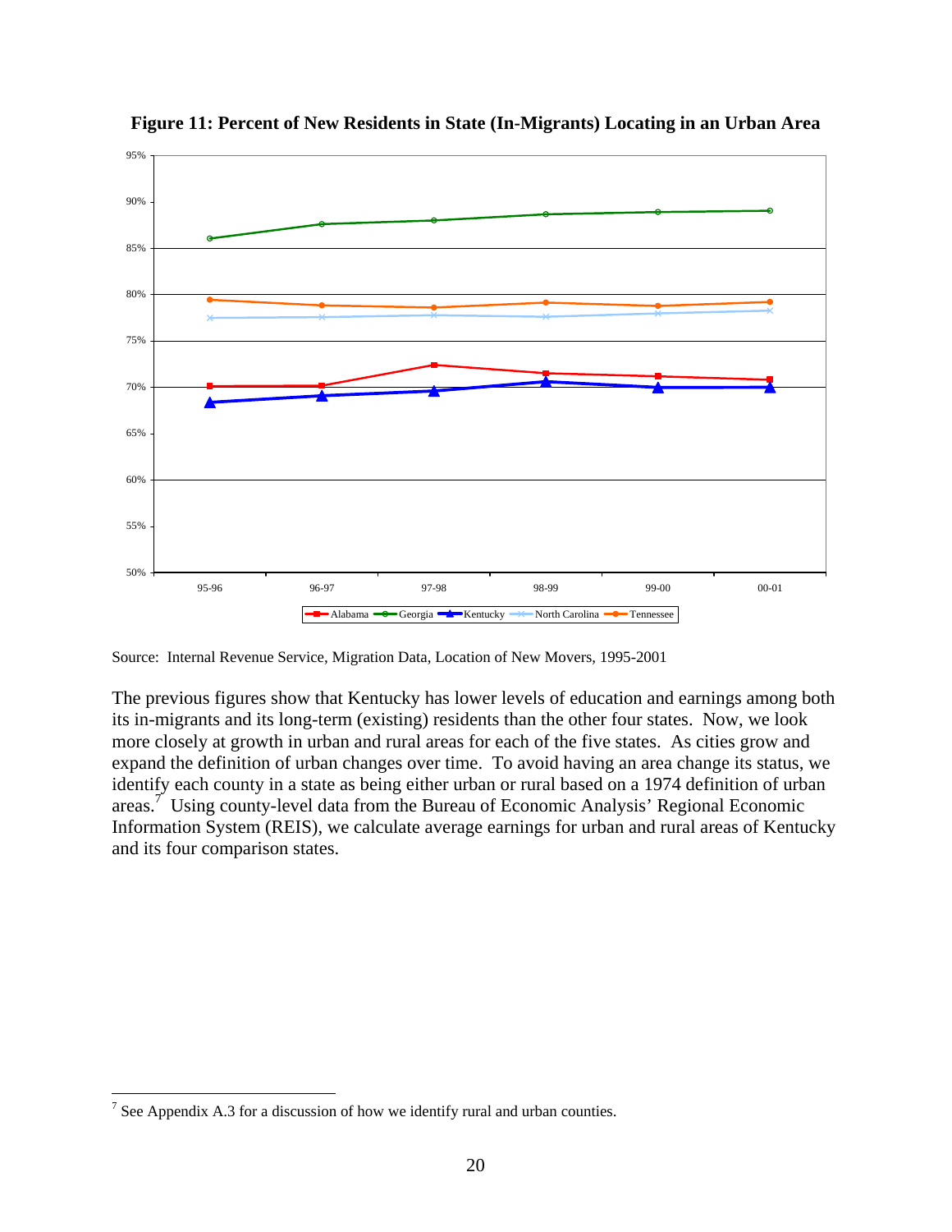**Figure 11: Percent of New Residents in State (In-Migrants) Locating in an Urban Area**

Source: Internal Revenue Service, Migration Data, Location of New Movers, 1995-2001

The previous figures show that Kentucky has lower levels of education and earnings among both its in-migrants and its long-term (existing) residents than the other four states. Now, we look more closely at growth in urban and rural areas for each of the five states. As cities grow and expand the definition of urban changes over time. To avoid having an area change its status, we identify each county in a state as being either urban or rural based on a 1974 definition of urban areas.[7] Using county-level data from the Bureau of Economic Analysis' Regional Economic Information System (REIS), we calculate average earnings for urban and rural areas of Kentucky and its four comparison states.

[7] See Appendix A.3 for a discussion of how we identify rural and urban counties.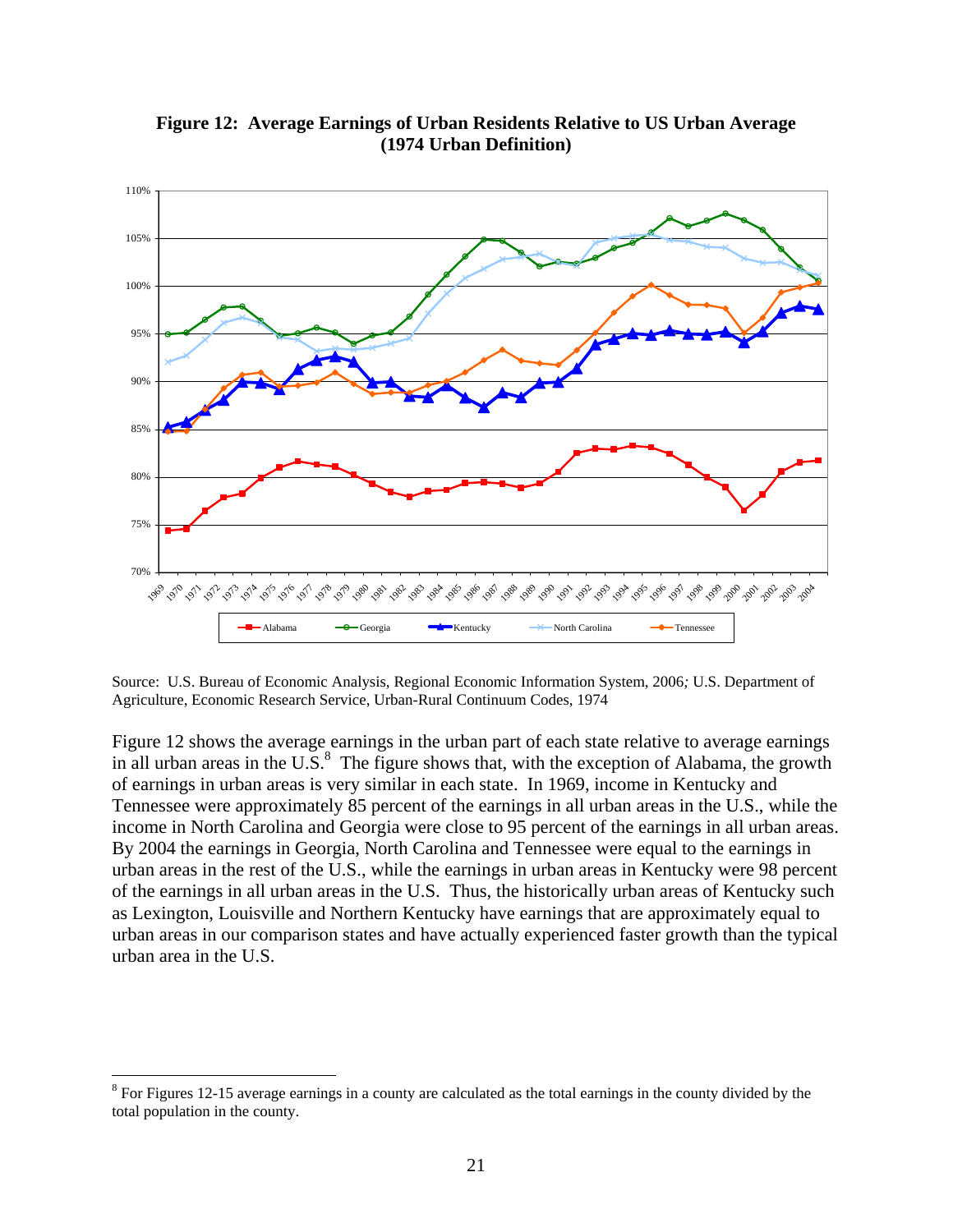**Figure 12: Average Earnings of Urban Residents Relative to US Urban Average (1974 Urban Definition)**

Source: U.S. Bureau of Economic Analysis, Regional Economic Information System, 2006*;* U.S. Department of Agriculture, Economic Research Service, Urban-Rural Continuum Codes, 1974

Figure 12 shows the average earnings in the urban part of each state relative to average earnings in all urban areas in the U.S.[8] The figure shows that, with the exception of Alabama, the growth of earnings in urban areas is very similar in each state. In 1969, income in Kentucky and Tennessee were approximately 85 percent of the earnings in all urban areas in the U.S., while the income in North Carolina and Georgia were close to 95 percent of the earnings in all urban areas. By 2004 the earnings in Georgia, North Carolina and Tennessee were equal to the earnings in urban areas in the rest of the U.S., while the earnings in urban areas in Kentucky were 98 percent of the earnings in all urban areas in the U.S. Thus, the historically urban areas of Kentucky such as Lexington, Louisville and Northern Kentucky have earnings that are approximately equal to urban areas in our comparison states and have actually experienced faster growth than the typical urban area in the U.S.

[8] For Figures 12-15 average earnings in a county are calculated as the total earnings in the county divided by the total population in the county.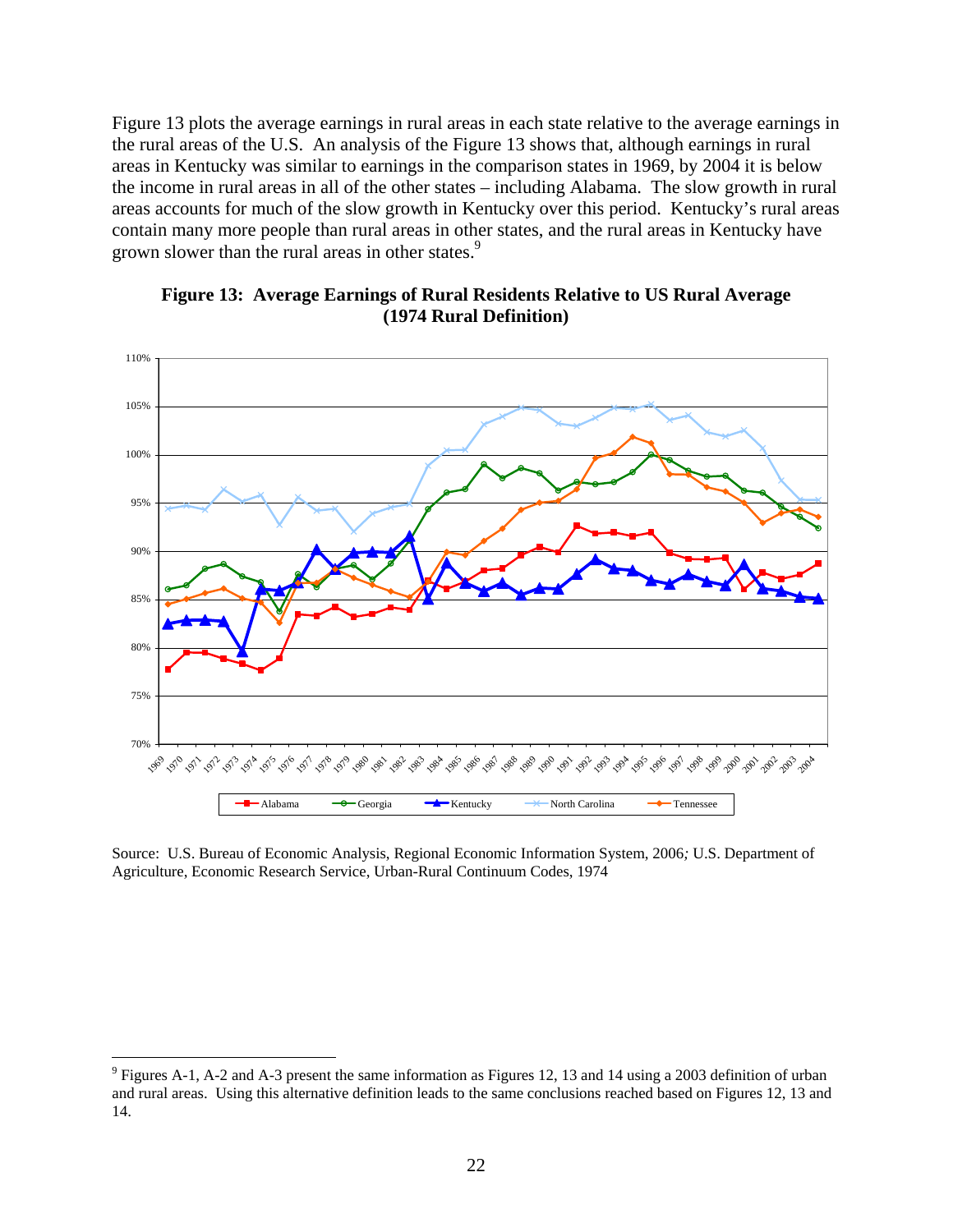Figure 13 plots the average earnings in rural areas in each state relative to the average earnings in the rural areas of the U.S. An analysis of the Figure 13 shows that, although earnings in rural areas in Kentucky was similar to earnings in the comparison states in 1969, by 2004 it is below the income in rural areas in all of the other states – including Alabama. The slow growth in rural areas accounts for much of the slow growth in Kentucky over this period. Kentucky's rural areas contain many more people than rural areas in other states, and the rural areas in Kentucky have grown slower than the rural areas in other states.[9]

**Figure 13: Average Earnings of Rural Residents Relative to US Rural Average (1974 Rural Definition)**

Source: U.S. Bureau of Economic Analysis, Regional Economic Information System, 2006*;* U.S. Department of Agriculture, Economic Research Service, Urban-Rural Continuum Codes, 1974

[9] Figures A-1, A-2 and A-3 present the same information as Figures 12, 13 and 14 using a 2003 definition of urban and rural areas. Using this alternative definition leads to the same conclusions reached based on Figures 12, 13 and 14.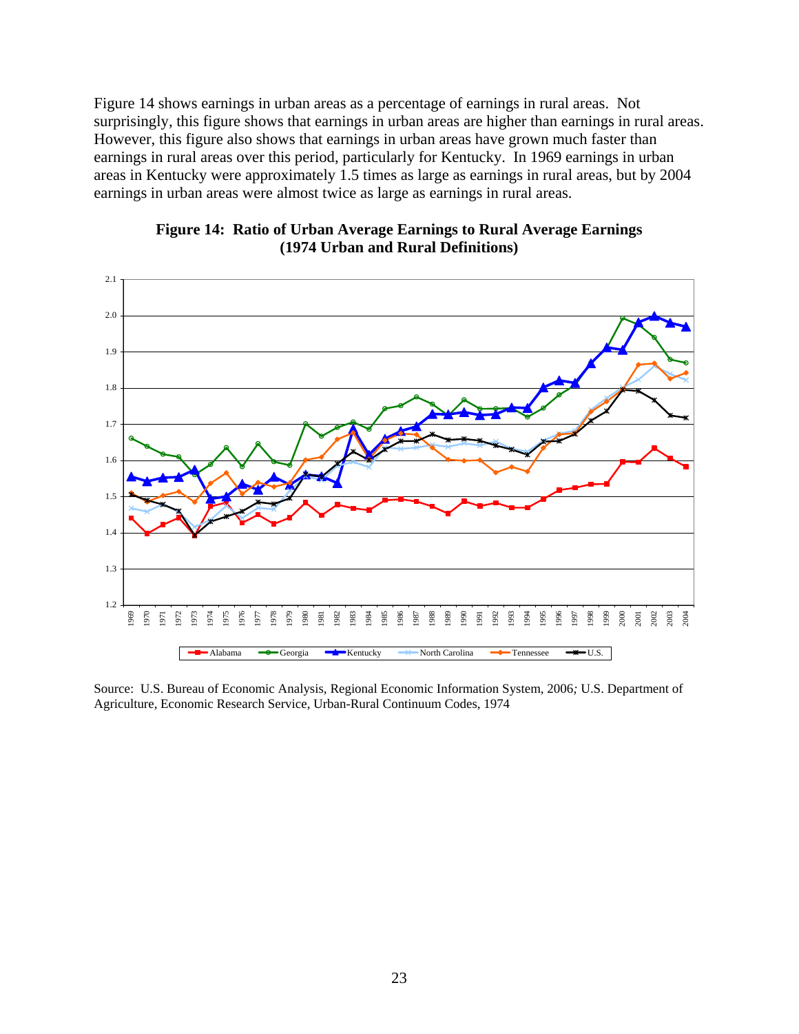Figure 14 shows earnings in urban areas as a percentage of earnings in rural areas. Not surprisingly, this figure shows that earnings in urban areas are higher than earnings in rural areas. However, this figure also shows that earnings in urban areas have grown much faster than earnings in rural areas over this period, particularly for Kentucky. In 1969 earnings in urban areas in Kentucky were approximately 1.5 times as large as earnings in rural areas, but by 2004 earnings in urban areas were almost twice as large as earnings in rural areas.

**Figure 14: Ratio of Urban Average Earnings to Rural Average Earnings (1974 Urban and Rural Definitions)**

Source: U.S. Bureau of Economic Analysis, Regional Economic Information System, 2006*;* U.S. Department of Agriculture, Economic Research Service, Urban-Rural Continuum Codes, 1974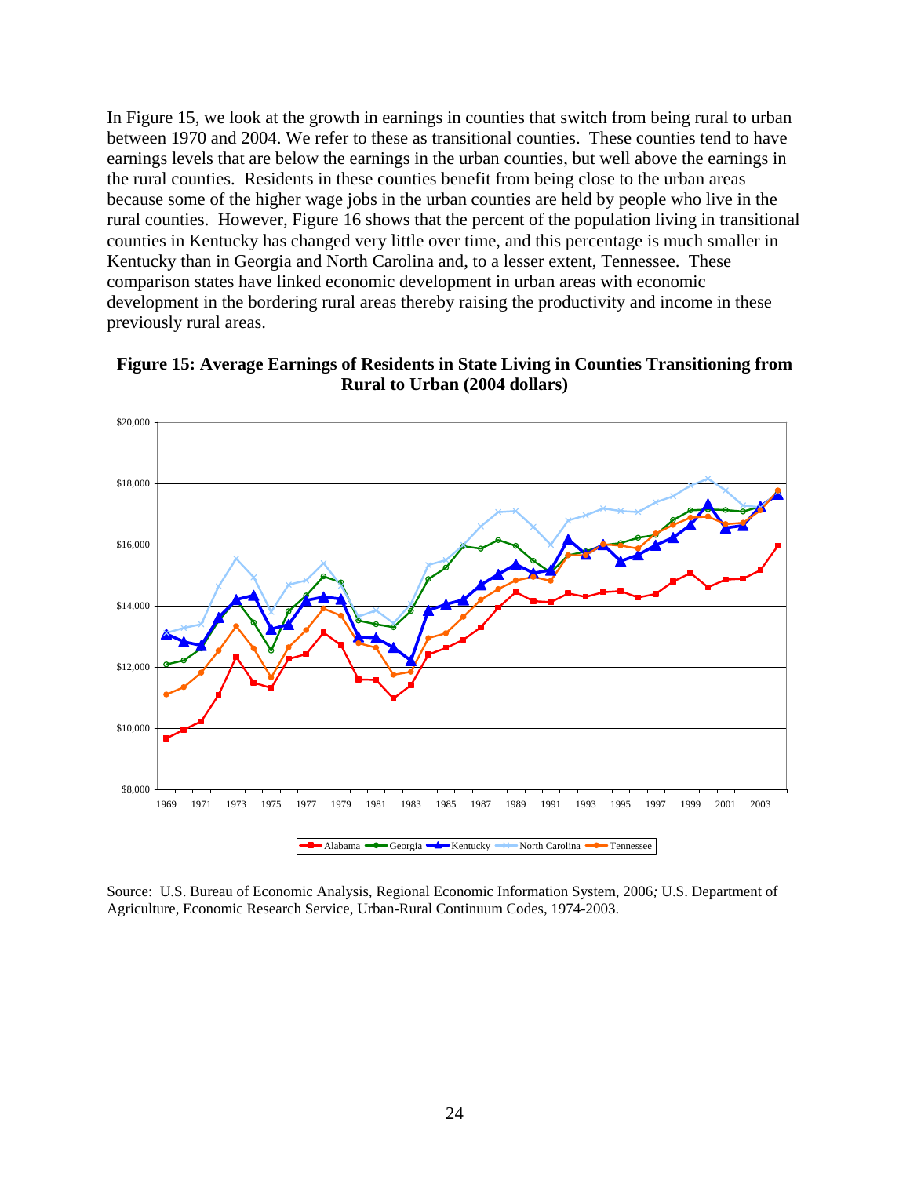In Figure 15, we look at the growth in earnings in counties that switch from being rural to urban between 1970 and 2004. We refer to these as transitional counties. These counties tend to have earnings levels that are below the earnings in the urban counties, but well above the earnings in the rural counties. Residents in these counties benefit from being close to the urban areas because some of the higher wage jobs in the urban counties are held by people who live in the rural counties. However, Figure 16 shows that the percent of the population living in transitional counties in Kentucky has changed very little over time, and this percentage is much smaller in Kentucky than in Georgia and North Carolina and, to a lesser extent, Tennessee. These comparison states have linked economic development in urban areas with economic development in the bordering rural areas thereby raising the productivity and income in these previously rural areas.

**Figure 15: Average Earnings of Residents in State Living in Counties Transitioning from Rural to Urban (2004 dollars)**

Source: U.S. Bureau of Economic Analysis, Regional Economic Information System, 2006*;* U.S. Department of Agriculture, Economic Research Service, Urban-Rural Continuum Codes, 1974-2003.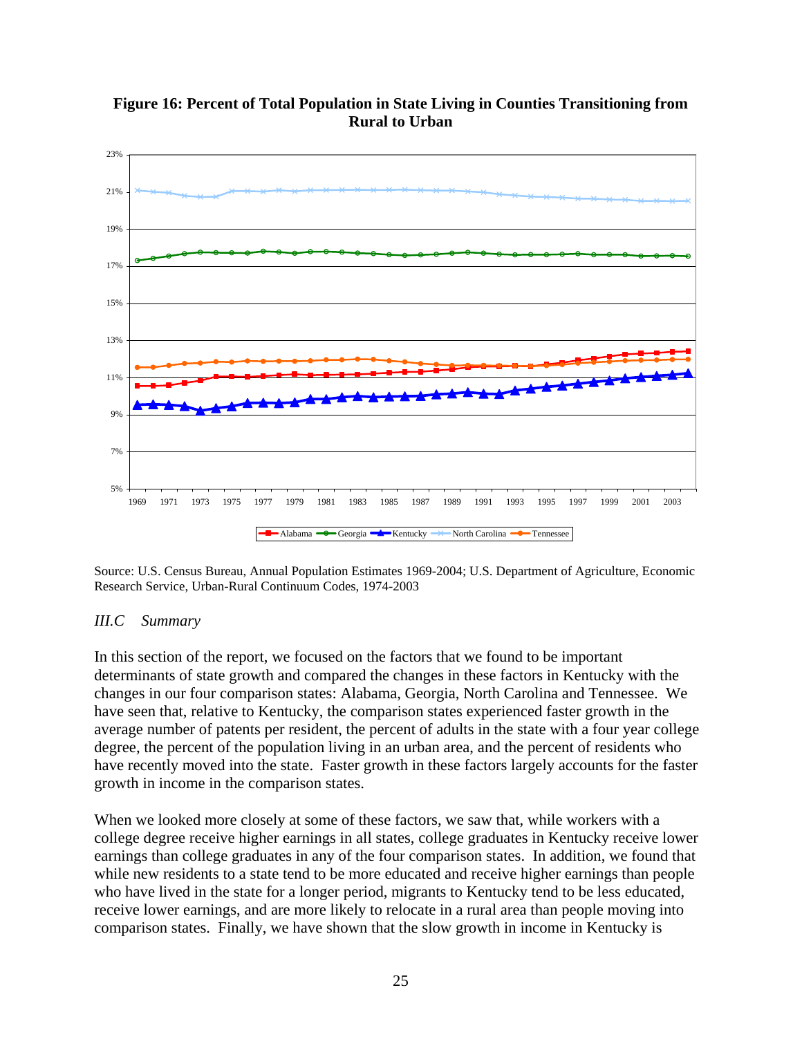**Figure 16: Percent of Total Population in State Living in Counties Transitioning from Rural to Urban**

Source: U.S. Census Bureau, Annual Population Estimates 1969-2004; U.S. Department of Agriculture, Economic Research Service, Urban-Rural Continuum Codes, 1974-2003

### *III.C Summary*

In this section of the report, we focused on the factors that we found to be important determinants of state growth and compared the changes in these factors in Kentucky with the changes in our four comparison states: Alabama, Georgia, North Carolina and Tennessee. We have seen that, relative to Kentucky, the comparison states experienced faster growth in the average number of patents per resident, the percent of adults in the state with a four year college degree, the percent of the population living in an urban area, and the percent of residents who have recently moved into the state. Faster growth in these factors largely accounts for the faster growth in income in the comparison states.

When we looked more closely at some of these factors, we saw that, while workers with a college degree receive higher earnings in all states, college graduates in Kentucky receive lower earnings than college graduates in any of the four comparison states. In addition, we found that while new residents to a state tend to be more educated and receive higher earnings than people who have lived in the state for a longer period, migrants to Kentucky tend to be less educated, receive lower earnings, and are more likely to relocate in a rural area than people moving into comparison states. Finally, we have shown that the slow growth in income in Kentucky is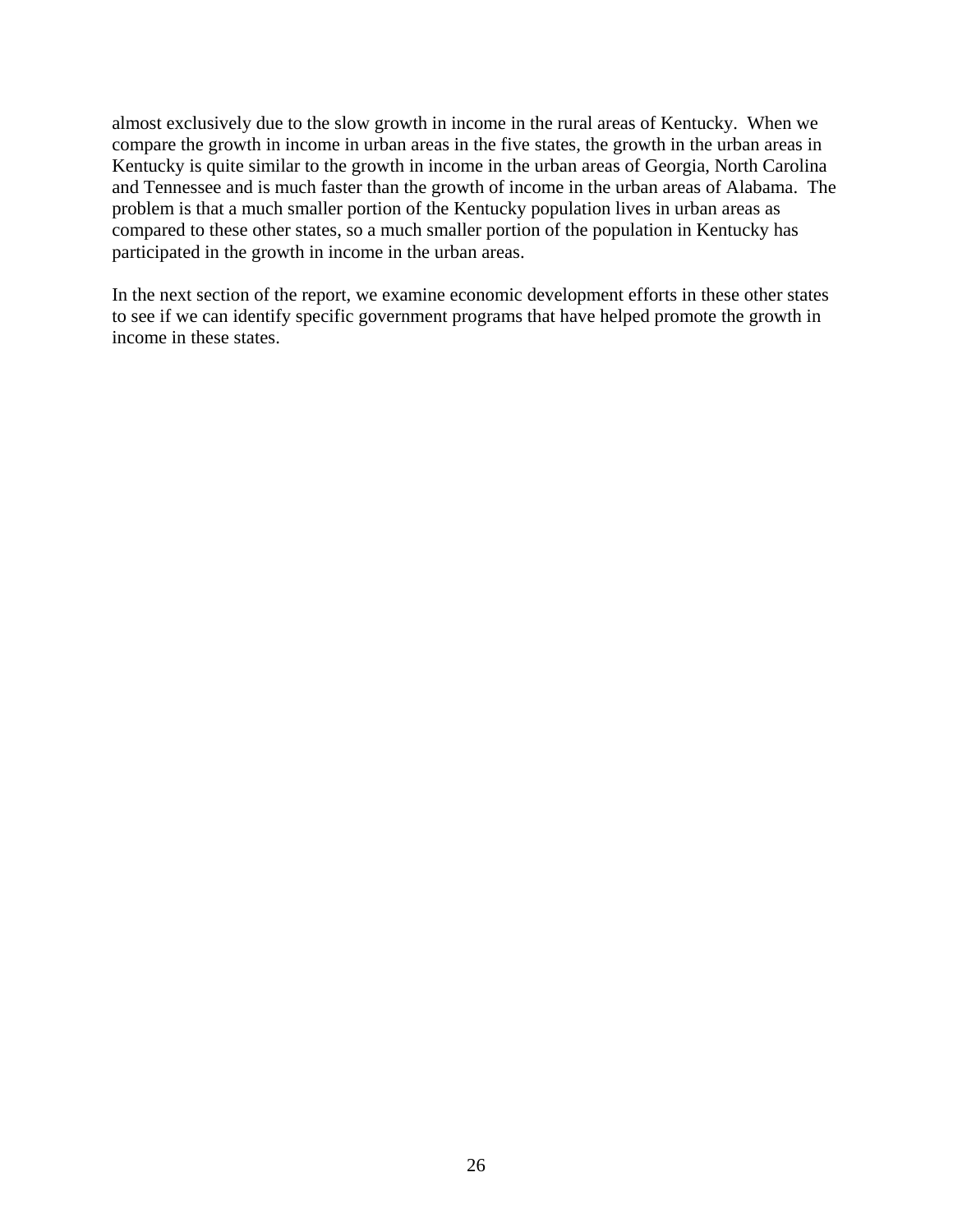almost exclusively due to the slow growth in income in the rural areas of Kentucky. When we compare the growth in income in urban areas in the five states, the growth in the urban areas in Kentucky is quite similar to the growth in income in the urban areas of Georgia, North Carolina and Tennessee and is much faster than the growth of income in the urban areas of Alabama. The problem is that a much smaller portion of the Kentucky population lives in urban areas as compared to these other states, so a much smaller portion of the population in Kentucky has participated in the growth in income in the urban areas.

In the next section of the report, we examine economic development efforts in these other states to see if we can identify specific government programs that have helped promote the growth in income in these states.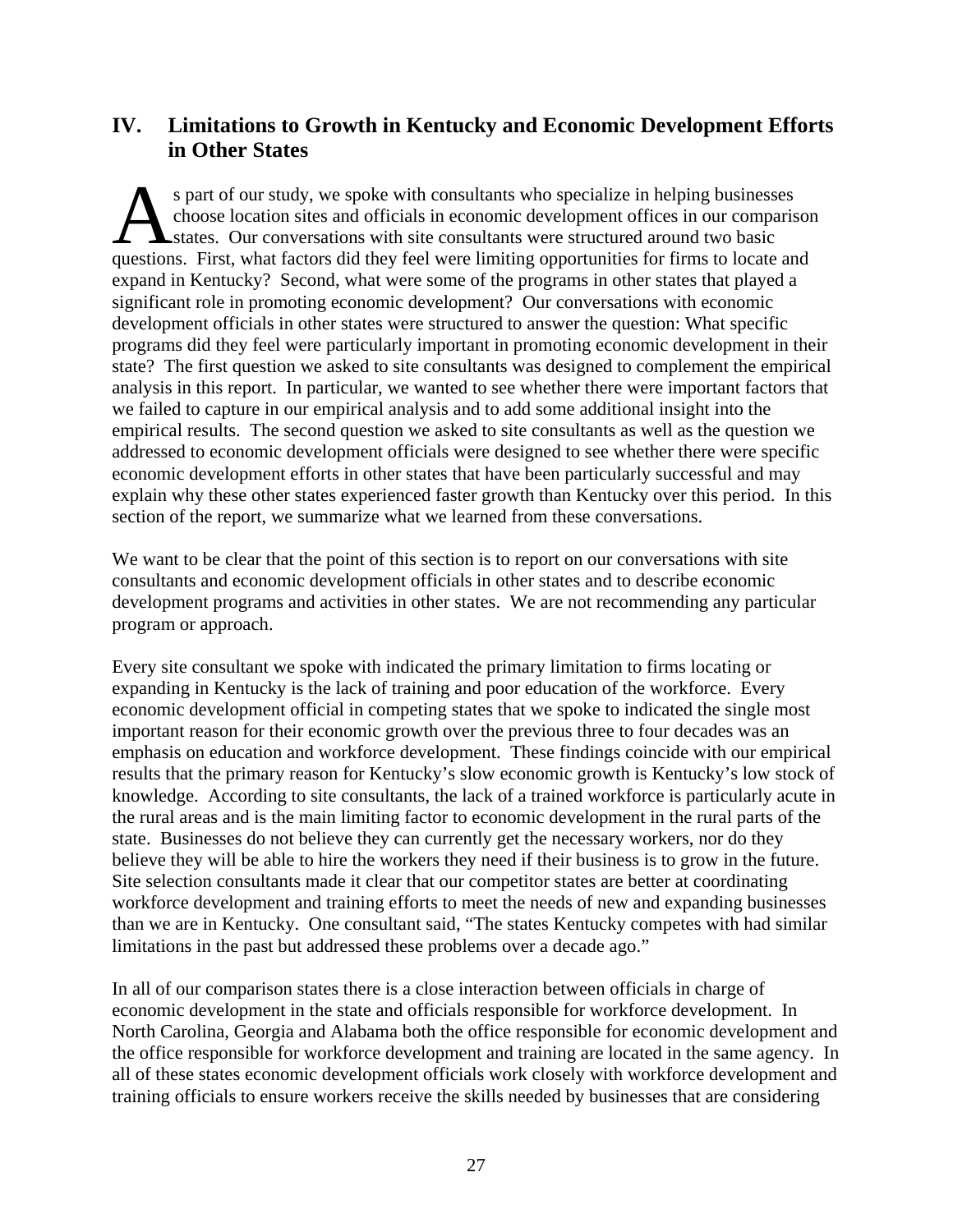## IV. Limitations to Growth in Kentucky and Economic Development Efforts in Other States

As part of our study, we spoke with consultants who specialize in helping businesses choose location sites and officials in economic development offices in our comparison states. Our conversations with site consultants were structured around two basic questions. First, what factors did they feel were limiting opportunities for firms to locate and expand in Kentucky? Second, what were some of the programs in other states that played a significant role in promoting economic development? Our conversations with economic development officials in other states were structured to answer the question: What specific programs did they feel were particularly important in promoting economic development in their state? The first question we asked to site consultants was designed to complement the empirical analysis in this report. In particular, we wanted to see whether there were important factors that we failed to capture in our empirical analysis and to add some additional insight into the empirical results. The second question we asked to site consultants as well as the question we addressed to economic development officials were designed to see whether there were specific economic development efforts in other states that have been particularly successful and may explain why these other states experienced faster growth than Kentucky over this period. In this section of the report, we summarize what we learned from these conversations.

We want to be clear that the point of this section is to report on our conversations with site consultants and economic development officials in other states and to describe economic development programs and activities in other states. We are not recommending any particular program or approach.

Every site consultant we spoke with indicated the primary limitation to firms locating or expanding in Kentucky is the lack of training and poor education of the workforce. Every economic development official in competing states that we spoke to indicated the single most important reason for their economic growth over the previous three to four decades was an emphasis on education and workforce development. These findings coincide with our empirical results that the primary reason for Kentucky's slow economic growth is Kentucky's low stock of knowledge. According to site consultants, the lack of a trained workforce is particularly acute in the rural areas and is the main limiting factor to economic development in the rural parts of the state. Businesses do not believe they can currently get the necessary workers, nor do they believe they will be able to hire the workers they need if their business is to grow in the future. Site selection consultants made it clear that our competitor states are better at coordinating workforce development and training efforts to meet the needs of new and expanding businesses than we are in Kentucky. One consultant said, "The states Kentucky competes with had similar limitations in the past but addressed these problems over a decade ago."

In all of our comparison states there is a close interaction between officials in charge of economic development in the state and officials responsible for workforce development. In North Carolina, Georgia and Alabama both the office responsible for economic development and the office responsible for workforce development and training are located in the same agency. In all of these states economic development officials work closely with workforce development and training officials to ensure workers receive the skills needed by businesses that are considering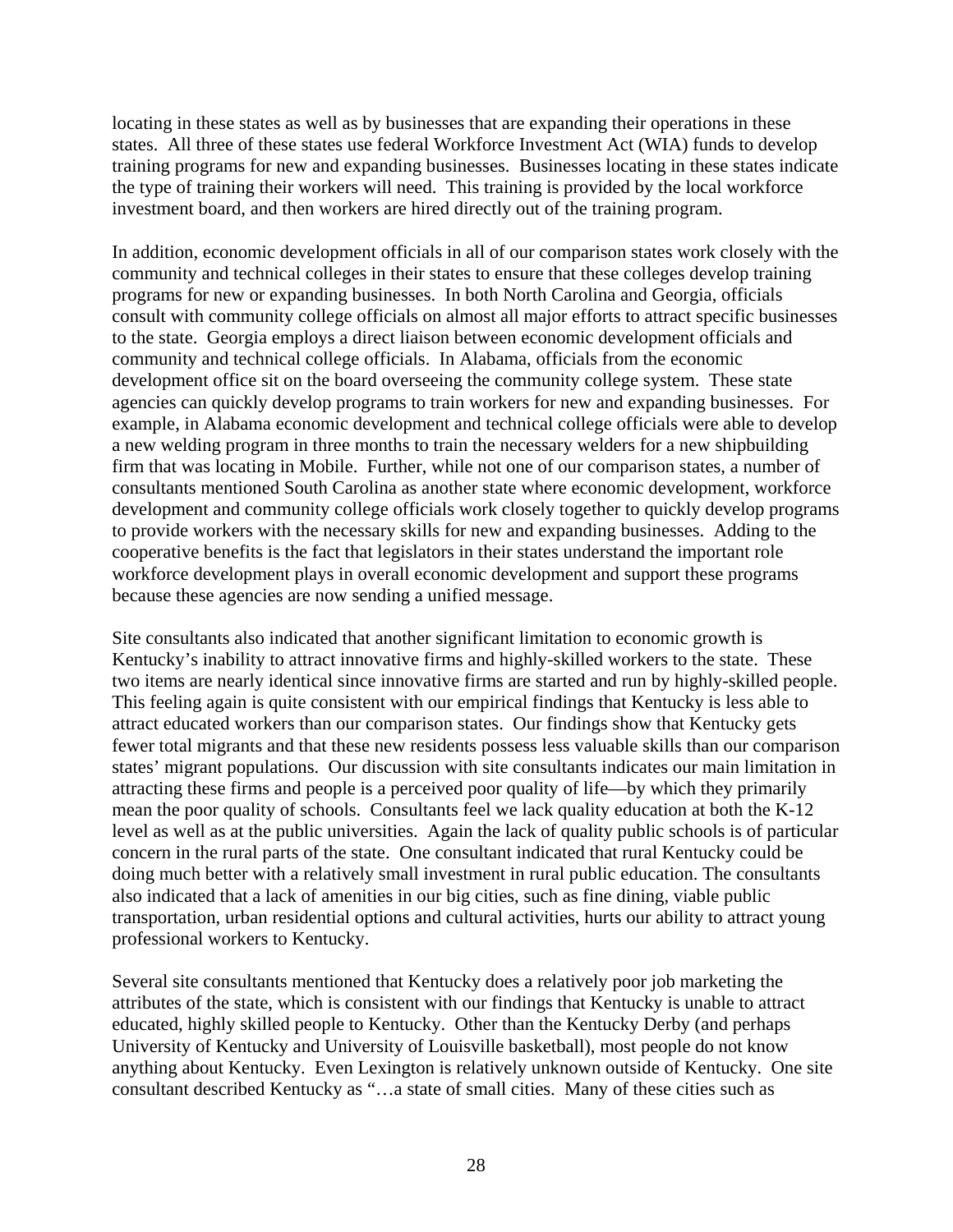locating in these states as well as by businesses that are expanding their operations in these states. All three of these states use federal Workforce Investment Act (WIA) funds to develop training programs for new and expanding businesses. Businesses locating in these states indicate the type of training their workers will need. This training is provided by the local workforce investment board, and then workers are hired directly out of the training program.

In addition, economic development officials in all of our comparison states work closely with the community and technical colleges in their states to ensure that these colleges develop training programs for new or expanding businesses. In both North Carolina and Georgia, officials consult with community college officials on almost all major efforts to attract specific businesses to the state. Georgia employs a direct liaison between economic development officials and community and technical college officials. In Alabama, officials from the economic development office sit on the board overseeing the community college system. These state agencies can quickly develop programs to train workers for new and expanding businesses. For example, in Alabama economic development and technical college officials were able to develop a new welding program in three months to train the necessary welders for a new shipbuilding firm that was locating in Mobile. Further, while not one of our comparison states, a number of consultants mentioned South Carolina as another state where economic development, workforce development and community college officials work closely together to quickly develop programs to provide workers with the necessary skills for new and expanding businesses. Adding to the cooperative benefits is the fact that legislators in their states understand the important role workforce development plays in overall economic development and support these programs because these agencies are now sending a unified message.

Site consultants also indicated that another significant limitation to economic growth is Kentucky's inability to attract innovative firms and highly-skilled workers to the state. These two items are nearly identical since innovative firms are started and run by highly-skilled people. This feeling again is quite consistent with our empirical findings that Kentucky is less able to attract educated workers than our comparison states. Our findings show that Kentucky gets fewer total migrants and that these new residents possess less valuable skills than our comparison states' migrant populations. Our discussion with site consultants indicates our main limitation in attracting these firms and people is a perceived poor quality of life—by which they primarily mean the poor quality of schools. Consultants feel we lack quality education at both the K-12 level as well as at the public universities. Again the lack of quality public schools is of particular concern in the rural parts of the state. One consultant indicated that rural Kentucky could be doing much better with a relatively small investment in rural public education. The consultants also indicated that a lack of amenities in our big cities, such as fine dining, viable public transportation, urban residential options and cultural activities, hurts our ability to attract young professional workers to Kentucky.

Several site consultants mentioned that Kentucky does a relatively poor job marketing the attributes of the state, which is consistent with our findings that Kentucky is unable to attract educated, highly skilled people to Kentucky. Other than the Kentucky Derby (and perhaps University of Kentucky and University of Louisville basketball), most people do not know anything about Kentucky. Even Lexington is relatively unknown outside of Kentucky. One site consultant described Kentucky as "…a state of small cities. Many of these cities such as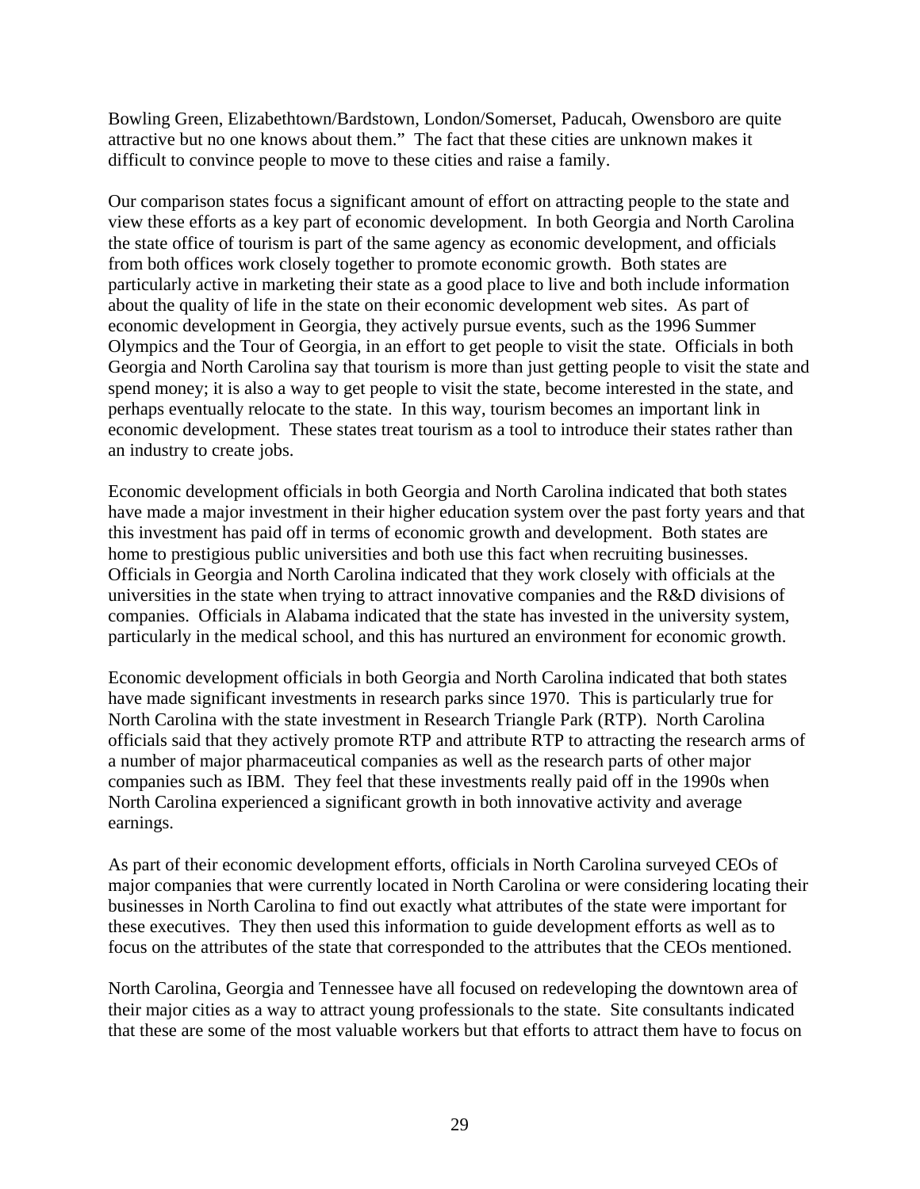Bowling Green, Elizabethtown/Bardstown, London/Somerset, Paducah, Owensboro are quite attractive but no one knows about them." The fact that these cities are unknown makes it difficult to convince people to move to these cities and raise a family.

Our comparison states focus a significant amount of effort on attracting people to the state and view these efforts as a key part of economic development. In both Georgia and North Carolina the state office of tourism is part of the same agency as economic development, and officials from both offices work closely together to promote economic growth. Both states are particularly active in marketing their state as a good place to live and both include information about the quality of life in the state on their economic development web sites. As part of economic development in Georgia, they actively pursue events, such as the 1996 Summer Olympics and the Tour of Georgia, in an effort to get people to visit the state. Officials in both Georgia and North Carolina say that tourism is more than just getting people to visit the state and spend money; it is also a way to get people to visit the state, become interested in the state, and perhaps eventually relocate to the state. In this way, tourism becomes an important link in economic development. These states treat tourism as a tool to introduce their states rather than an industry to create jobs.

Economic development officials in both Georgia and North Carolina indicated that both states have made a major investment in their higher education system over the past forty years and that this investment has paid off in terms of economic growth and development. Both states are home to prestigious public universities and both use this fact when recruiting businesses. Officials in Georgia and North Carolina indicated that they work closely with officials at the universities in the state when trying to attract innovative companies and the R&D divisions of companies. Officials in Alabama indicated that the state has invested in the university system, particularly in the medical school, and this has nurtured an environment for economic growth.

Economic development officials in both Georgia and North Carolina indicated that both states have made significant investments in research parks since 1970. This is particularly true for North Carolina with the state investment in Research Triangle Park (RTP). North Carolina officials said that they actively promote RTP and attribute RTP to attracting the research arms of a number of major pharmaceutical companies as well as the research parts of other major companies such as IBM. They feel that these investments really paid off in the 1990s when North Carolina experienced a significant growth in both innovative activity and average earnings.

As part of their economic development efforts, officials in North Carolina surveyed CEOs of major companies that were currently located in North Carolina or were considering locating their businesses in North Carolina to find out exactly what attributes of the state were important for these executives. They then used this information to guide development efforts as well as to focus on the attributes of the state that corresponded to the attributes that the CEOs mentioned.

North Carolina, Georgia and Tennessee have all focused on redeveloping the downtown area of their major cities as a way to attract young professionals to the state. Site consultants indicated that these are some of the most valuable workers but that efforts to attract them have to focus on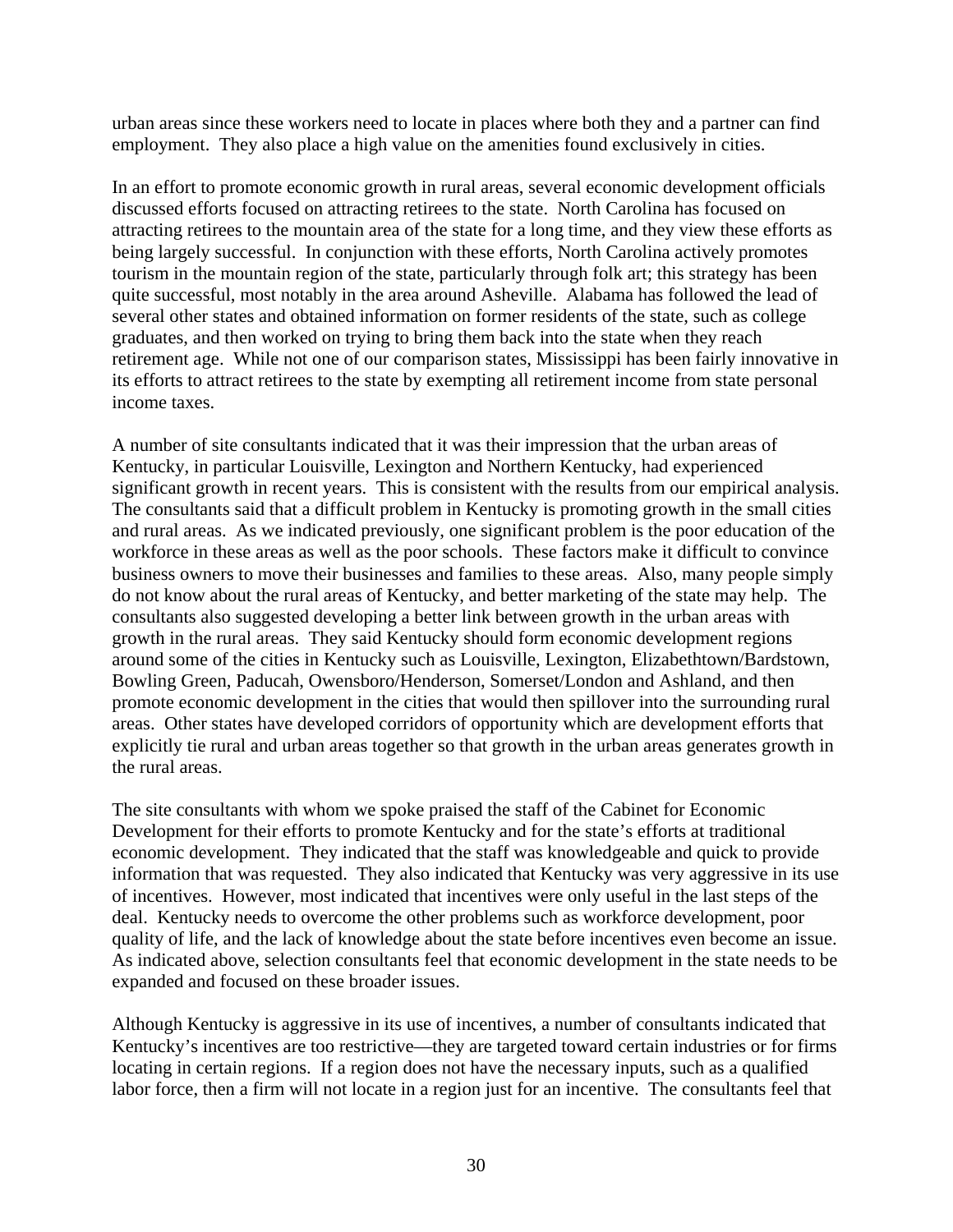urban areas since these workers need to locate in places where both they and a partner can find employment. They also place a high value on the amenities found exclusively in cities.

In an effort to promote economic growth in rural areas, several economic development officials discussed efforts focused on attracting retirees to the state. North Carolina has focused on attracting retirees to the mountain area of the state for a long time, and they view these efforts as being largely successful. In conjunction with these efforts, North Carolina actively promotes tourism in the mountain region of the state, particularly through folk art; this strategy has been quite successful, most notably in the area around Asheville. Alabama has followed the lead of several other states and obtained information on former residents of the state, such as college graduates, and then worked on trying to bring them back into the state when they reach retirement age. While not one of our comparison states, Mississippi has been fairly innovative in its efforts to attract retirees to the state by exempting all retirement income from state personal income taxes.

A number of site consultants indicated that it was their impression that the urban areas of Kentucky, in particular Louisville, Lexington and Northern Kentucky, had experienced significant growth in recent years. This is consistent with the results from our empirical analysis. The consultants said that a difficult problem in Kentucky is promoting growth in the small cities and rural areas. As we indicated previously, one significant problem is the poor education of the workforce in these areas as well as the poor schools. These factors make it difficult to convince business owners to move their businesses and families to these areas. Also, many people simply do not know about the rural areas of Kentucky, and better marketing of the state may help. The consultants also suggested developing a better link between growth in the urban areas with growth in the rural areas. They said Kentucky should form economic development regions around some of the cities in Kentucky such as Louisville, Lexington, Elizabethtown/Bardstown, Bowling Green, Paducah, Owensboro/Henderson, Somerset/London and Ashland, and then promote economic development in the cities that would then spillover into the surrounding rural areas. Other states have developed corridors of opportunity which are development efforts that explicitly tie rural and urban areas together so that growth in the urban areas generates growth in the rural areas.

The site consultants with whom we spoke praised the staff of the Cabinet for Economic Development for their efforts to promote Kentucky and for the state's efforts at traditional economic development. They indicated that the staff was knowledgeable and quick to provide information that was requested. They also indicated that Kentucky was very aggressive in its use of incentives. However, most indicated that incentives were only useful in the last steps of the deal. Kentucky needs to overcome the other problems such as workforce development, poor quality of life, and the lack of knowledge about the state before incentives even become an issue. As indicated above, selection consultants feel that economic development in the state needs to be expanded and focused on these broader issues.

Although Kentucky is aggressive in its use of incentives, a number of consultants indicated that Kentucky's incentives are too restrictive—they are targeted toward certain industries or for firms locating in certain regions. If a region does not have the necessary inputs, such as a qualified labor force, then a firm will not locate in a region just for an incentive. The consultants feel that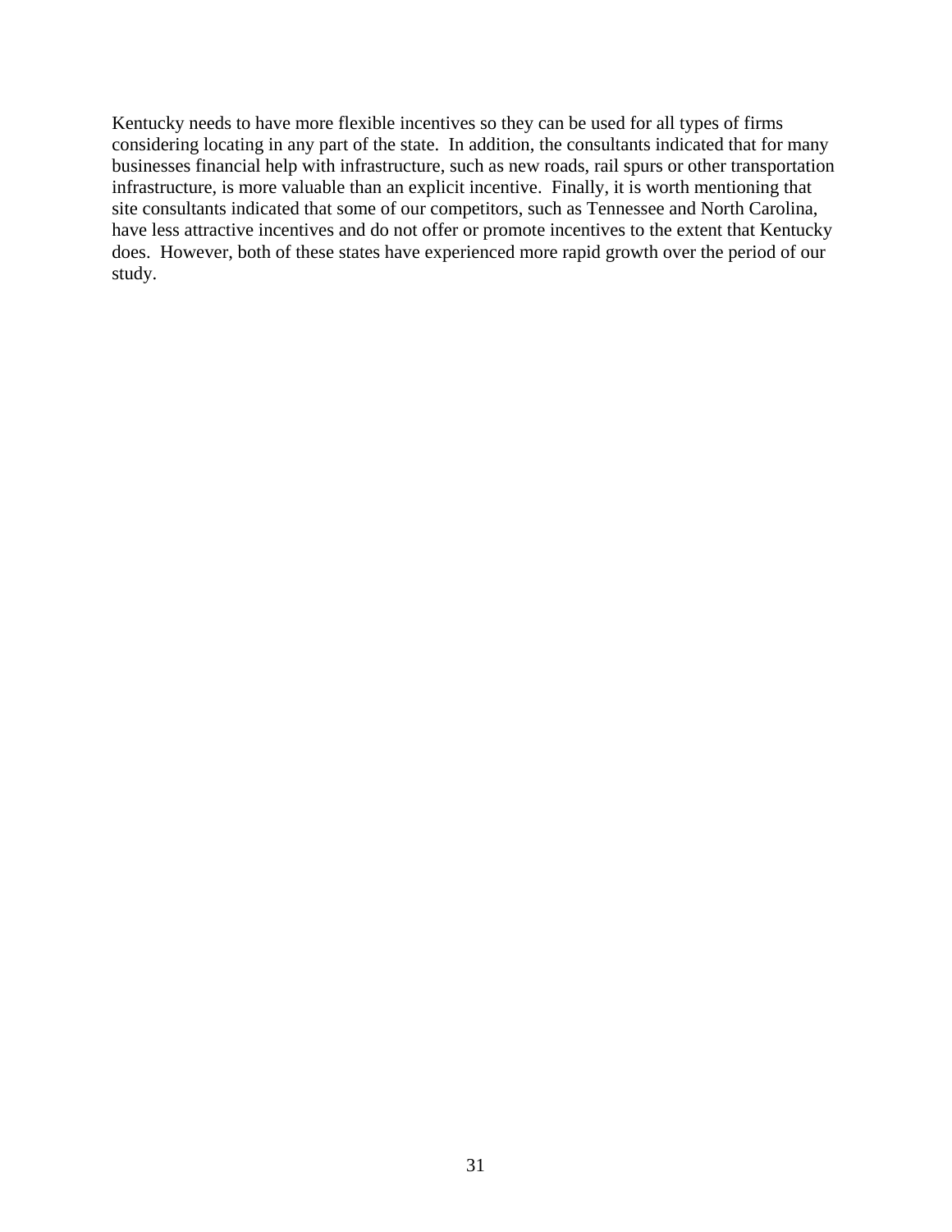Kentucky needs to have more flexible incentives so they can be used for all types of firms considering locating in any part of the state. In addition, the consultants indicated that for many businesses financial help with infrastructure, such as new roads, rail spurs or other transportation infrastructure, is more valuable than an explicit incentive. Finally, it is worth mentioning that site consultants indicated that some of our competitors, such as Tennessee and North Carolina, have less attractive incentives and do not offer or promote incentives to the extent that Kentucky does. However, both of these states have experienced more rapid growth over the period of our study.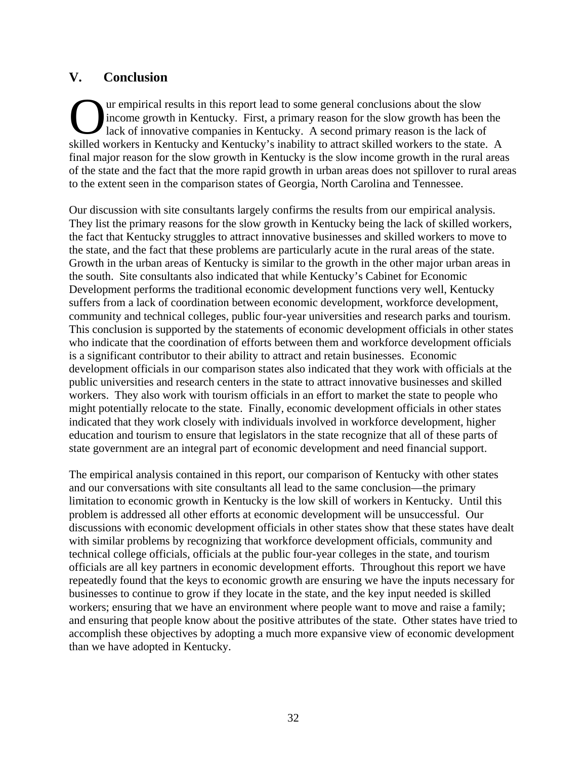## V. Conclusion

Our empirical results in this report lead to some general conclusions about the slow income growth in Kentucky. First, a primary reason for the slow growth has been the lack of innovative companies in Kentucky. A second primary reason is the lack of skilled workers in Kentucky and Kentucky's inability to attract skilled workers to the state. A final major reason for the slow growth in Kentucky is the slow income growth in the rural areas of the state and the fact that the more rapid growth in urban areas does not spillover to rural areas to the extent seen in the comparison states of Georgia, North Carolina and Tennessee.

Our discussion with site consultants largely confirms the results from our empirical analysis. They list the primary reasons for the slow growth in Kentucky being the lack of skilled workers, the fact that Kentucky struggles to attract innovative businesses and skilled workers to move to the state, and the fact that these problems are particularly acute in the rural areas of the state. Growth in the urban areas of Kentucky is similar to the growth in the other major urban areas in the south. Site consultants also indicated that while Kentucky's Cabinet for Economic Development performs the traditional economic development functions very well, Kentucky suffers from a lack of coordination between economic development, workforce development, community and technical colleges, public four-year universities and research parks and tourism. This conclusion is supported by the statements of economic development officials in other states who indicate that the coordination of efforts between them and workforce development officials is a significant contributor to their ability to attract and retain businesses. Economic development officials in our comparison states also indicated that they work with officials at the public universities and research centers in the state to attract innovative businesses and skilled workers. They also work with tourism officials in an effort to market the state to people who might potentially relocate to the state. Finally, economic development officials in other states indicated that they work closely with individuals involved in workforce development, higher education and tourism to ensure that legislators in the state recognize that all of these parts of state government are an integral part of economic development and need financial support.

The empirical analysis contained in this report, our comparison of Kentucky with other states and our conversations with site consultants all lead to the same conclusion—the primary limitation to economic growth in Kentucky is the low skill of workers in Kentucky. Until this problem is addressed all other efforts at economic development will be unsuccessful. Our discussions with economic development officials in other states show that these states have dealt with similar problems by recognizing that workforce development officials, community and technical college officials, officials at the public four-year colleges in the state, and tourism officials are all key partners in economic development efforts. Throughout this report we have repeatedly found that the keys to economic growth are ensuring we have the inputs necessary for businesses to continue to grow if they locate in the state, and the key input needed is skilled workers; ensuring that we have an environment where people want to move and raise a family; and ensuring that people know about the positive attributes of the state. Other states have tried to accomplish these objectives by adopting a much more expansive view of economic development than we have adopted in Kentucky.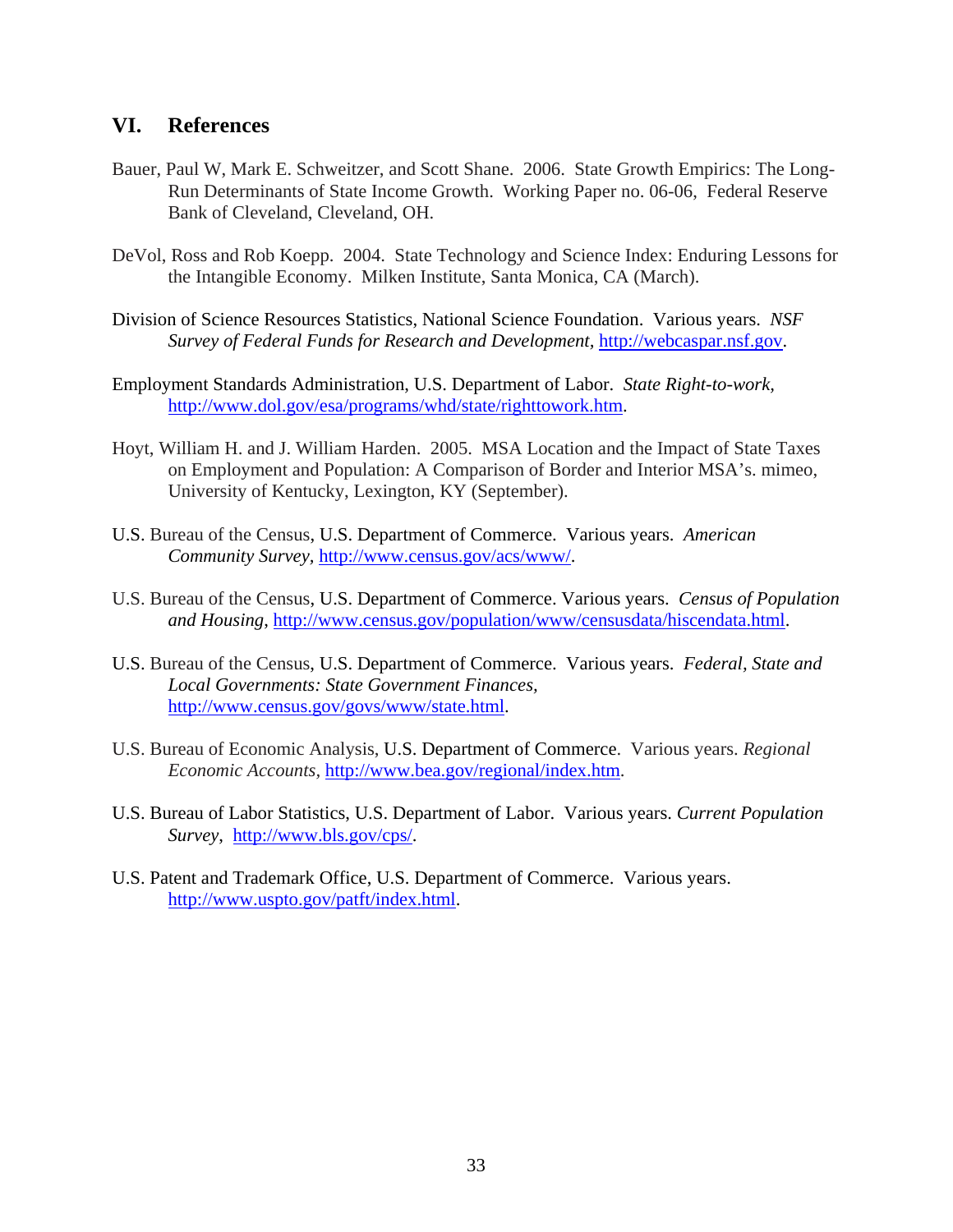## VI. References

Bauer, Paul W, Mark E. Schweitzer, and Scott Shane. 2006. State Growth Empirics: The Long-Run Determinants of State Income Growth. Working Paper no. 06-06, Federal Reserve Bank of Cleveland, Cleveland, OH.

DeVol, Ross and Rob Koepp. 2004. State Technology and Science Index: Enduring Lessons for the Intangible Economy. Milken Institute, Santa Monica, CA (March).

Division of Science Resources Statistics, National Science Foundation. Various years. *NSF Survey of Federal Funds for Research and Development*, http://webcaspar.nsf.gov.

Employment Standards Administration, U.S. Department of Labor. *State Right-to-work*, http://www.dol.gov/esa/programs/whd/state/righttowork.htm.

Hoyt, William H. and J. William Harden. 2005. MSA Location and the Impact of State Taxes on Employment and Population: A Comparison of Border and Interior MSA's. mimeo, University of Kentucky, Lexington, KY (September).

U.S. Bureau of the Census, U.S. Department of Commerce. Various years. *American Community Survey*, http://www.census.gov/acs/www/.

U.S. Bureau of the Census, U.S. Department of Commerce. Various years. *Census of Population and Housing*, http://www.census.gov/population/www/censusdata/hiscendata.html.

U.S. Bureau of the Census, U.S. Department of Commerce. Various years. *Federal, State and Local Governments: State Government Finances*, http://www.census.gov/govs/www/state.html.

U.S. Bureau of Economic Analysis, U.S. Department of Commerce. Various years. *Regional Economic Accounts*, http://www.bea.gov/regional/index.htm.

U.S. Bureau of Labor Statistics, U.S. Department of Labor. Various years. *Current Population Survey*, http://www.bls.gov/cps/.

U.S. Patent and Trademark Office, U.S. Department of Commerce. Various years. http://www.uspto.gov/patft/index.html.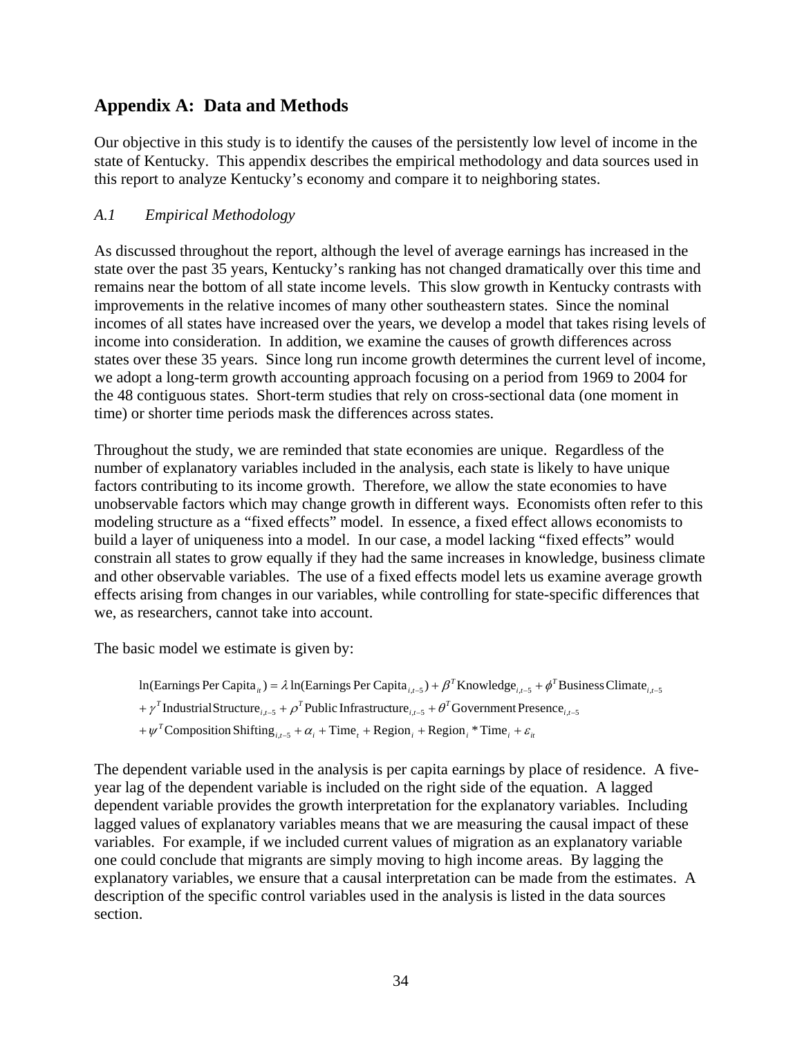## Appendix A: Data and Methods

Our objective in this study is to identify the causes of the persistently low level of income in the state of Kentucky. This appendix describes the empirical methodology and data sources used in this report to analyze Kentucky's economy and compare it to neighboring states.

### *A.1 Empirical Methodology*

As discussed throughout the report, although the level of average earnings has increased in the state over the past 35 years, Kentucky's ranking has not changed dramatically over this time and remains near the bottom of all state income levels. This slow growth in Kentucky contrasts with improvements in the relative incomes of many other southeastern states. Since the nominal incomes of all states have increased over the years, we develop a model that takes rising levels of income into consideration. In addition, we examine the causes of growth differences across states over these 35 years. Since long run income growth determines the current level of income, we adopt a long-term growth accounting approach focusing on a period from 1969 to 2004 for the 48 contiguous states. Short-term studies that rely on cross-sectional data (one moment in time) or shorter time periods mask the differences across states.

Throughout the study, we are reminded that state economies are unique. Regardless of the number of explanatory variables included in the analysis, each state is likely to have unique factors contributing to its income growth. Therefore, we allow the state economies to have unobservable factors which may change growth in different ways. Economists often refer to this modeling structure as a "fixed effects" model. In essence, a fixed effect allows economists to build a layer of uniqueness into a model. In our case, a model lacking "fixed effects" would constrain all states to grow equally if they had the same increases in knowledge, business climate and other observable variables. The use of a fixed effects model lets us examine average growth effects arising from changes in our variables, while controlling for state-specific differences that we, as researchers, cannot take into account.

The basic model we estimate is given by:

$$
\begin{aligned}
\ln(\text{Earnings Per Capita}_{it}) &= \lambda \ln(\text{Earnings Per Capita}_{i,t-5}) + \beta^T \text{Knowledge}_{i,t-5} + \phi^T \text{Business Climate}_{i,t-5} \\
&+ \gamma^T \text{Industrial Structure}_{i,t-5} + \rho^T \text{Public Infrastructure}_{i,t-5} + \theta^T \text{Government Presence}_{i,t-5} \\
&+ \psi^T \text{Composition Shifting}_{i,t-5} + \alpha_i + \text{Time}_t + \text{Region}_i + \text{Region}_i * \text{Time}_i + \varepsilon_{it}
\end{aligned}
$$

The dependent variable used in the analysis is per capita earnings by place of residence. A five-year lag of the dependent variable is included on the right side of the equation. A lagged dependent variable provides the growth interpretation for the explanatory variables. Including lagged values of explanatory variables means that we are measuring the causal impact of these variables. For example, if we included current values of migration as an explanatory variable one could conclude that migrants are simply moving to high income areas. By lagging the explanatory variables, we ensure that a causal interpretation can be made from the estimates. A description of the specific control variables used in the analysis is listed in the data sources section.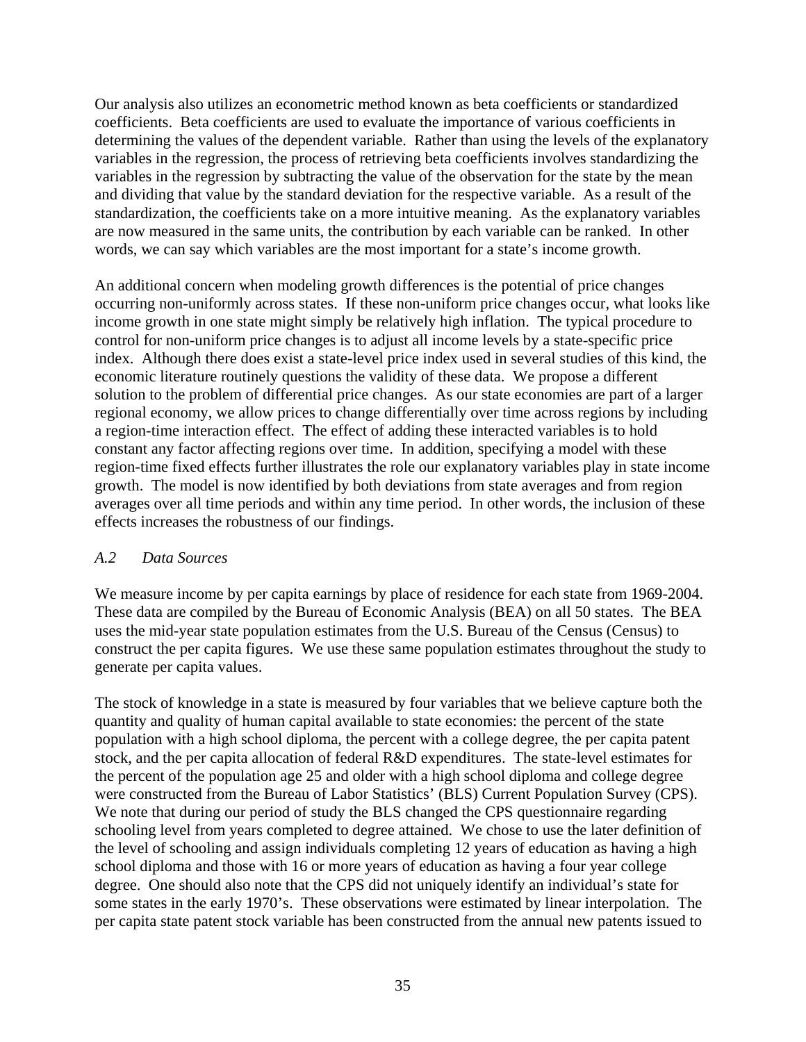Our analysis also utilizes an econometric method known as beta coefficients or standardized coefficients. Beta coefficients are used to evaluate the importance of various coefficients in determining the values of the dependent variable. Rather than using the levels of the explanatory variables in the regression, the process of retrieving beta coefficients involves standardizing the variables in the regression by subtracting the value of the observation for the state by the mean and dividing that value by the standard deviation for the respective variable. As a result of the standardization, the coefficients take on a more intuitive meaning. As the explanatory variables are now measured in the same units, the contribution by each variable can be ranked. In other words, we can say which variables are the most important for a state's income growth.

An additional concern when modeling growth differences is the potential of price changes occurring non-uniformly across states. If these non-uniform price changes occur, what looks like income growth in one state might simply be relatively high inflation. The typical procedure to control for non-uniform price changes is to adjust all income levels by a state-specific price index. Although there does exist a state-level price index used in several studies of this kind, the economic literature routinely questions the validity of these data. We propose a different solution to the problem of differential price changes. As our state economies are part of a larger regional economy, we allow prices to change differentially over time across regions by including a region-time interaction effect. The effect of adding these interacted variables is to hold constant any factor affecting regions over time. In addition, specifying a model with these region-time fixed effects further illustrates the role our explanatory variables play in state income growth. The model is now identified by both deviations from state averages and from region averages over all time periods and within any time period. In other words, the inclusion of these effects increases the robustness of our findings.

### *A.2 Data Sources*

We measure income by per capita earnings by place of residence for each state from 1969-2004. These data are compiled by the Bureau of Economic Analysis (BEA) on all 50 states. The BEA uses the mid-year state population estimates from the U.S. Bureau of the Census (Census) to construct the per capita figures. We use these same population estimates throughout the study to generate per capita values.

The stock of knowledge in a state is measured by four variables that we believe capture both the quantity and quality of human capital available to state economies: the percent of the state population with a high school diploma, the percent with a college degree, the per capita patent stock, and the per capita allocation of federal R&D expenditures. The state-level estimates for the percent of the population age 25 and older with a high school diploma and college degree were constructed from the Bureau of Labor Statistics' (BLS) Current Population Survey (CPS). We note that during our period of study the BLS changed the CPS questionnaire regarding schooling level from years completed to degree attained. We chose to use the later definition of the level of schooling and assign individuals completing 12 years of education as having a high school diploma and those with 16 or more years of education as having a four year college degree. One should also note that the CPS did not uniquely identify an individual's state for some states in the early 1970's. These observations were estimated by linear interpolation. The per capita state patent stock variable has been constructed from the annual new patents issued to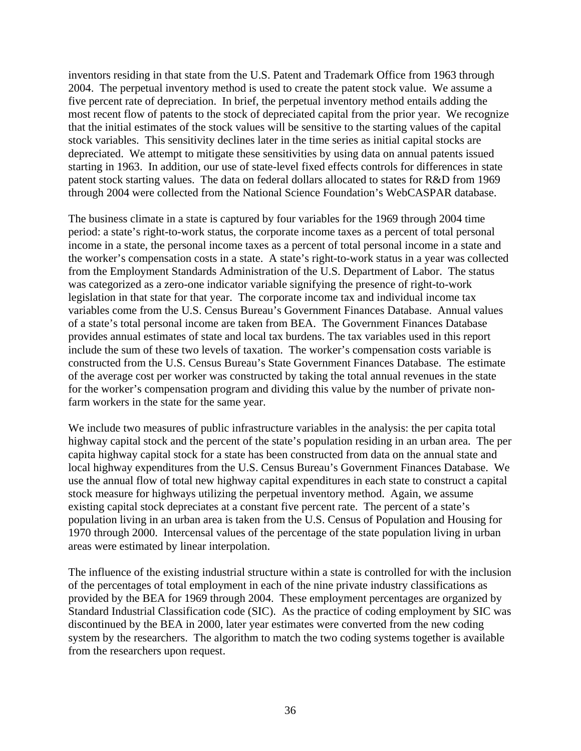inventors residing in that state from the U.S. Patent and Trademark Office from 1963 through 2004. The perpetual inventory method is used to create the patent stock value. We assume a five percent rate of depreciation. In brief, the perpetual inventory method entails adding the most recent flow of patents to the stock of depreciated capital from the prior year. We recognize that the initial estimates of the stock values will be sensitive to the starting values of the capital stock variables. This sensitivity declines later in the time series as initial capital stocks are depreciated. We attempt to mitigate these sensitivities by using data on annual patents issued starting in 1963. In addition, our use of state-level fixed effects controls for differences in state patent stock starting values. The data on federal dollars allocated to states for R&D from 1969 through 2004 were collected from the National Science Foundation's WebCASPAR database.

The business climate in a state is captured by four variables for the 1969 through 2004 time period: a state's right-to-work status, the corporate income taxes as a percent of total personal income in a state, the personal income taxes as a percent of total personal income in a state and the worker's compensation costs in a state. A state's right-to-work status in a year was collected from the Employment Standards Administration of the U.S. Department of Labor. The status was categorized as a zero-one indicator variable signifying the presence of right-to-work legislation in that state for that year. The corporate income tax and individual income tax variables come from the U.S. Census Bureau's Government Finances Database. Annual values of a state's total personal income are taken from BEA. The Government Finances Database provides annual estimates of state and local tax burdens. The tax variables used in this report include the sum of these two levels of taxation. The worker's compensation costs variable is constructed from the U.S. Census Bureau's State Government Finances Database. The estimate of the average cost per worker was constructed by taking the total annual revenues in the state for the worker's compensation program and dividing this value by the number of private non-farm workers in the state for the same year.

We include two measures of public infrastructure variables in the analysis: the per capita total highway capital stock and the percent of the state's population residing in an urban area. The per capita highway capital stock for a state has been constructed from data on the annual state and local highway expenditures from the U.S. Census Bureau's Government Finances Database. We use the annual flow of total new highway capital expenditures in each state to construct a capital stock measure for highways utilizing the perpetual inventory method. Again, we assume existing capital stock depreciates at a constant five percent rate. The percent of a state's population living in an urban area is taken from the U.S. Census of Population and Housing for 1970 through 2000. Intercensal values of the percentage of the state population living in urban areas were estimated by linear interpolation.

The influence of the existing industrial structure within a state is controlled for with the inclusion of the percentages of total employment in each of the nine private industry classifications as provided by the BEA for 1969 through 2004. These employment percentages are organized by Standard Industrial Classification code (SIC). As the practice of coding employment by SIC was discontinued by the BEA in 2000, later year estimates were converted from the new coding system by the researchers. The algorithm to match the two coding systems together is available from the researchers upon request.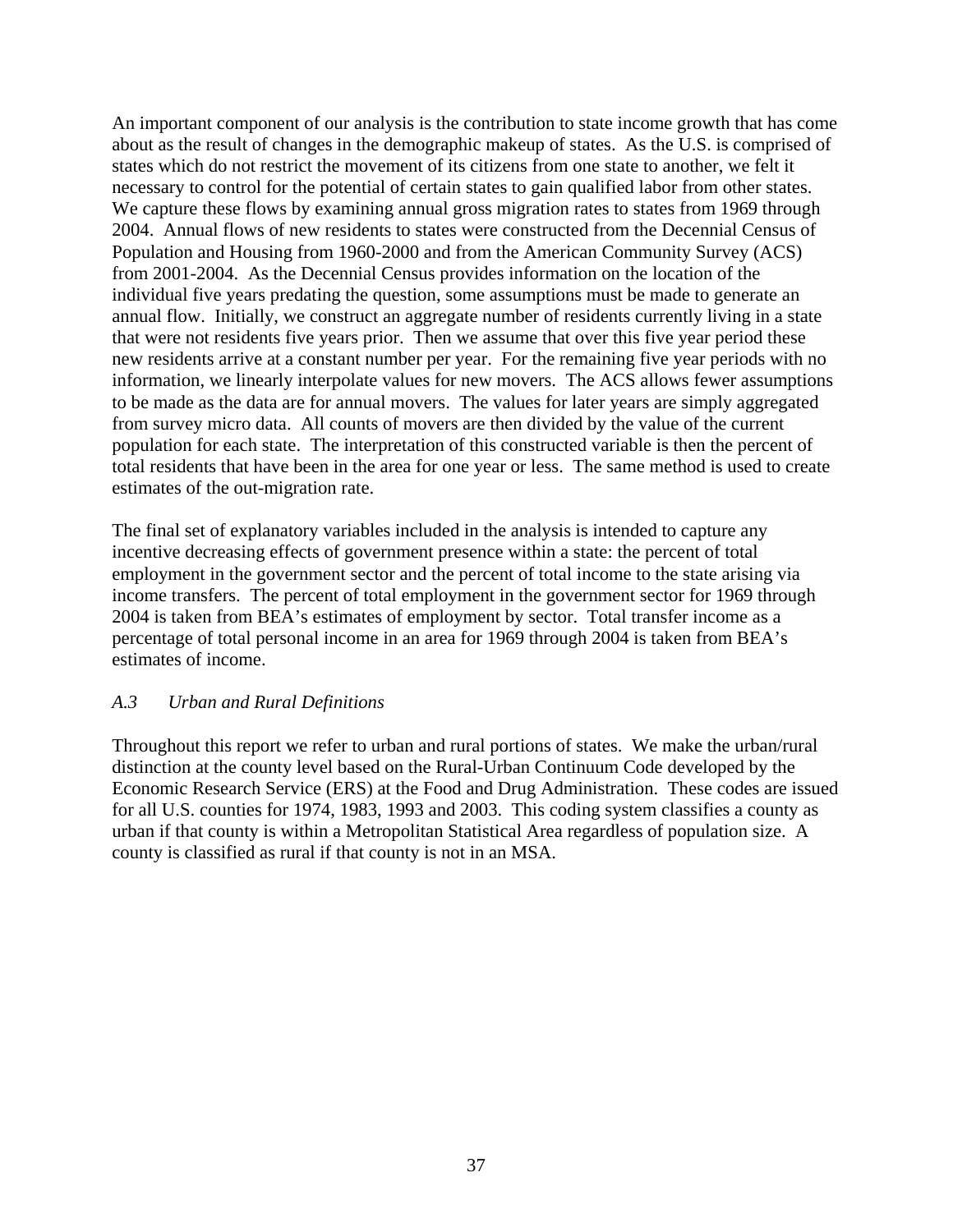An important component of our analysis is the contribution to state income growth that has come about as the result of changes in the demographic makeup of states. As the U.S. is comprised of states which do not restrict the movement of its citizens from one state to another, we felt it necessary to control for the potential of certain states to gain qualified labor from other states. We capture these flows by examining annual gross migration rates to states from 1969 through 2004. Annual flows of new residents to states were constructed from the Decennial Census of Population and Housing from 1960-2000 and from the American Community Survey (ACS) from 2001-2004. As the Decennial Census provides information on the location of the individual five years predating the question, some assumptions must be made to generate an annual flow. Initially, we construct an aggregate number of residents currently living in a state that were not residents five years prior. Then we assume that over this five year period these new residents arrive at a constant number per year. For the remaining five year periods with no information, we linearly interpolate values for new movers. The ACS allows fewer assumptions to be made as the data are for annual movers. The values for later years are simply aggregated from survey micro data. All counts of movers are then divided by the value of the current population for each state. The interpretation of this constructed variable is then the percent of total residents that have been in the area for one year or less. The same method is used to create estimates of the out-migration rate.

The final set of explanatory variables included in the analysis is intended to capture any incentive decreasing effects of government presence within a state: the percent of total employment in the government sector and the percent of total income to the state arising via income transfers. The percent of total employment in the government sector for 1969 through 2004 is taken from BEA's estimates of employment by sector. Total transfer income as a percentage of total personal income in an area for 1969 through 2004 is taken from BEA's estimates of income.

### *A.3 Urban and Rural Definitions*

Throughout this report we refer to urban and rural portions of states. We make the urban/rural distinction at the county level based on the Rural-Urban Continuum Code developed by the Economic Research Service (ERS) at the Food and Drug Administration. These codes are issued for all U.S. counties for 1974, 1983, 1993 and 2003. This coding system classifies a county as urban if that county is within a Metropolitan Statistical Area regardless of population size. A county is classified as rural if that county is not in an MSA.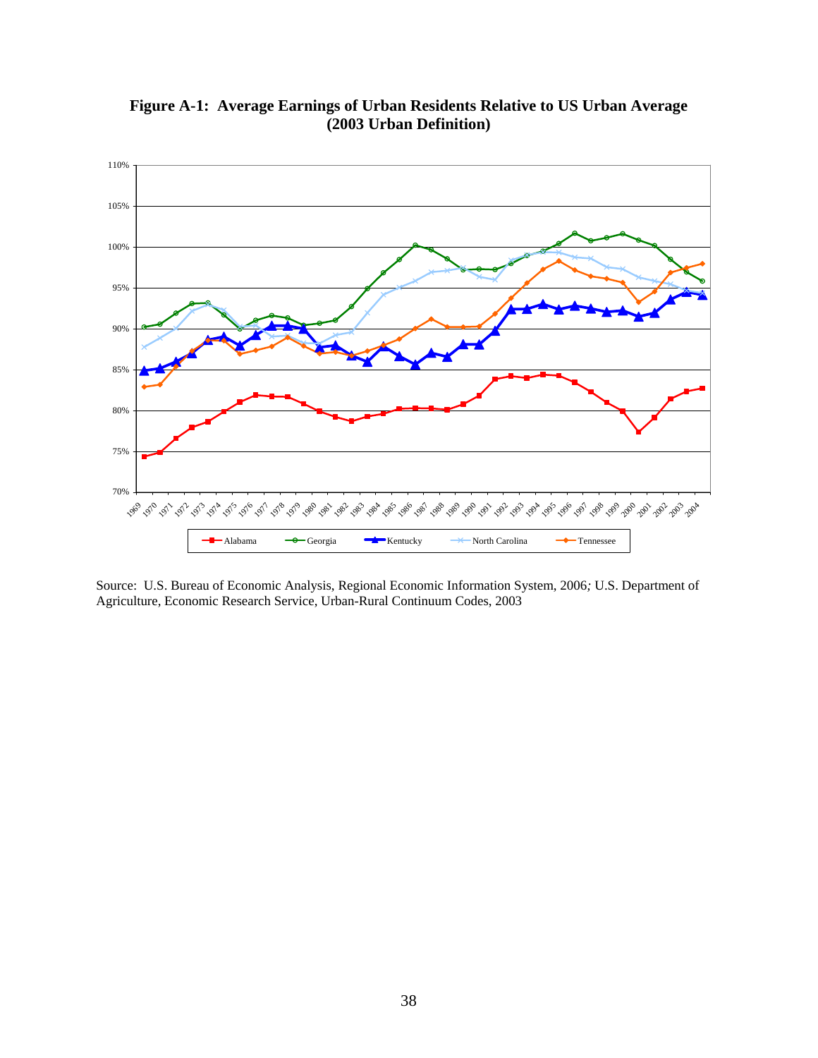**Figure A-1: Average Earnings of Urban Residents Relative to US Urban Average (2003 Urban Definition)**

Source: U.S. Bureau of Economic Analysis, Regional Economic Information System, 2006*;* U.S. Department of Agriculture, Economic Research Service, Urban-Rural Continuum Codes, 2003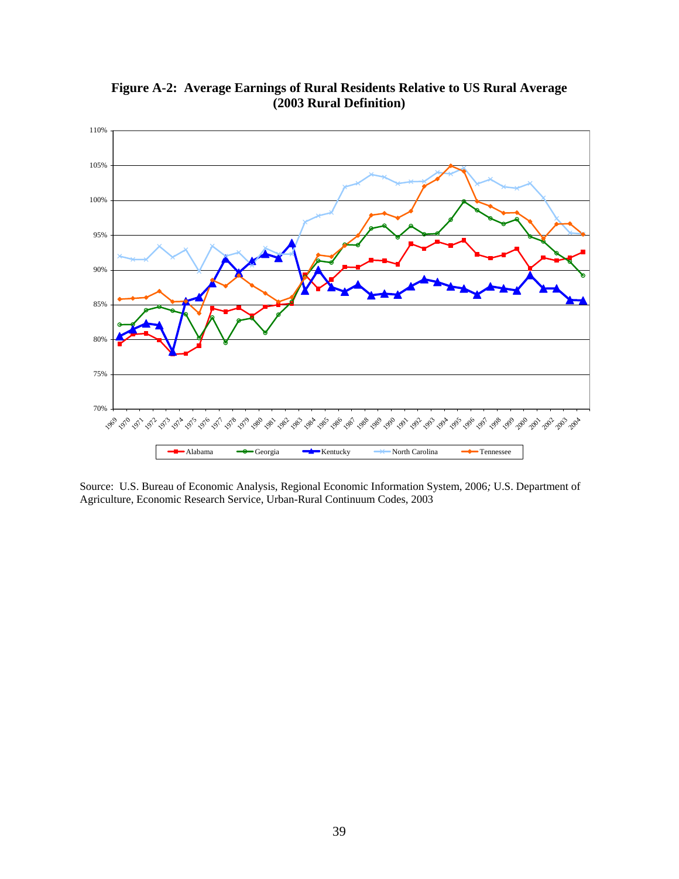**Figure A-2: Average Earnings of Rural Residents Relative to US Rural Average (2003 Rural Definition)**

Source: U.S. Bureau of Economic Analysis, Regional Economic Information System, 2006*;* U.S. Department of Agriculture, Economic Research Service, Urban-Rural Continuum Codes, 2003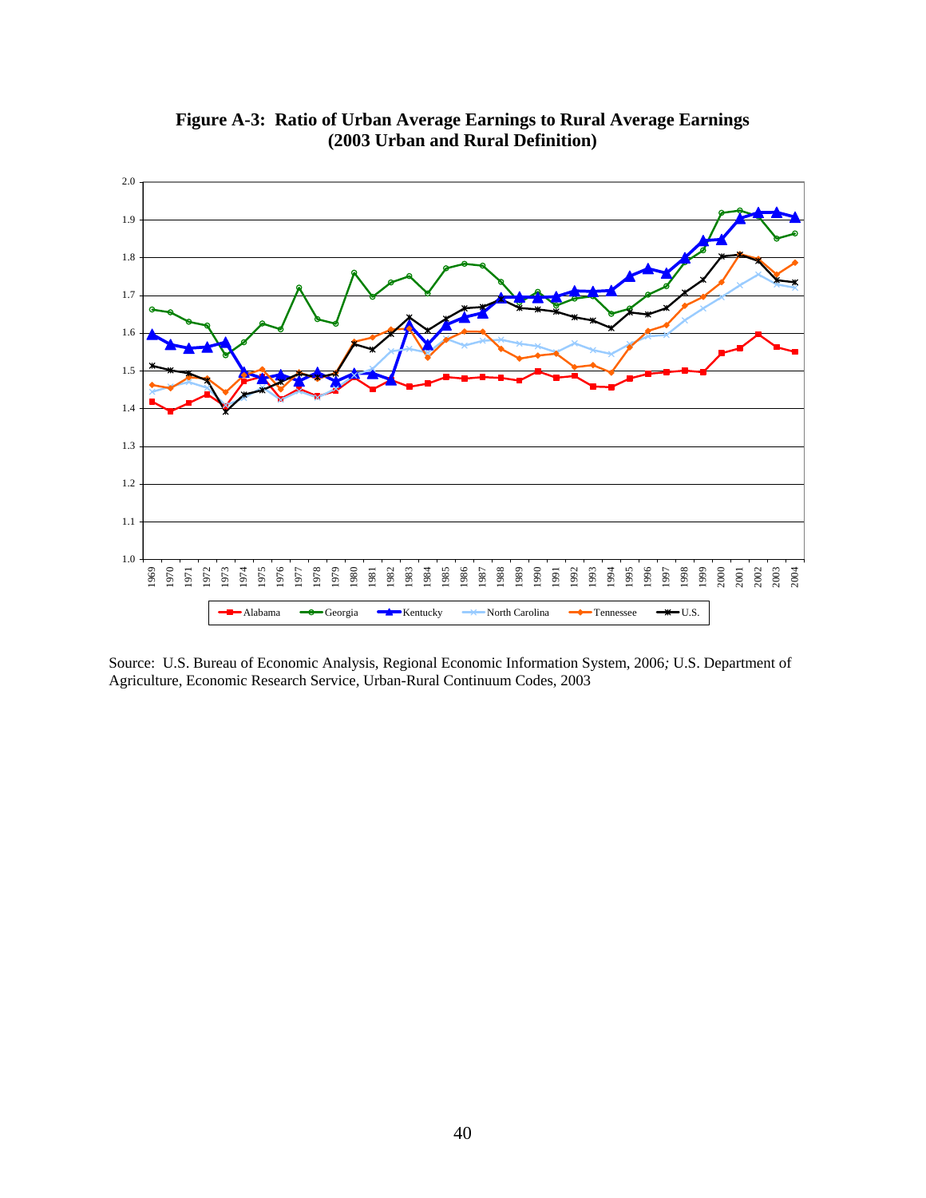**Figure A-3: Ratio of Urban Average Earnings to Rural Average Earnings (2003 Urban and Rural Definition)**

Source: U.S. Bureau of Economic Analysis, Regional Economic Information System, 2006; U.S. Department of Agriculture, Economic Research Service, Urban-Rural Continuum Codes, 2003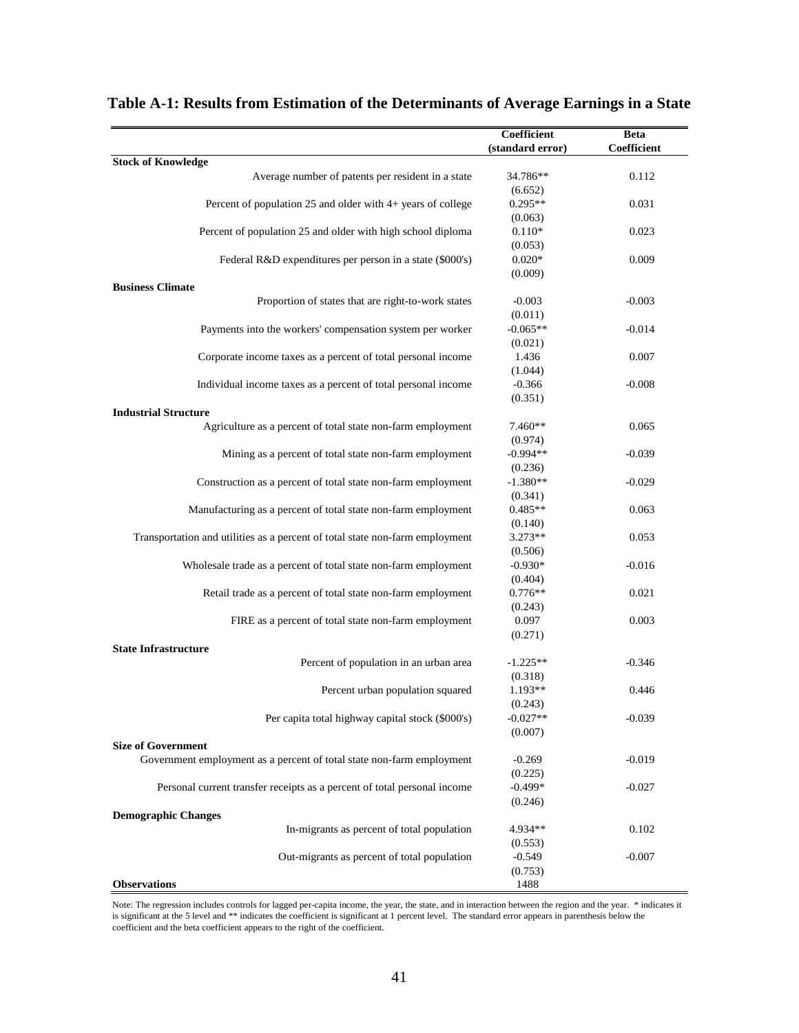## Table A-1: Results from Estimation of the Determinants of Average Earnings in a State

| | Coefficient (standard error) | Beta Coefficient |
|---|---|---|
| **Stock of Knowledge** | | |
| Average number of patents per resident in a state | 34.786** (6.652) | 0.112 |
| Percent of population 25 and older with 4+ years of college | 0.295** (0.063) | 0.031 |
| Percent of population 25 and older with high school diploma | 0.110* (0.053) | 0.023 |
| Federal R&D expenditures per person in a state ($000's) | 0.020* (0.009) | 0.009 |
| **Business Climate** | | |
| Proportion of states that are right-to-work states | -0.003 (0.011) | -0.003 |
| Payments into the workers' compensation system per worker | -0.065** (0.021) | -0.014 |
| Corporate income taxes as a percent of total personal income | 1.436 (1.044) | 0.007 |
| Individual income taxes as a percent of total personal income | -0.366 (0.351) | -0.008 |
| **Industrial Structure** | | |
| Agriculture as a percent of total state non-farm employment | 7.460** (0.974) | 0.065 |
| Mining as a percent of total state non-farm employment | -0.994** (0.236) | -0.039 |
| Construction as a percent of total state non-farm employment | -1.380** (0.341) | -0.029 |
| Manufacturing as a percent of total state non-farm employment | 0.485** (0.140) | 0.063 |
| Transportation and utilities as a percent of total state non-farm employment | 3.273** (0.506) | 0.053 |
| Wholesale trade as a percent of total state non-farm employment | -0.930* (0.404) | -0.016 |
| Retail trade as a percent of total state non-farm employment | 0.776** (0.243) | 0.021 |
| FIRE as a percent of total state non-farm employment | 0.097 (0.271) | 0.003 |
| **State Infrastructure** | | |
| Percent of population in an urban area | -1.225** (0.318) | -0.346 |
| Percent urban population squared | 1.193** (0.243) | 0.446 |
| Per capita total highway capital stock ($000's) | -0.027** (0.007) | -0.039 |
| **Size of Government** | | |
| Government employment as a percent of total state non-farm employment | -0.269 (0.225) | -0.019 |
| Personal current transfer receipts as a percent of total personal income | -0.499* (0.246) | -0.027 |
| **Demographic Changes** | | |
| In-migrants as percent of total population | 4.934** (0.553) | 0.102 |
| Out-migrants as percent of total population | -0.549 (0.753) | -0.007 |
| **Observations** | 1488 | |

Note: The regression includes controls for lagged per-capita income, the year, the state, and in interaction between the region and the year. * indicates it is significant at the 5 level and ** indicates the coefficient is significant at 1 percent level. The standard error appears in parenthesis below the coefficient and the beta coefficient appears to the right of the coefficient.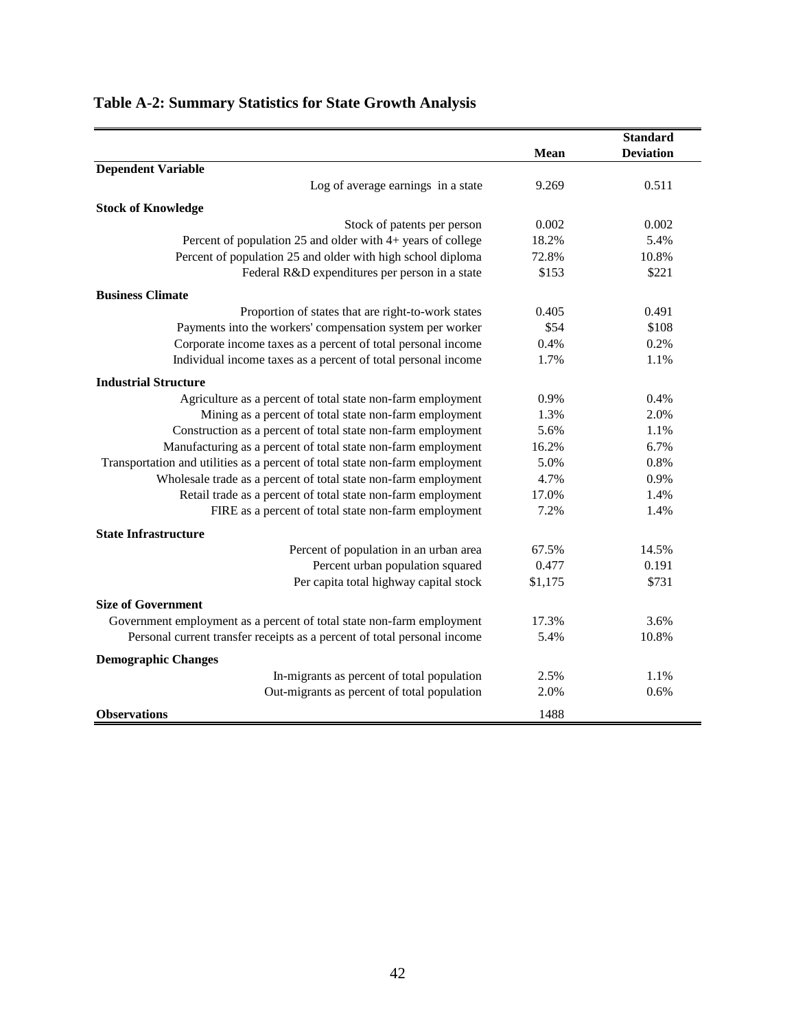## Table A-2: Summary Statistics for State Growth Analysis

| | Mean | Standard Deviation |
|---|---|---|
| **Dependent Variable** | | |
| Log of average earnings in a state | 9.269 | 0.511 |
| **Stock of Knowledge** | | |
| Stock of patents per person | 0.002 | 0.002 |
| Percent of population 25 and older with 4+ years of college | 18.2% | 5.4% |
| Percent of population 25 and older with high school diploma | 72.8% | 10.8% |
| Federal R&D expenditures per person in a state | $153 | $221 |
| **Business Climate** | | |
| Proportion of states that are right-to-work states | 0.405 | 0.491 |
| Payments into the workers' compensation system per worker | $54 | $108 |
| Corporate income taxes as a percent of total personal income | 0.4% | 0.2% |
| Individual income taxes as a percent of total personal income | 1.7% | 1.1% |
| **Industrial Structure** | | |
| Agriculture as a percent of total state non-farm employment | 0.9% | 0.4% |
| Mining as a percent of total state non-farm employment | 1.3% | 2.0% |
| Construction as a percent of total state non-farm employment | 5.6% | 1.1% |
| Manufacturing as a percent of total state non-farm employment | 16.2% | 6.7% |
| Transportation and utilities as a percent of total state non-farm employment | 5.0% | 0.8% |
| Wholesale trade as a percent of total state non-farm employment | 4.7% | 0.9% |
| Retail trade as a percent of total state non-farm employment | 17.0% | 1.4% |
| FIRE as a percent of total state non-farm employment | 7.2% | 1.4% |
| **State Infrastructure** | | |
| Percent of population in an urban area | 67.5% | 14.5% |
| Percent urban population squared | 0.477 | 0.191 |
| Per capita total highway capital stock | $1,175 | $731 |
| **Size of Government** | | |
| Government employment as a percent of total state non-farm employment | 17.3% | 3.6% |
| Personal current transfer receipts as a percent of total personal income | 5.4% | 10.8% |
| **Demographic Changes** | | |
| In-migrants as percent of total population | 2.5% | 1.1% |
| Out-migrants as percent of total population | 2.0% | 0.6% |
| **Observations** | 1488 | |